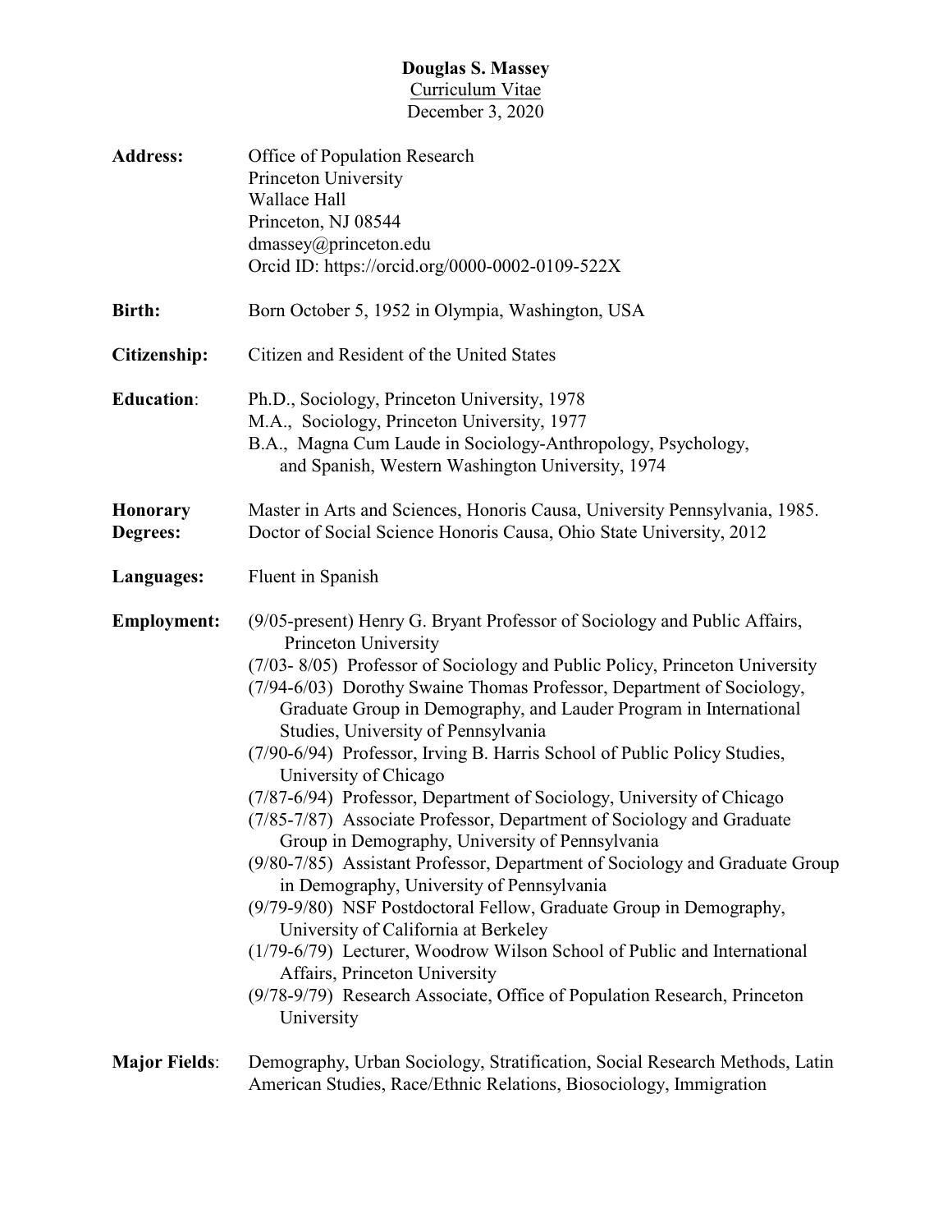# Douglas S. Massey

Curriculum Vitae

December 3, 2020

**Address:**
Office of Population Research
Princeton University
Wallace Hall
Princeton, NJ 08544
dmassey@princeton.edu
Orcid ID: https://orcid.org/0000-0002-0109-522X

**Birth:** Born October 5, 1952 in Olympia, Washington, USA

**Citizenship:** Citizen and Resident of the United States

**Education:**
Ph.D., Sociology, Princeton University, 1978
M.A., Sociology, Princeton University, 1977
B.A., Magna Cum Laude in Sociology-Anthropology, Psychology, and Spanish, Western Washington University, 1974

**Honorary Degrees:**
Master in Arts and Sciences, Honoris Causa, University Pennsylvania, 1985.
Doctor of Social Science Honoris Causa, Ohio State University, 2012

**Languages:** Fluent in Spanish

**Employment:**
(9/05-present) Henry G. Bryant Professor of Sociology and Public Affairs, Princeton University
(7/03- 8/05) Professor of Sociology and Public Policy, Princeton University
(7/94-6/03) Dorothy Swaine Thomas Professor, Department of Sociology, Graduate Group in Demography, and Lauder Program in International Studies, University of Pennsylvania
(7/90-6/94) Professor, Irving B. Harris School of Public Policy Studies, University of Chicago
(7/87-6/94) Professor, Department of Sociology, University of Chicago
(7/85-7/87) Associate Professor, Department of Sociology and Graduate Group in Demography, University of Pennsylvania
(9/80-7/85) Assistant Professor, Department of Sociology and Graduate Group in Demography, University of Pennsylvania
(9/79-9/80) NSF Postdoctoral Fellow, Graduate Group in Demography, University of California at Berkeley
(1/79-6/79) Lecturer, Woodrow Wilson School of Public and International Affairs, Princeton University
(9/78-9/79) Research Associate, Office of Population Research, Princeton University

**Major Fields:** Demography, Urban Sociology, Stratification, Social Research Methods, Latin American Studies, Race/Ethnic Relations, Biosociology, Immigration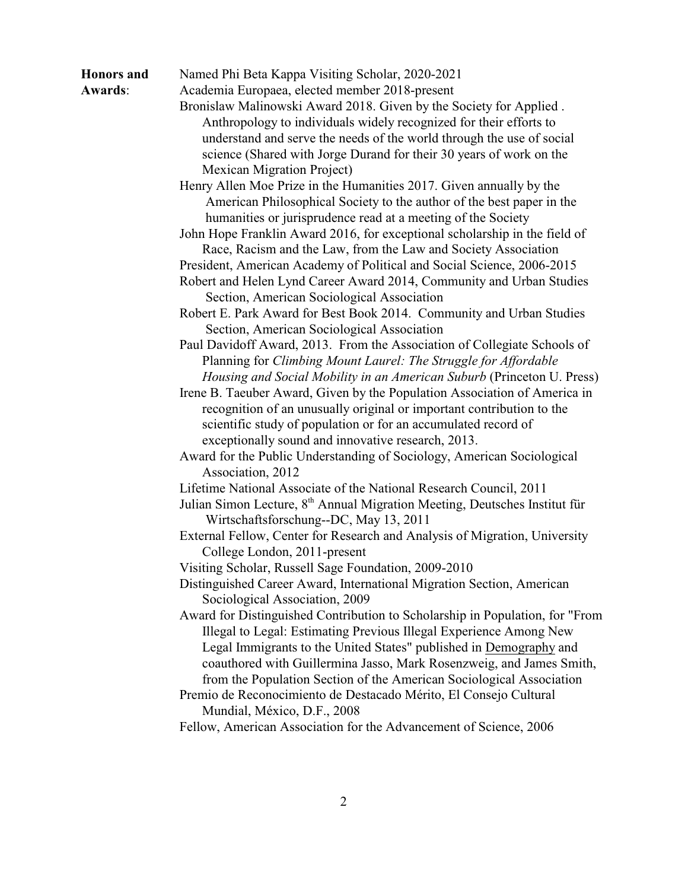**Honors and Awards**:

Named Phi Beta Kappa Visiting Scholar, 2020-2021

Academia Europaea, elected member 2018-present

Bronislaw Malinowski Award 2018. Given by the Society for Applied . Anthropology to individuals widely recognized for their efforts to understand and serve the needs of the world through the use of social science (Shared with Jorge Durand for their 30 years of work on the Mexican Migration Project)

Henry Allen Moe Prize in the Humanities 2017. Given annually by the American Philosophical Society to the author of the best paper in the humanities or jurisprudence read at a meeting of the Society

John Hope Franklin Award 2016, for exceptional scholarship in the field of Race, Racism and the Law, from the Law and Society Association

President, American Academy of Political and Social Science, 2006-2015

Robert and Helen Lynd Career Award 2014, Community and Urban Studies Section, American Sociological Association

Robert E. Park Award for Best Book 2014. Community and Urban Studies Section, American Sociological Association

Paul Davidoff Award, 2013. From the Association of Collegiate Schools of Planning for *Climbing Mount Laurel: The Struggle for Affordable Housing and Social Mobility in an American Suburb* (Princeton U. Press)

Irene B. Taeuber Award, Given by the Population Association of America in recognition of an unusually original or important contribution to the scientific study of population or for an accumulated record of exceptionally sound and innovative research, 2013.

Award for the Public Understanding of Sociology, American Sociological Association, 2012

Lifetime National Associate of the National Research Council, 2011

Julian Simon Lecture, 8th Annual Migration Meeting, Deutsches Institut für Wirtschaftsforschung--DC, May 13, 2011

External Fellow, Center for Research and Analysis of Migration, University College London, 2011-present

Visiting Scholar, Russell Sage Foundation, 2009-2010

Distinguished Career Award, International Migration Section, American Sociological Association, 2009

Award for Distinguished Contribution to Scholarship in Population, for "From Illegal to Legal: Estimating Previous Illegal Experience Among New Legal Immigrants to the United States" published in Demography and coauthored with Guillermina Jasso, Mark Rosenzweig, and James Smith, from the Population Section of the American Sociological Association

Premio de Reconocimiento de Destacado Mérito, El Consejo Cultural Mundial, México, D.F., 2008

Fellow, American Association for the Advancement of Science, 2006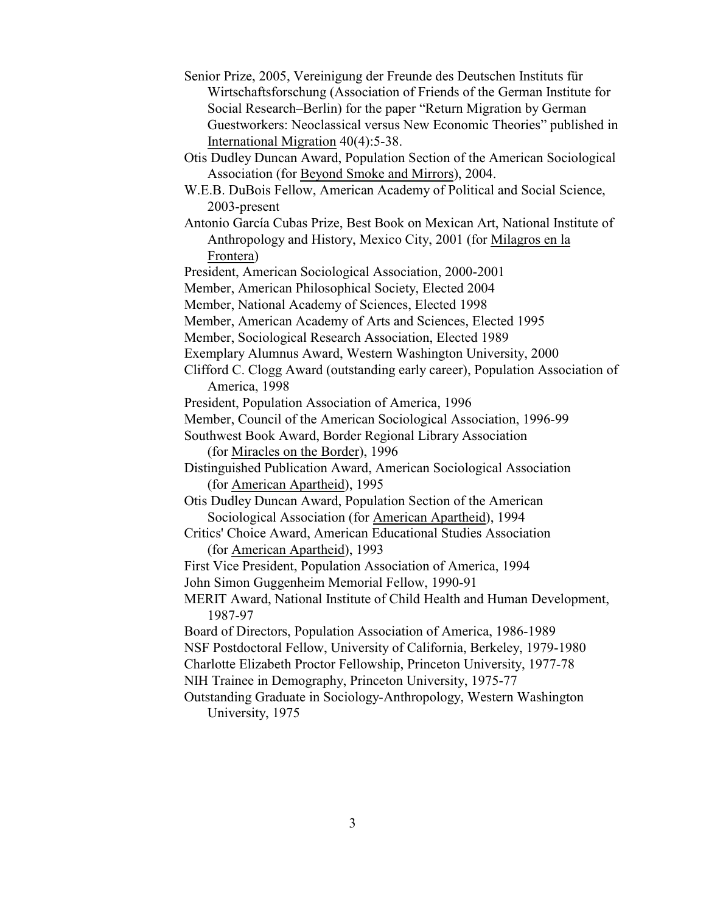Senior Prize, 2005, Vereinigung der Freunde des Deutschen Instituts für Wirtschaftsforschung (Association of Friends of the German Institute for Social Research–Berlin) for the paper "Return Migration by German Guestworkers: Neoclassical versus New Economic Theories" published in International Migration 40(4):5-38.

Otis Dudley Duncan Award, Population Section of the American Sociological Association (for Beyond Smoke and Mirrors), 2004.

W.E.B. DuBois Fellow, American Academy of Political and Social Science, 2003-present

Antonio García Cubas Prize, Best Book on Mexican Art, National Institute of Anthropology and History, Mexico City, 2001 (for Milagros en la Frontera)

President, American Sociological Association, 2000-2001

Member, American Philosophical Society, Elected 2004

Member, National Academy of Sciences, Elected 1998

Member, American Academy of Arts and Sciences, Elected 1995

Member, Sociological Research Association, Elected 1989

Exemplary Alumnus Award, Western Washington University, 2000

Clifford C. Clogg Award (outstanding early career), Population Association of America, 1998

President, Population Association of America, 1996

Member, Council of the American Sociological Association, 1996-99

Southwest Book Award, Border Regional Library Association (for Miracles on the Border), 1996

Distinguished Publication Award, American Sociological Association (for American Apartheid), 1995

Otis Dudley Duncan Award, Population Section of the American Sociological Association (for American Apartheid), 1994

Critics' Choice Award, American Educational Studies Association (for American Apartheid), 1993

First Vice President, Population Association of America, 1994

John Simon Guggenheim Memorial Fellow, 1990-91

MERIT Award, National Institute of Child Health and Human Development, 1987-97

Board of Directors, Population Association of America, 1986-1989

NSF Postdoctoral Fellow, University of California, Berkeley, 1979-1980

Charlotte Elizabeth Proctor Fellowship, Princeton University, 1977-78

NIH Trainee in Demography, Princeton University, 1975-77

Outstanding Graduate in Sociology-Anthropology, Western Washington University, 1975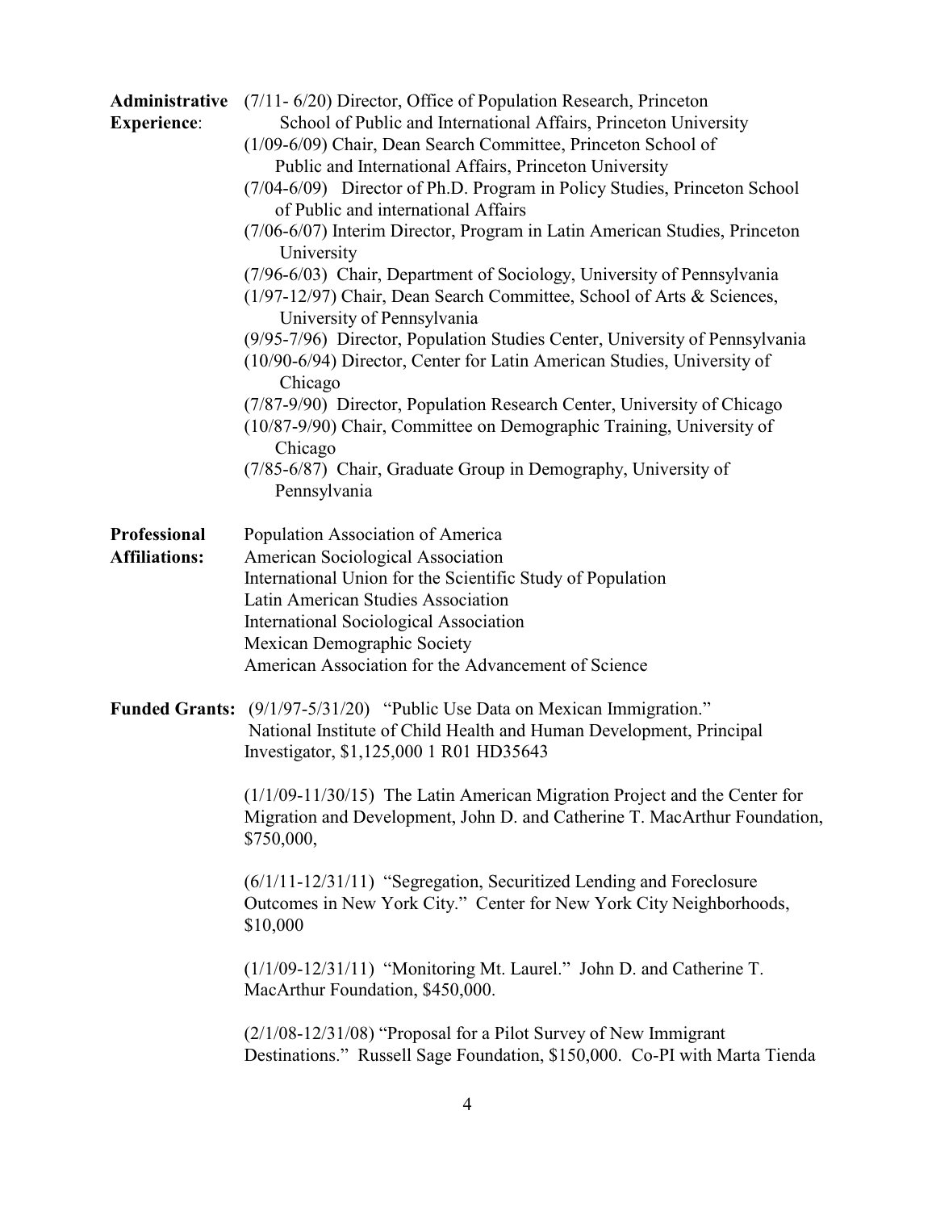**Administrative Experience**:

(7/11- 6/20) Director, Office of Population Research, Princeton School of Public and International Affairs, Princeton University

(1/09-6/09) Chair, Dean Search Committee, Princeton School of Public and International Affairs, Princeton University

(7/04-6/09) Director of Ph.D. Program in Policy Studies, Princeton School of Public and international Affairs

(7/06-6/07) Interim Director, Program in Latin American Studies, Princeton University

(7/96-6/03) Chair, Department of Sociology, University of Pennsylvania

(1/97-12/97) Chair, Dean Search Committee, School of Arts & Sciences, University of Pennsylvania

(9/95-7/96) Director, Population Studies Center, University of Pennsylvania

(10/90-6/94) Director, Center for Latin American Studies, University of Chicago

(7/87-9/90) Director, Population Research Center, University of Chicago

(10/87-9/90) Chair, Committee on Demographic Training, University of Chicago

(7/85-6/87) Chair, Graduate Group in Demography, University of Pennsylvania

**Professional Affiliations:**

Population Association of America
American Sociological Association
International Union for the Scientific Study of Population
Latin American Studies Association
International Sociological Association
Mexican Demographic Society
American Association for the Advancement of Science

**Funded Grants:**

(9/1/97-5/31/20) "Public Use Data on Mexican Immigration." National Institute of Child Health and Human Development, Principal Investigator, $1,125,000 1 R01 HD35643

(1/1/09-11/30/15) The Latin American Migration Project and the Center for Migration and Development, John D. and Catherine T. MacArthur Foundation, $750,000,

(6/1/11-12/31/11) "Segregation, Securitized Lending and Foreclosure Outcomes in New York City." Center for New York City Neighborhoods, $10,000

(1/1/09-12/31/11) "Monitoring Mt. Laurel." John D. and Catherine T. MacArthur Foundation, $450,000.

(2/1/08-12/31/08) "Proposal for a Pilot Survey of New Immigrant Destinations." Russell Sage Foundation, $150,000. Co-PI with Marta Tienda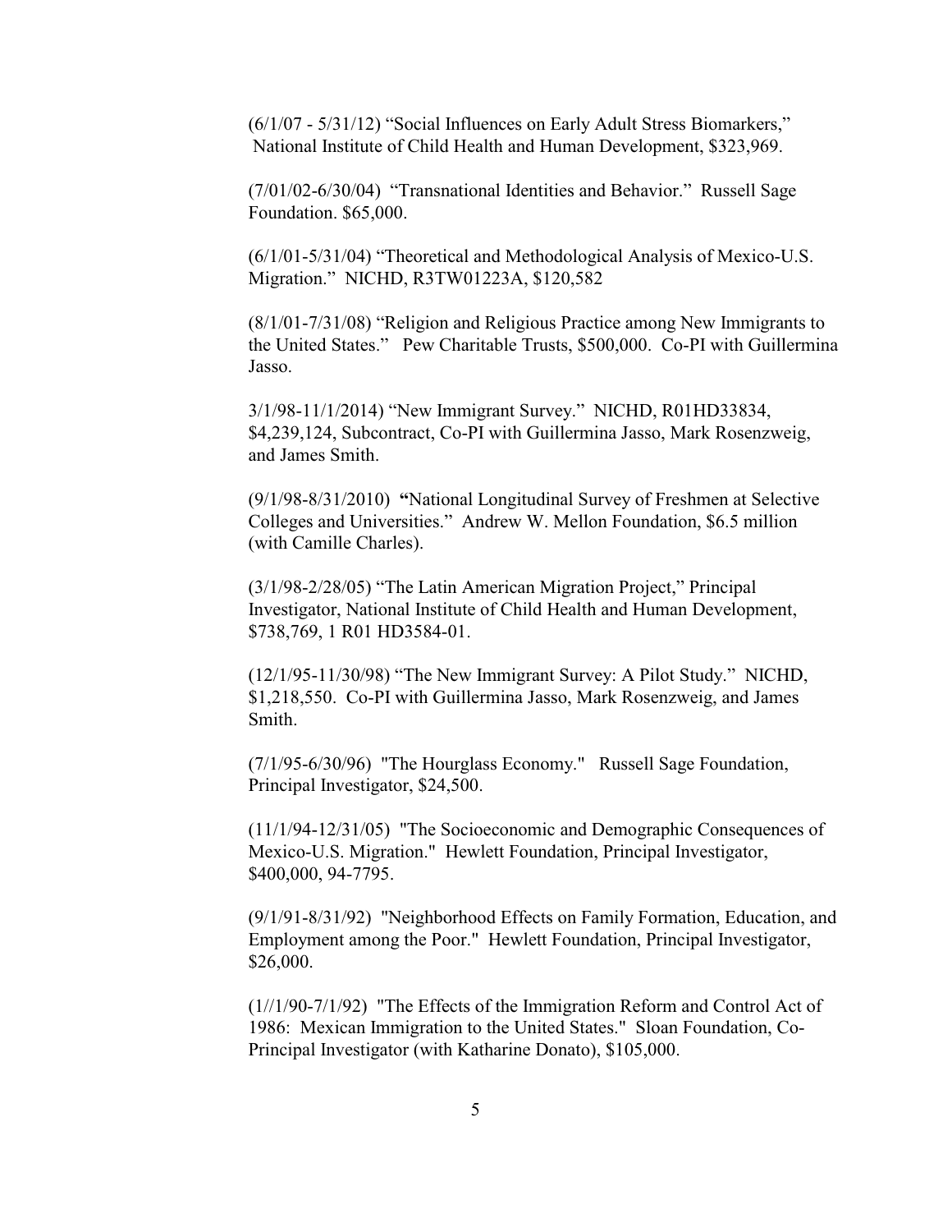(6/1/07 - 5/31/12) “Social Influences on Early Adult Stress Biomarkers,” National Institute of Child Health and Human Development, $323,969.

(7/01/02-6/30/04) “Transnational Identities and Behavior.” Russell Sage Foundation. $65,000.

(6/1/01-5/31/04) “Theoretical and Methodological Analysis of Mexico-U.S. Migration.” NICHD, R3TW01223A, $120,582

(8/1/01-7/31/08) “Religion and Religious Practice among New Immigrants to the United States.” Pew Charitable Trusts, $500,000. Co-PI with Guillermina Jasso.

3/1/98-11/1/2014) “New Immigrant Survey.” NICHD, R01HD33834, $4,239,124, Subcontract, Co-PI with Guillermina Jasso, Mark Rosenzweig, and James Smith.

(9/1/98-8/31/2010) **“**National Longitudinal Survey of Freshmen at Selective Colleges and Universities.” Andrew W. Mellon Foundation, $6.5 million (with Camille Charles).

(3/1/98-2/28/05) “The Latin American Migration Project,” Principal Investigator, National Institute of Child Health and Human Development, $738,769, 1 R01 HD3584-01.

(12/1/95-11/30/98) “The New Immigrant Survey: A Pilot Study.” NICHD, $1,218,550. Co-PI with Guillermina Jasso, Mark Rosenzweig, and James Smith.

(7/1/95-6/30/96) "The Hourglass Economy." Russell Sage Foundation, Principal Investigator, $24,500.

(11/1/94-12/31/05) "The Socioeconomic and Demographic Consequences of Mexico-U.S. Migration." Hewlett Foundation, Principal Investigator, $400,000, 94-7795.

(9/1/91-8/31/92) "Neighborhood Effects on Family Formation, Education, and Employment among the Poor." Hewlett Foundation, Principal Investigator, $26,000.

(1//1/90-7/1/92) "The Effects of the Immigration Reform and Control Act of 1986: Mexican Immigration to the United States." Sloan Foundation, Co-Principal Investigator (with Katharine Donato), $105,000.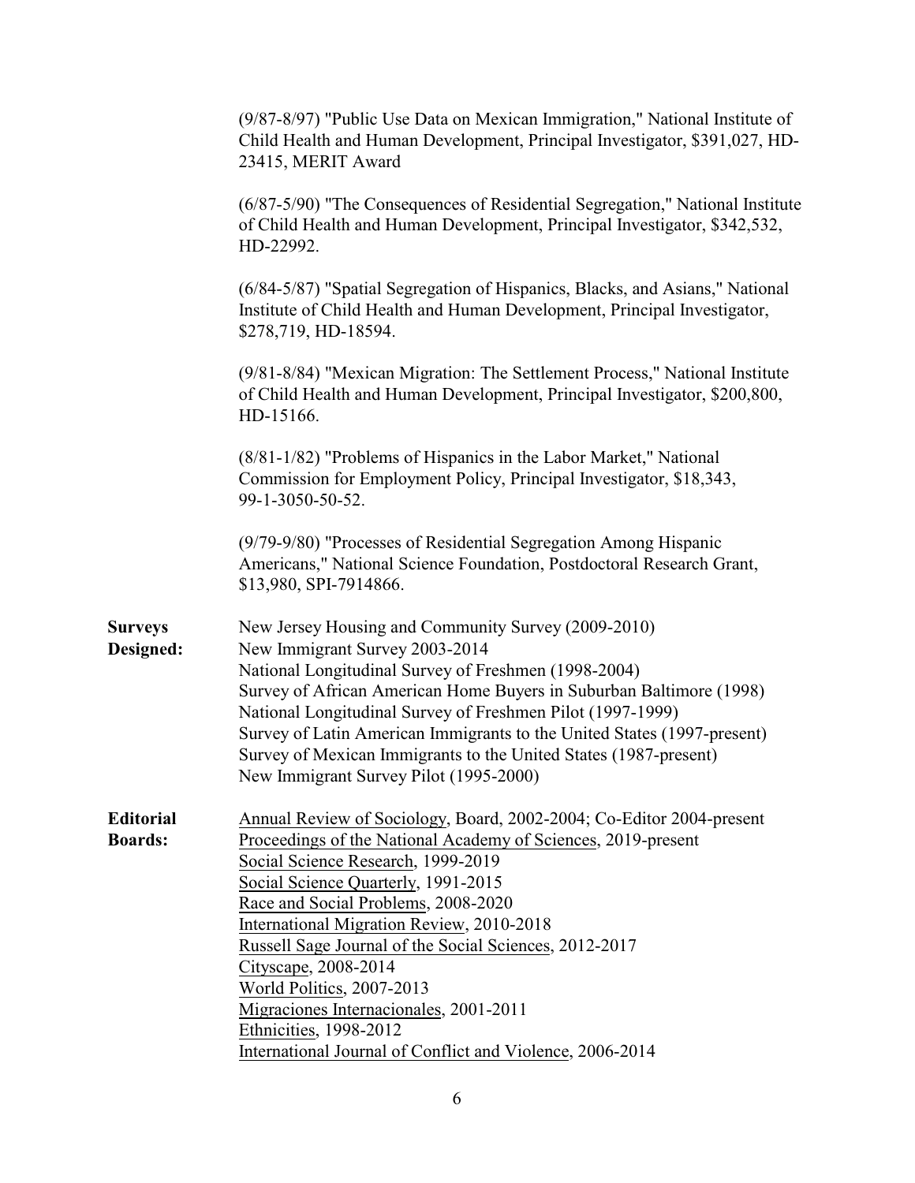(9/87-8/97) "Public Use Data on Mexican Immigration," National Institute of Child Health and Human Development, Principal Investigator, \$391,027, HD-23415, MERIT Award

(6/87-5/90) "The Consequences of Residential Segregation," National Institute of Child Health and Human Development, Principal Investigator, \$342,532, HD-22992.

(6/84-5/87) "Spatial Segregation of Hispanics, Blacks, and Asians," National Institute of Child Health and Human Development, Principal Investigator, \$278,719, HD-18594.

(9/81-8/84) "Mexican Migration: The Settlement Process," National Institute of Child Health and Human Development, Principal Investigator, \$200,800, HD-15166.

(8/81-1/82) "Problems of Hispanics in the Labor Market," National Commission for Employment Policy, Principal Investigator, \$18,343, 99-1-3050-50-52.

(9/79-9/80) "Processes of Residential Segregation Among Hispanic Americans," National Science Foundation, Postdoctoral Research Grant, \$13,980, SPI-7914866.

**Surveys Designed:**

New Jersey Housing and Community Survey (2009-2010)
New Immigrant Survey 2003-2014
National Longitudinal Survey of Freshmen (1998-2004)
Survey of African American Home Buyers in Suburban Baltimore (1998)
National Longitudinal Survey of Freshmen Pilot (1997-1999)
Survey of Latin American Immigrants to the United States (1997-present)
Survey of Mexican Immigrants to the United States (1987-present)
New Immigrant Survey Pilot (1995-2000)

**Editorial Boards:**

Annual Review of Sociology, Board, 2002-2004; Co-Editor 2004-present
Proceedings of the National Academy of Sciences, 2019-present
Social Science Research, 1999-2019
Social Science Quarterly, 1991-2015
Race and Social Problems, 2008-2020
International Migration Review, 2010-2018
Russell Sage Journal of the Social Sciences, 2012-2017
Cityscape, 2008-2014
World Politics, 2007-2013
Migraciones Internacionales, 2001-2011
Ethnicities, 1998-2012
International Journal of Conflict and Violence, 2006-2014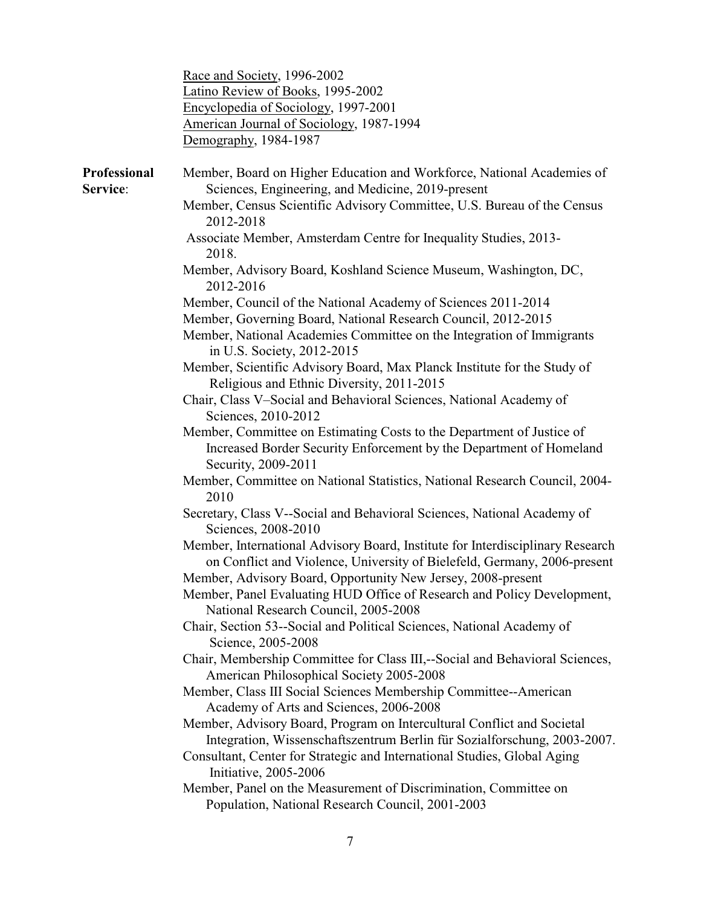Race and Society, 1996-2002
Latino Review of Books, 1995-2002
Encyclopedia of Sociology, 1997-2001
American Journal of Sociology, 1987-1994
Demography, 1984-1987

**Professional Service**:

Member, Board on Higher Education and Workforce, National Academies of Sciences, Engineering, and Medicine, 2019-present
Member, Census Scientific Advisory Committee, U.S. Bureau of the Census 2012-2018
Associate Member, Amsterdam Centre for Inequality Studies, 2013-2018.
Member, Advisory Board, Koshland Science Museum, Washington, DC, 2012-2016
Member, Council of the National Academy of Sciences 2011-2014
Member, Governing Board, National Research Council, 2012-2015
Member, National Academies Committee on the Integration of Immigrants in U.S. Society, 2012-2015
Member, Scientific Advisory Board, Max Planck Institute for the Study of Religious and Ethnic Diversity, 2011-2015
Chair, Class V–Social and Behavioral Sciences, National Academy of Sciences, 2010-2012
Member, Committee on Estimating Costs to the Department of Justice of Increased Border Security Enforcement by the Department of Homeland Security, 2009-2011
Member, Committee on National Statistics, National Research Council, 2004-2010
Secretary, Class V--Social and Behavioral Sciences, National Academy of Sciences, 2008-2010
Member, International Advisory Board, Institute for Interdisciplinary Research on Conflict and Violence, University of Bielefeld, Germany, 2006-present
Member, Advisory Board, Opportunity New Jersey, 2008-present
Member, Panel Evaluating HUD Office of Research and Policy Development, National Research Council, 2005-2008
Chair, Section 53--Social and Political Sciences, National Academy of Science, 2005-2008
Chair, Membership Committee for Class III,--Social and Behavioral Sciences, American Philosophical Society 2005-2008
Member, Class III Social Sciences Membership Committee--American Academy of Arts and Sciences, 2006-2008
Member, Advisory Board, Program on Intercultural Conflict and Societal Integration, Wissenschaftszentrum Berlin für Sozialforschung, 2003-2007.
Consultant, Center for Strategic and International Studies, Global Aging Initiative, 2005-2006
Member, Panel on the Measurement of Discrimination, Committee on Population, National Research Council, 2001-2003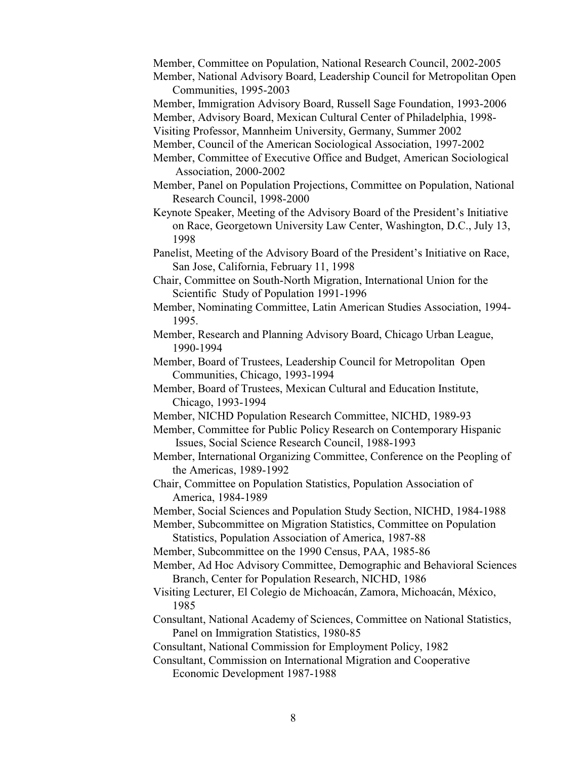Member, Committee on Population, National Research Council, 2002-2005

Member, National Advisory Board, Leadership Council for Metropolitan Open Communities, 1995-2003

Member, Immigration Advisory Board, Russell Sage Foundation, 1993-2006

Member, Advisory Board, Mexican Cultural Center of Philadelphia, 1998-

Visiting Professor, Mannheim University, Germany, Summer 2002

Member, Council of the American Sociological Association, 1997-2002

Member, Committee of Executive Office and Budget, American Sociological Association, 2000-2002

Member, Panel on Population Projections, Committee on Population, National Research Council, 1998-2000

Keynote Speaker, Meeting of the Advisory Board of the President's Initiative on Race, Georgetown University Law Center, Washington, D.C., July 13, 1998

Panelist, Meeting of the Advisory Board of the President's Initiative on Race, San Jose, California, February 11, 1998

Chair, Committee on South-North Migration, International Union for the Scientific Study of Population 1991-1996

Member, Nominating Committee, Latin American Studies Association, 1994-1995.

Member, Research and Planning Advisory Board, Chicago Urban League, 1990-1994

Member, Board of Trustees, Leadership Council for Metropolitan Open Communities, Chicago, 1993-1994

Member, Board of Trustees, Mexican Cultural and Education Institute, Chicago, 1993-1994

Member, NICHD Population Research Committee, NICHD, 1989-93

Member, Committee for Public Policy Research on Contemporary Hispanic Issues, Social Science Research Council, 1988-1993

Member, International Organizing Committee, Conference on the Peopling of the Americas, 1989-1992

Chair, Committee on Population Statistics, Population Association of America, 1984-1989

Member, Social Sciences and Population Study Section, NICHD, 1984-1988

Member, Subcommittee on Migration Statistics, Committee on Population Statistics, Population Association of America, 1987-88

Member, Subcommittee on the 1990 Census, PAA, 1985-86

Member, Ad Hoc Advisory Committee, Demographic and Behavioral Sciences Branch, Center for Population Research, NICHD, 1986

Visiting Lecturer, El Colegio de Michoacán, Zamora, Michoacán, México, 1985

Consultant, National Academy of Sciences, Committee on National Statistics, Panel on Immigration Statistics, 1980-85

Consultant, National Commission for Employment Policy, 1982

Consultant, Commission on International Migration and Cooperative Economic Development 1987-1988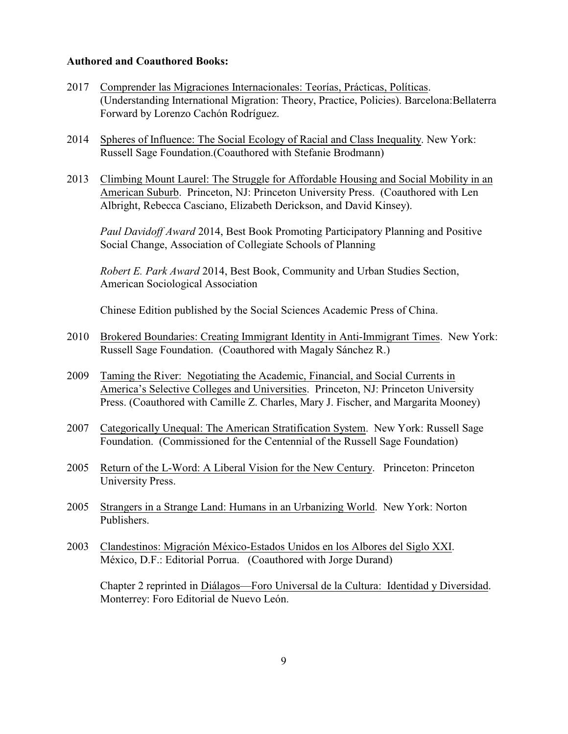**Authored and Coauthored Books:**

2017 Comprender las Migraciones Internacionales: Teorías, Prácticas, Políticas. (Understanding International Migration: Theory, Practice, Policies). Barcelona:Bellaterra Forward by Lorenzo Cachón Rodríguez.

2014 Spheres of Influence: The Social Ecology of Racial and Class Inequality. New York: Russell Sage Foundation.(Coauthored with Stefanie Brodmann)

2013 Climbing Mount Laurel: The Struggle for Affordable Housing and Social Mobility in an American Suburb. Princeton, NJ: Princeton University Press. (Coauthored with Len Albright, Rebecca Casciano, Elizabeth Derickson, and David Kinsey).

*Paul Davidoff Award* 2014, Best Book Promoting Participatory Planning and Positive Social Change, Association of Collegiate Schools of Planning

*Robert E. Park Award* 2014, Best Book, Community and Urban Studies Section, American Sociological Association

Chinese Edition published by the Social Sciences Academic Press of China.

2010 Brokered Boundaries: Creating Immigrant Identity in Anti-Immigrant Times. New York: Russell Sage Foundation. (Coauthored with Magaly Sánchez R.)

2009 Taming the River: Negotiating the Academic, Financial, and Social Currents in America's Selective Colleges and Universities. Princeton, NJ: Princeton University Press. (Coauthored with Camille Z. Charles, Mary J. Fischer, and Margarita Mooney)

2007 Categorically Unequal: The American Stratification System. New York: Russell Sage Foundation. (Commissioned for the Centennial of the Russell Sage Foundation)

2005 Return of the L-Word: A Liberal Vision for the New Century. Princeton: Princeton University Press.

2005 Strangers in a Strange Land: Humans in an Urbanizing World. New York: Norton Publishers.

2003 Clandestinos: Migración México-Estados Unidos en los Albores del Siglo XXI. México, D.F.: Editorial Porrua. (Coauthored with Jorge Durand)

Chapter 2 reprinted in Diálagos—Foro Universal de la Cultura: Identidad y Diversidad. Monterrey: Foro Editorial de Nuevo León.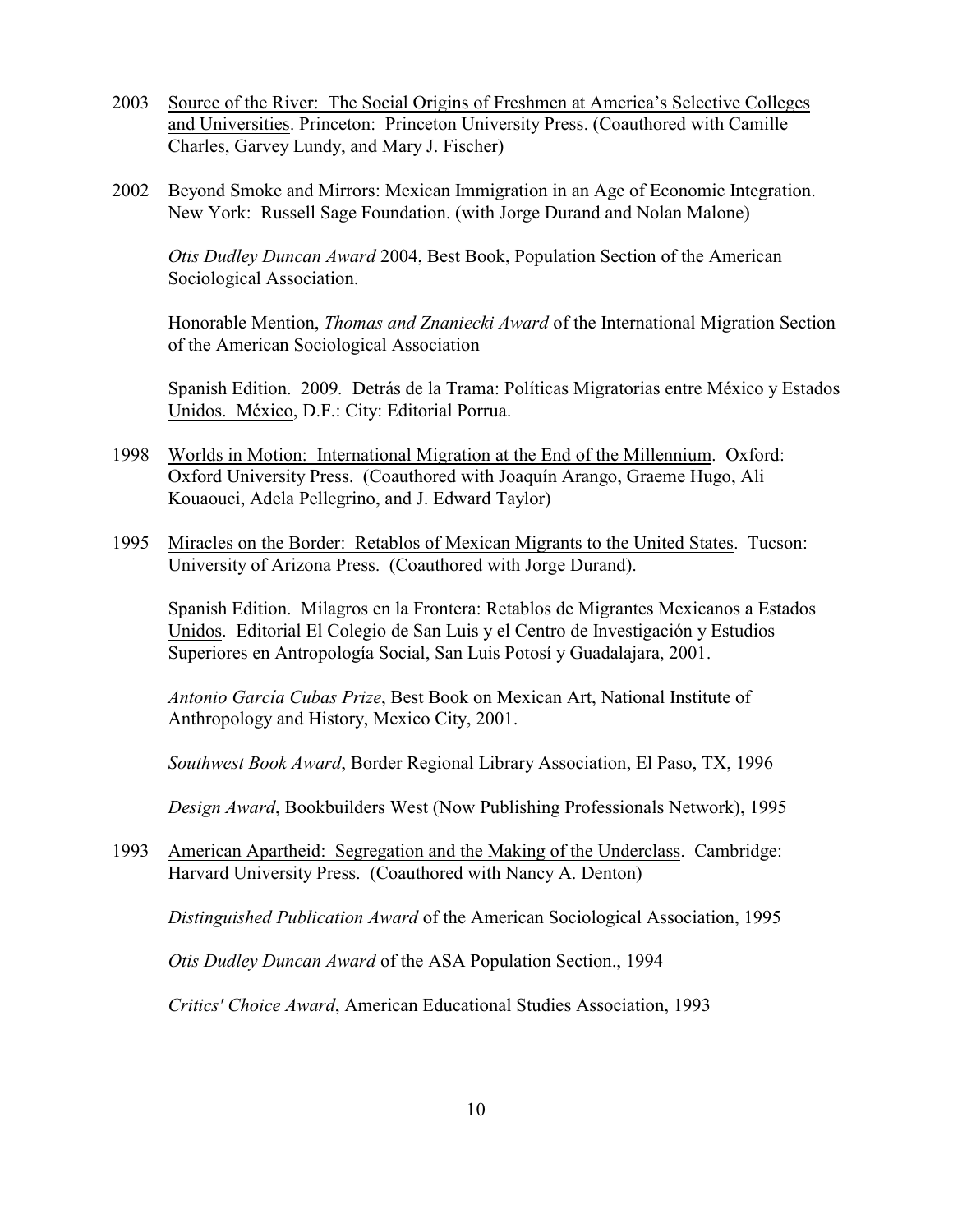2003 Source of the River: The Social Origins of Freshmen at America's Selective Colleges and Universities. Princeton: Princeton University Press. (Coauthored with Camille Charles, Garvey Lundy, and Mary J. Fischer)

2002 Beyond Smoke and Mirrors: Mexican Immigration in an Age of Economic Integration. New York: Russell Sage Foundation. (with Jorge Durand and Nolan Malone)

*Otis Dudley Duncan Award* 2004, Best Book, Population Section of the American Sociological Association.

Honorable Mention, *Thomas and Znaniecki Award* of the International Migration Section of the American Sociological Association

Spanish Edition. 2009. Detrás de la Trama: Políticas Migratorias entre México y Estados Unidos. México, D.F.: City: Editorial Porrua.

1998 Worlds in Motion: International Migration at the End of the Millennium. Oxford: Oxford University Press. (Coauthored with Joaquín Arango, Graeme Hugo, Ali Kouaouci, Adela Pellegrino, and J. Edward Taylor)

1995 Miracles on the Border: Retablos of Mexican Migrants to the United States. Tucson: University of Arizona Press. (Coauthored with Jorge Durand).

Spanish Edition. Milagros en la Frontera: Retablos de Migrantes Mexicanos a Estados Unidos. Editorial El Colegio de San Luis y el Centro de Investigación y Estudios Superiores en Antropología Social, San Luis Potosí y Guadalajara, 2001.

*Antonio García Cubas Prize*, Best Book on Mexican Art, National Institute of Anthropology and History, Mexico City, 2001.

*Southwest Book Award*, Border Regional Library Association, El Paso, TX, 1996

*Design Award*, Bookbuilders West (Now Publishing Professionals Network), 1995

1993 American Apartheid: Segregation and the Making of the Underclass. Cambridge: Harvard University Press. (Coauthored with Nancy A. Denton)

*Distinguished Publication Award* of the American Sociological Association, 1995

*Otis Dudley Duncan Award* of the ASA Population Section., 1994

*Critics' Choice Award*, American Educational Studies Association, 1993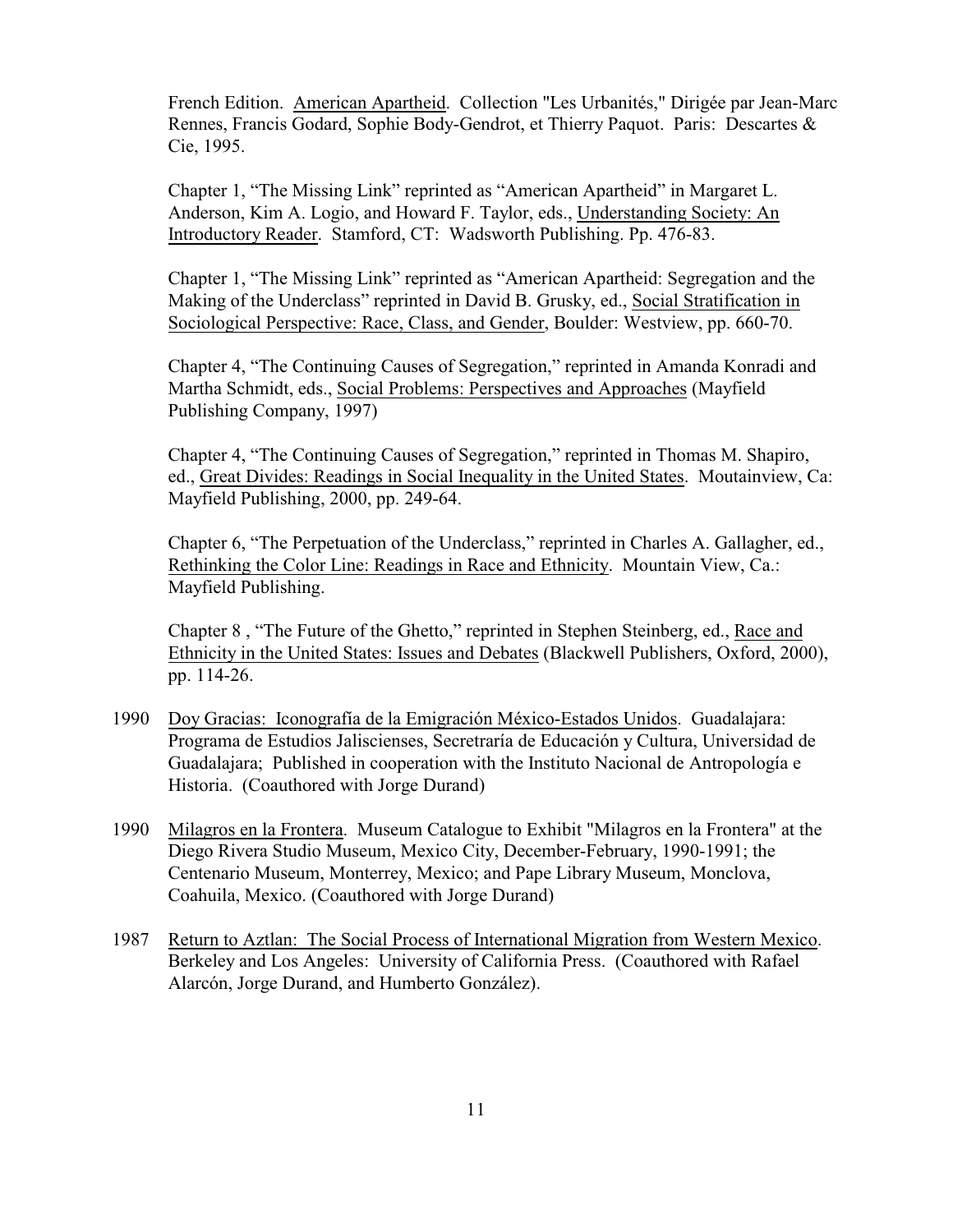French Edition. American Apartheid. Collection "Les Urbanités," Dirigée par Jean-Marc Rennes, Francis Godard, Sophie Body-Gendrot, et Thierry Paquot. Paris: Descartes & Cie, 1995.

Chapter 1, "The Missing Link" reprinted as "American Apartheid" in Margaret L. Anderson, Kim A. Logio, and Howard F. Taylor, eds., Understanding Society: An Introductory Reader. Stamford, CT: Wadsworth Publishing. Pp. 476-83.

Chapter 1, "The Missing Link" reprinted as "American Apartheid: Segregation and the Making of the Underclass" reprinted in David B. Grusky, ed., Social Stratification in Sociological Perspective: Race, Class, and Gender, Boulder: Westview, pp. 660-70.

Chapter 4, "The Continuing Causes of Segregation," reprinted in Amanda Konradi and Martha Schmidt, eds., Social Problems: Perspectives and Approaches (Mayfield Publishing Company, 1997)

Chapter 4, "The Continuing Causes of Segregation," reprinted in Thomas M. Shapiro, ed., Great Divides: Readings in Social Inequality in the United States. Moutainview, Ca: Mayfield Publishing, 2000, pp. 249-64.

Chapter 6, "The Perpetuation of the Underclass," reprinted in Charles A. Gallagher, ed., Rethinking the Color Line: Readings in Race and Ethnicity. Mountain View, Ca.: Mayfield Publishing.

Chapter 8 , "The Future of the Ghetto," reprinted in Stephen Steinberg, ed., Race and Ethnicity in the United States: Issues and Debates (Blackwell Publishers, Oxford, 2000), pp. 114-26.

1990 Doy Gracias: Iconografía de la Emigración México-Estados Unidos. Guadalajara: Programa de Estudios Jaliscienses, Secretraría de Educación y Cultura, Universidad de Guadalajara; Published in cooperation with the Instituto Nacional de Antropología e Historia. (Coauthored with Jorge Durand)

1990 Milagros en la Frontera. Museum Catalogue to Exhibit "Milagros en la Frontera" at the Diego Rivera Studio Museum, Mexico City, December-February, 1990-1991; the Centenario Museum, Monterrey, Mexico; and Pape Library Museum, Monclova, Coahuila, Mexico. (Coauthored with Jorge Durand)

1987 Return to Aztlan: The Social Process of International Migration from Western Mexico. Berkeley and Los Angeles: University of California Press. (Coauthored with Rafael Alarcón, Jorge Durand, and Humberto González).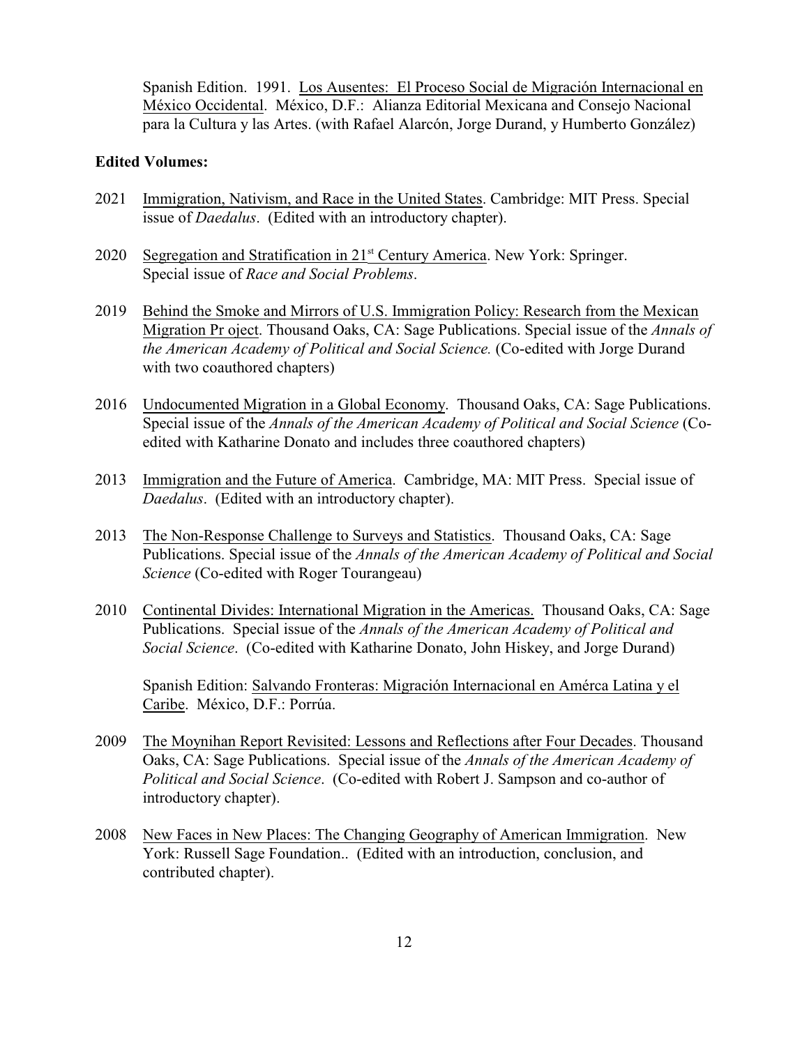Spanish Edition. 1991. Los Ausentes: El Proceso Social de Migración Internacional en México Occidental. México, D.F.: Alianza Editorial Mexicana and Consejo Nacional para la Cultura y las Artes. (with Rafael Alarcón, Jorge Durand, y Humberto González)

**Edited Volumes:**

2021 Immigration, Nativism, and Race in the United States. Cambridge: MIT Press. Special issue of *Daedalus*. (Edited with an introductory chapter).

2020 Segregation and Stratification in 21st Century America. New York: Springer. Special issue of *Race and Social Problems*.

2019 Behind the Smoke and Mirrors of U.S. Immigration Policy: Research from the Mexican Migration Pr oject. Thousand Oaks, CA: Sage Publications. Special issue of the *Annals of the American Academy of Political and Social Science.* (Co-edited with Jorge Durand with two coauthored chapters)

2016 Undocumented Migration in a Global Economy. Thousand Oaks, CA: Sage Publications. Special issue of the *Annals of the American Academy of Political and Social Science* (Co-edited with Katharine Donato and includes three coauthored chapters)

2013 Immigration and the Future of America. Cambridge, MA: MIT Press. Special issue of *Daedalus*. (Edited with an introductory chapter).

2013 The Non-Response Challenge to Surveys and Statistics. Thousand Oaks, CA: Sage Publications. Special issue of the *Annals of the American Academy of Political and Social Science* (Co-edited with Roger Tourangeau)

2010 Continental Divides: International Migration in the Americas. Thousand Oaks, CA: Sage Publications. Special issue of the *Annals of the American Academy of Political and Social Science*. (Co-edited with Katharine Donato, John Hiskey, and Jorge Durand)

Spanish Edition: Salvando Fronteras: Migración Internacional en Amérca Latina y el Caribe. México, D.F.: Porrúa.

2009 The Moynihan Report Revisited: Lessons and Reflections after Four Decades. Thousand Oaks, CA: Sage Publications. Special issue of the *Annals of the American Academy of Political and Social Science*. (Co-edited with Robert J. Sampson and co-author of introductory chapter).

2008 New Faces in New Places: The Changing Geography of American Immigration. New York: Russell Sage Foundation.. (Edited with an introduction, conclusion, and contributed chapter).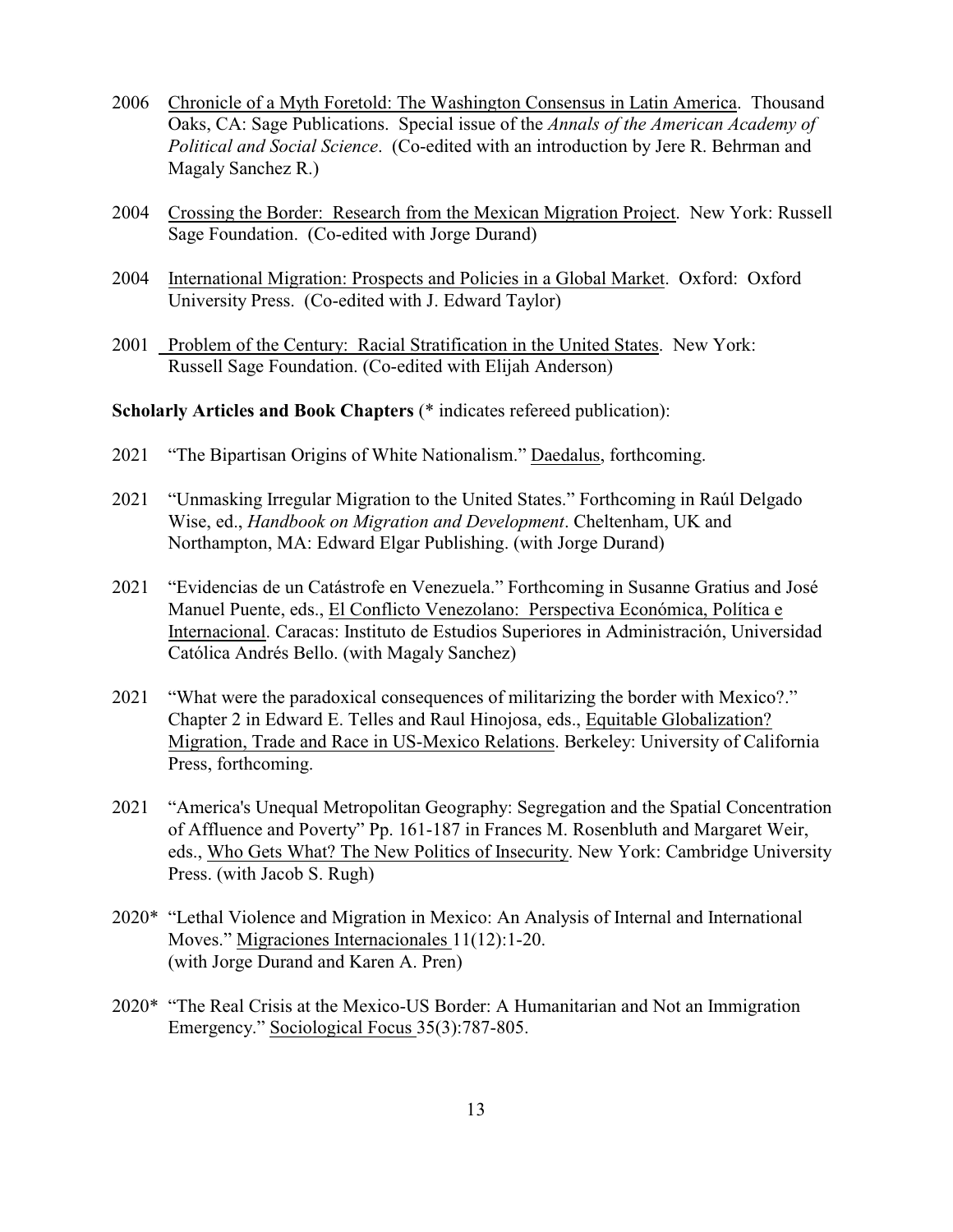2006 Chronicle of a Myth Foretold: The Washington Consensus in Latin America. Thousand Oaks, CA: Sage Publications. Special issue of the *Annals of the American Academy of Political and Social Science*. (Co-edited with an introduction by Jere R. Behrman and Magaly Sanchez R.)

2004 Crossing the Border: Research from the Mexican Migration Project. New York: Russell Sage Foundation. (Co-edited with Jorge Durand)

2004 International Migration: Prospects and Policies in a Global Market. Oxford: Oxford University Press. (Co-edited with J. Edward Taylor)

2001 Problem of the Century: Racial Stratification in the United States. New York: Russell Sage Foundation. (Co-edited with Elijah Anderson)

**Scholarly Articles and Book Chapters** (* indicates refereed publication):

2021 "The Bipartisan Origins of White Nationalism." Daedalus, forthcoming.

2021 "Unmasking Irregular Migration to the United States." Forthcoming in Raúl Delgado Wise, ed., *Handbook on Migration and Development*. Cheltenham, UK and Northampton, MA: Edward Elgar Publishing. (with Jorge Durand)

2021 "Evidencias de un Catástrofe en Venezuela." Forthcoming in Susanne Gratius and José Manuel Puente, eds., El Conflicto Venezolano: Perspectiva Económica, Política e Internacional. Caracas: Instituto de Estudios Superiores in Administración, Universidad Católica Andrés Bello. (with Magaly Sanchez)

2021 "What were the paradoxical consequences of militarizing the border with Mexico?." Chapter 2 in Edward E. Telles and Raul Hinojosa, eds., Equitable Globalization? Migration, Trade and Race in US-Mexico Relations. Berkeley: University of California Press, forthcoming.

2021 "America's Unequal Metropolitan Geography: Segregation and the Spatial Concentration of Affluence and Poverty" Pp. 161-187 in Frances M. Rosenbluth and Margaret Weir, eds., Who Gets What? The New Politics of Insecurity. New York: Cambridge University Press. (with Jacob S. Rugh)

2020* "Lethal Violence and Migration in Mexico: An Analysis of Internal and International Moves." Migraciones Internacionales 11(12):1-20. (with Jorge Durand and Karen A. Pren)

2020* "The Real Crisis at the Mexico-US Border: A Humanitarian and Not an Immigration Emergency." Sociological Focus 35(3):787-805.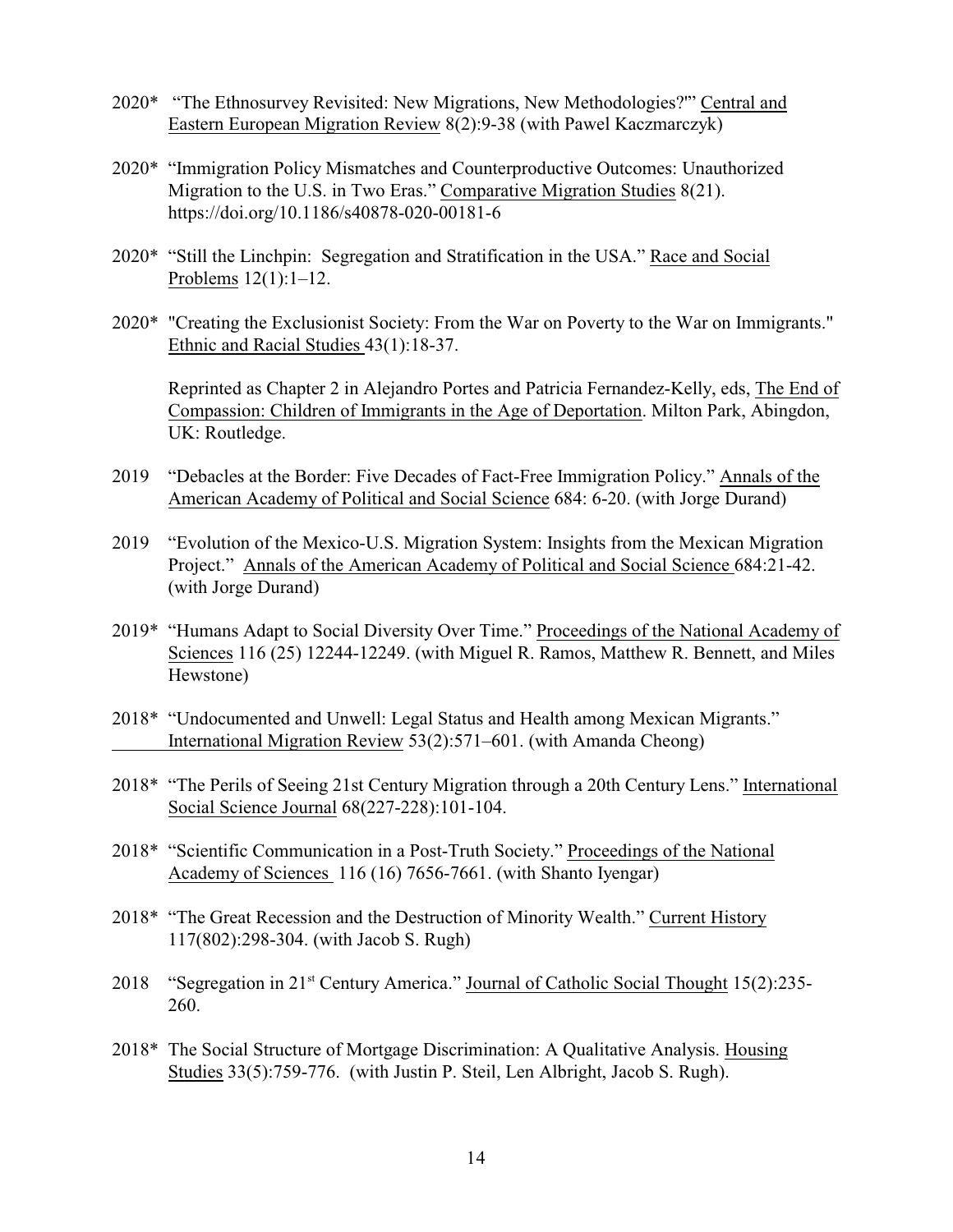2020* "The Ethnosurvey Revisited: New Migrations, New Methodologies?'" Central and Eastern European Migration Review 8(2):9-38 (with Pawel Kaczmarczyk)

2020* "Immigration Policy Mismatches and Counterproductive Outcomes: Unauthorized Migration to the U.S. in Two Eras." Comparative Migration Studies 8(21). https://doi.org/10.1186/s40878-020-00181-6

2020* "Still the Linchpin: Segregation and Stratification in the USA." Race and Social Problems 12(1):1–12.

2020* "Creating the Exclusionist Society: From the War on Poverty to the War on Immigrants." Ethnic and Racial Studies 43(1):18-37.

Reprinted as Chapter 2 in Alejandro Portes and Patricia Fernandez-Kelly, eds, The End of Compassion: Children of Immigrants in the Age of Deportation. Milton Park, Abingdon, UK: Routledge.

2019 "Debacles at the Border: Five Decades of Fact-Free Immigration Policy." Annals of the American Academy of Political and Social Science 684: 6-20. (with Jorge Durand)

2019 "Evolution of the Mexico-U.S. Migration System: Insights from the Mexican Migration Project." Annals of the American Academy of Political and Social Science 684:21-42. (with Jorge Durand)

2019* "Humans Adapt to Social Diversity Over Time." Proceedings of the National Academy of Sciences 116 (25) 12244-12249. (with Miguel R. Ramos, Matthew R. Bennett, and Miles Hewstone)

2018* "Undocumented and Unwell: Legal Status and Health among Mexican Migrants." International Migration Review 53(2):571–601. (with Amanda Cheong)

2018* "The Perils of Seeing 21st Century Migration through a 20th Century Lens." International Social Science Journal 68(227-228):101-104.

2018* "Scientific Communication in a Post-Truth Society." Proceedings of the National Academy of Sciences 116 (16) 7656-7661. (with Shanto Iyengar)

2018* "The Great Recession and the Destruction of Minority Wealth." Current History 117(802):298-304. (with Jacob S. Rugh)

2018 "Segregation in 21st Century America." Journal of Catholic Social Thought 15(2):235-260.

2018* The Social Structure of Mortgage Discrimination: A Qualitative Analysis. Housing Studies 33(5):759-776. (with Justin P. Steil, Len Albright, Jacob S. Rugh).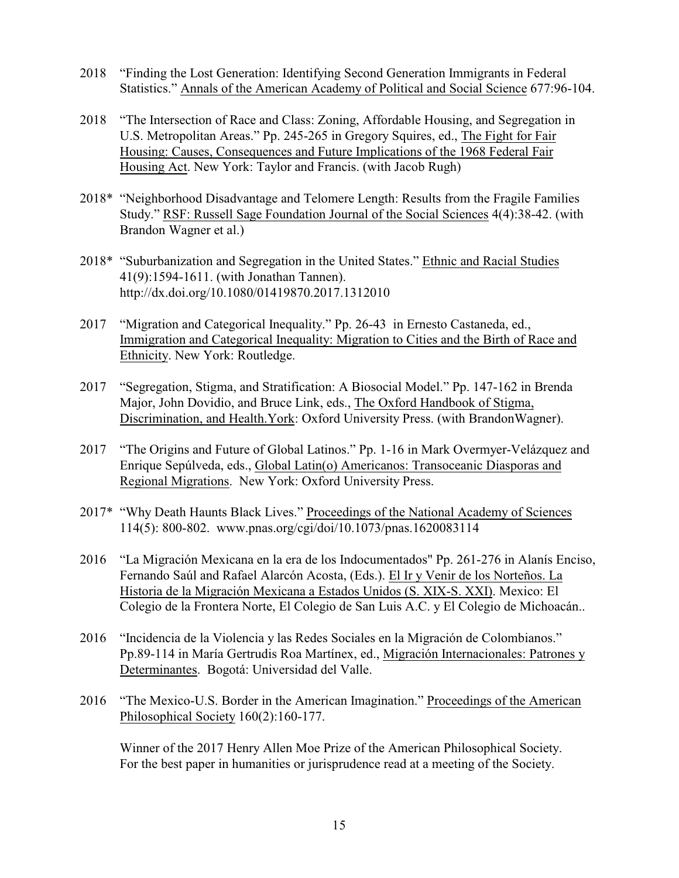2018 "Finding the Lost Generation: Identifying Second Generation Immigrants in Federal Statistics." Annals of the American Academy of Political and Social Science 677:96-104.

2018 "The Intersection of Race and Class: Zoning, Affordable Housing, and Segregation in U.S. Metropolitan Areas." Pp. 245-265 in Gregory Squires, ed., The Fight for Fair Housing: Causes, Consequences and Future Implications of the 1968 Federal Fair Housing Act. New York: Taylor and Francis. (with Jacob Rugh)

2018* "Neighborhood Disadvantage and Telomere Length: Results from the Fragile Families Study." RSF: Russell Sage Foundation Journal of the Social Sciences 4(4):38-42. (with Brandon Wagner et al.)

2018* "Suburbanization and Segregation in the United States." Ethnic and Racial Studies 41(9):1594-1611. (with Jonathan Tannen). http://dx.doi.org/10.1080/01419870.2017.1312010

2017 "Migration and Categorical Inequality." Pp. 26-43 in Ernesto Castaneda, ed., Immigration and Categorical Inequality: Migration to Cities and the Birth of Race and Ethnicity. New York: Routledge.

2017 "Segregation, Stigma, and Stratification: A Biosocial Model." Pp. 147-162 in Brenda Major, John Dovidio, and Bruce Link, eds., The Oxford Handbook of Stigma, Discrimination, and Health.York: Oxford University Press. (with BrandonWagner).

2017 "The Origins and Future of Global Latinos." Pp. 1-16 in Mark Overmyer-Velázquez and Enrique Sepúlveda, eds., Global Latin(o) Americanos: Transoceanic Diasporas and Regional Migrations. New York: Oxford University Press.

2017* "Why Death Haunts Black Lives." Proceedings of the National Academy of Sciences 114(5): 800-802. www.pnas.org/cgi/doi/10.1073/pnas.1620083114

2016 "La Migración Mexicana en la era de los Indocumentados" Pp. 261-276 in Alanís Enciso, Fernando Saúl and Rafael Alarcón Acosta, (Eds.). El Ir y Venir de los Norteños. La Historia de la Migración Mexicana a Estados Unidos (S. XIX-S. XXI). Mexico: El Colegio de la Frontera Norte, El Colegio de San Luis A.C. y El Colegio de Michoacán..

2016 "Incidencia de la Violencia y las Redes Sociales en la Migración de Colombianos." Pp.89-114 in María Gertrudis Roa Martínex, ed., Migración Internacionales: Patrones y Determinantes. Bogotá: Universidad del Valle.

2016 "The Mexico-U.S. Border in the American Imagination." Proceedings of the American Philosophical Society 160(2):160-177.

Winner of the 2017 Henry Allen Moe Prize of the American Philosophical Society. For the best paper in humanities or jurisprudence read at a meeting of the Society.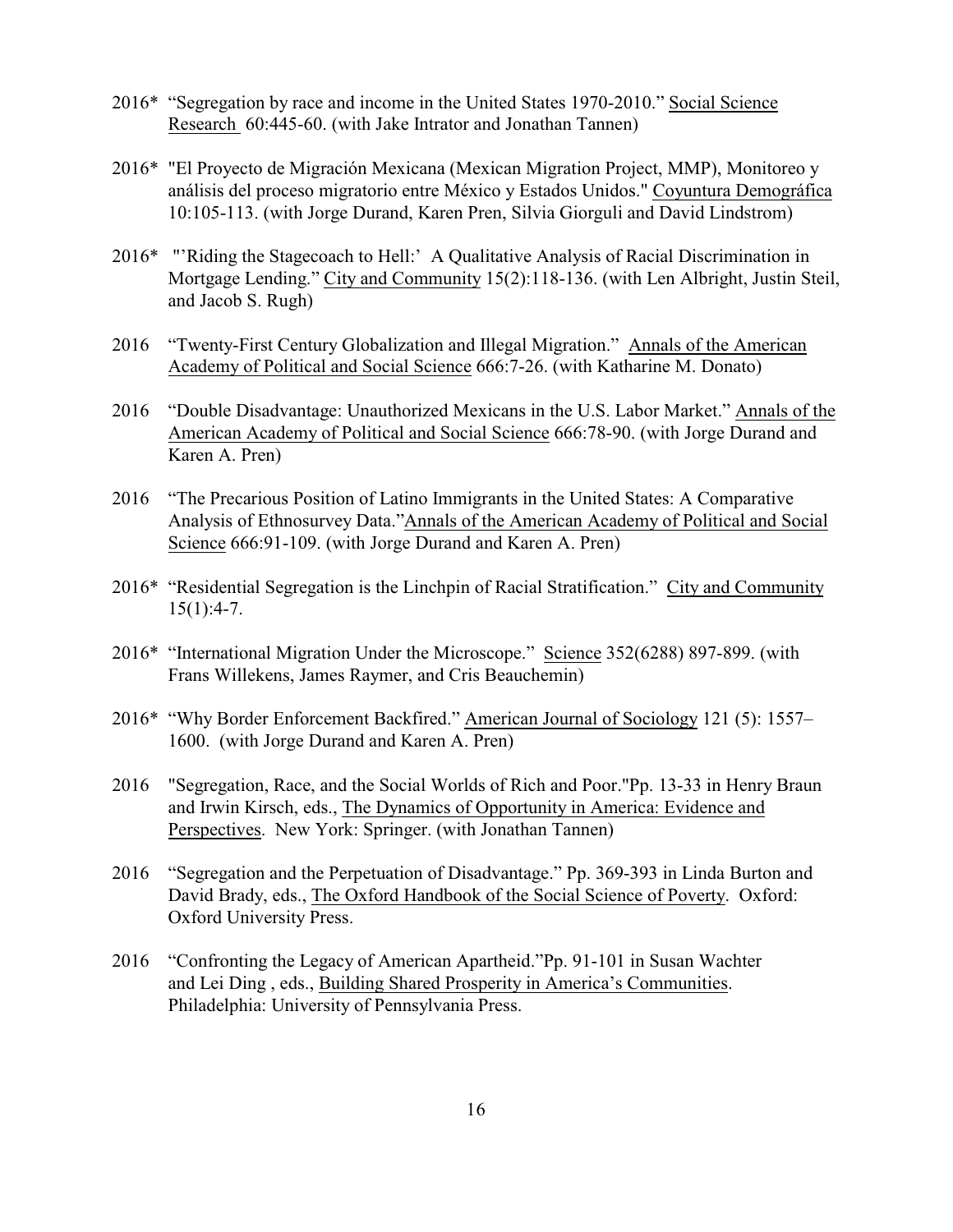2016* "Segregation by race and income in the United States 1970-2010." Social Science Research 60:445-60. (with Jake Intrator and Jonathan Tannen)

2016* "El Proyecto de Migración Mexicana (Mexican Migration Project, MMP), Monitoreo y análisis del proceso migratorio entre México y Estados Unidos." Coyuntura Demográfica 10:105-113. (with Jorge Durand, Karen Pren, Silvia Giorguli and David Lindstrom)

2016* "'Riding the Stagecoach to Hell:' A Qualitative Analysis of Racial Discrimination in Mortgage Lending." City and Community 15(2):118-136. (with Len Albright, Justin Steil, and Jacob S. Rugh)

2016 "Twenty-First Century Globalization and Illegal Migration." Annals of the American Academy of Political and Social Science 666:7-26. (with Katharine M. Donato)

2016 "Double Disadvantage: Unauthorized Mexicans in the U.S. Labor Market." Annals of the American Academy of Political and Social Science 666:78-90. (with Jorge Durand and Karen A. Pren)

2016 "The Precarious Position of Latino Immigrants in the United States: A Comparative Analysis of Ethnosurvey Data." Annals of the American Academy of Political and Social Science 666:91-109. (with Jorge Durand and Karen A. Pren)

2016* "Residential Segregation is the Linchpin of Racial Stratification." City and Community 15(1):4-7.

2016* "International Migration Under the Microscope." Science 352(6288) 897-899. (with Frans Willekens, James Raymer, and Cris Beauchemin)

2016* "Why Border Enforcement Backfired." American Journal of Sociology 121 (5): 1557–1600. (with Jorge Durand and Karen A. Pren)

2016 "Segregation, Race, and the Social Worlds of Rich and Poor." Pp. 13-33 in Henry Braun and Irwin Kirsch, eds., The Dynamics of Opportunity in America: Evidence and Perspectives. New York: Springer. (with Jonathan Tannen)

2016 "Segregation and the Perpetuation of Disadvantage." Pp. 369-393 in Linda Burton and David Brady, eds., The Oxford Handbook of the Social Science of Poverty. Oxford: Oxford University Press.

2016 "Confronting the Legacy of American Apartheid." Pp. 91-101 in Susan Wachter and Lei Ding , eds., Building Shared Prosperity in America's Communities. Philadelphia: University of Pennsylvania Press.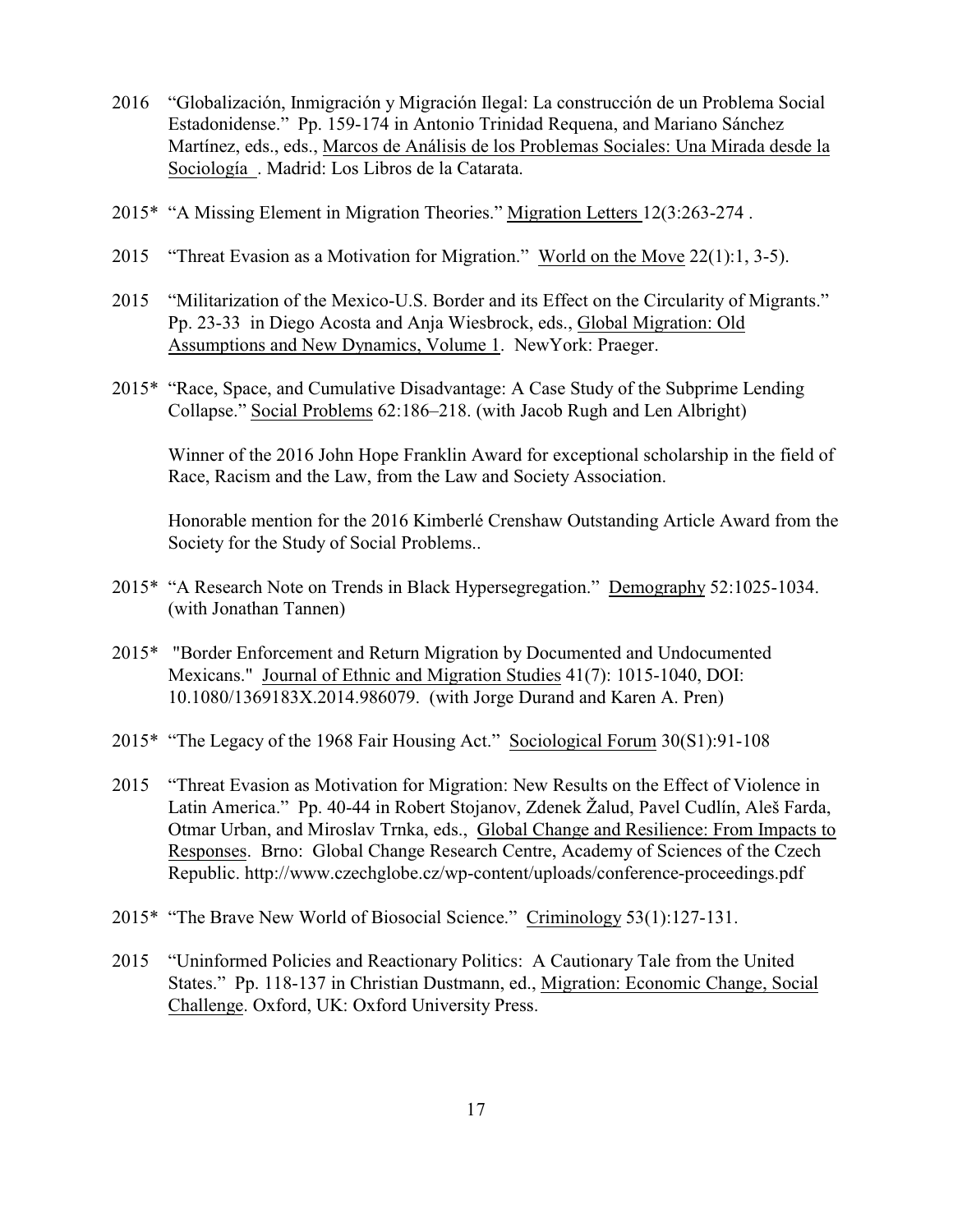2016 "Globalización, Inmigración y Migración Ilegal: La construcción de un Problema Social Estadonidense." Pp. 159-174 in Antonio Trinidad Requena, and Mariano Sánchez Martínez, eds., eds., Marcos de Análisis de los Problemas Sociales: Una Mirada desde la Sociología . Madrid: Los Libros de la Catarata.

2015* "A Missing Element in Migration Theories." Migration Letters 12(3:263-274 .

2015 "Threat Evasion as a Motivation for Migration." World on the Move 22(1):1, 3-5).

2015 "Militarization of the Mexico-U.S. Border and its Effect on the Circularity of Migrants." Pp. 23-33 in Diego Acosta and Anja Wiesbrock, eds., Global Migration: Old Assumptions and New Dynamics, Volume 1. NewYork: Praeger.

2015* "Race, Space, and Cumulative Disadvantage: A Case Study of the Subprime Lending Collapse." Social Problems 62:186–218. (with Jacob Rugh and Len Albright)

Winner of the 2016 John Hope Franklin Award for exceptional scholarship in the field of Race, Racism and the Law, from the Law and Society Association.

Honorable mention for the 2016 Kimberlé Crenshaw Outstanding Article Award from the Society for the Study of Social Problems..

2015* "A Research Note on Trends in Black Hypersegregation." Demography 52:1025-1034. (with Jonathan Tannen)

2015* "Border Enforcement and Return Migration by Documented and Undocumented Mexicans." Journal of Ethnic and Migration Studies 41(7): 1015-1040, DOI: 10.1080/1369183X.2014.986079. (with Jorge Durand and Karen A. Pren)

2015* "The Legacy of the 1968 Fair Housing Act." Sociological Forum 30(S1):91-108

2015 "Threat Evasion as Motivation for Migration: New Results on the Effect of Violence in Latin America." Pp. 40-44 in Robert Stojanov, Zdenek Žalud, Pavel Cudlín, Aleš Farda, Otmar Urban, and Miroslav Trnka, eds., Global Change and Resilience: From Impacts to Responses. Brno: Global Change Research Centre, Academy of Sciences of the Czech Republic. http://www.czechglobe.cz/wp-content/uploads/conference-proceedings.pdf

2015* "The Brave New World of Biosocial Science." Criminology 53(1):127-131.

2015 "Uninformed Policies and Reactionary Politics: A Cautionary Tale from the United States." Pp. 118-137 in Christian Dustmann, ed., Migration: Economic Change, Social Challenge. Oxford, UK: Oxford University Press.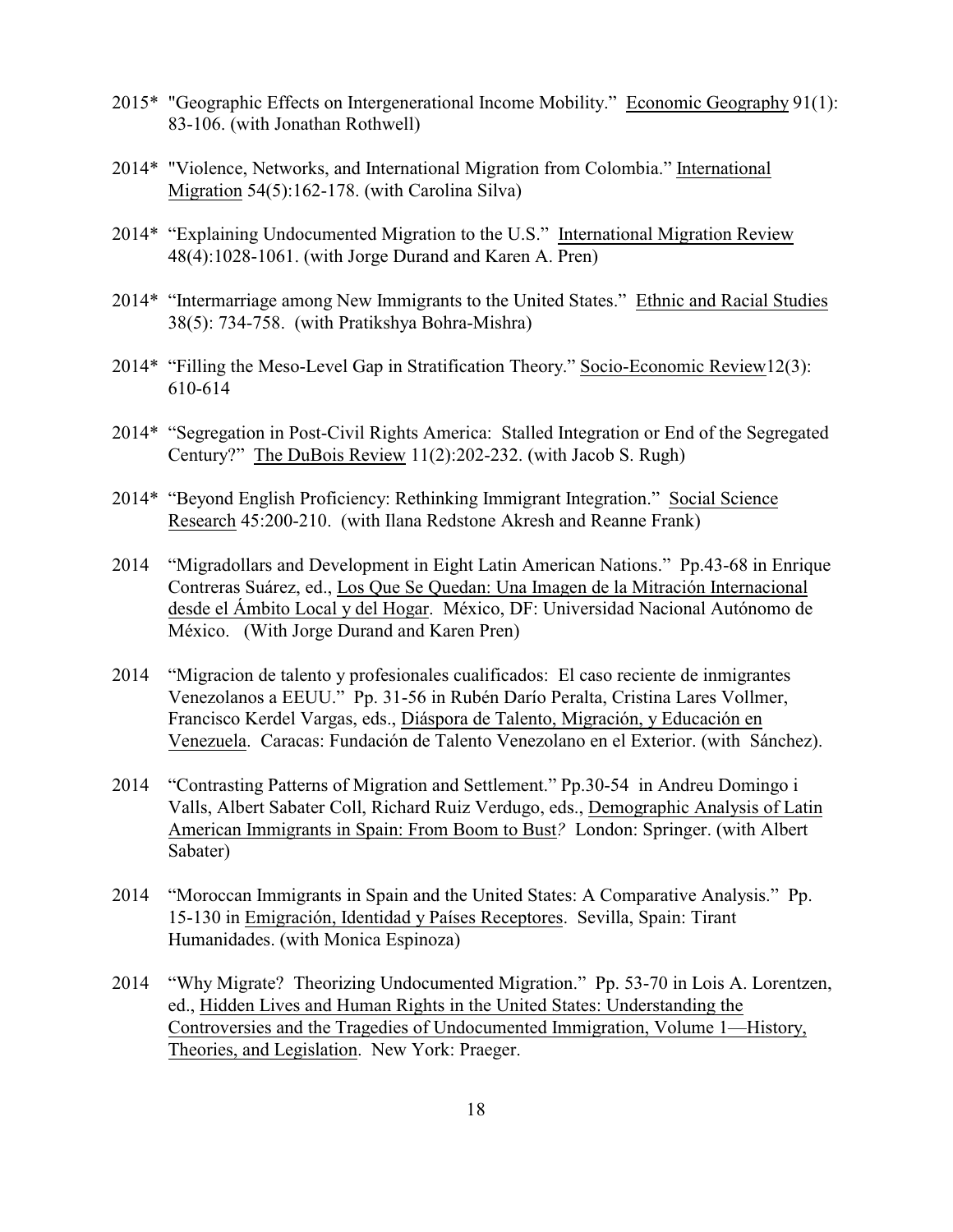2015* "Geographic Effects on Intergenerational Income Mobility." Economic Geography 91(1): 83-106. (with Jonathan Rothwell)

2014* "Violence, Networks, and International Migration from Colombia." International Migration 54(5):162-178. (with Carolina Silva)

2014* "Explaining Undocumented Migration to the U.S." International Migration Review 48(4):1028-1061. (with Jorge Durand and Karen A. Pren)

2014* "Intermarriage among New Immigrants to the United States." Ethnic and Racial Studies 38(5): 734-758. (with Pratikshya Bohra-Mishra)

2014* "Filling the Meso-Level Gap in Stratification Theory." Socio-Economic Review12(3): 610-614

2014* "Segregation in Post-Civil Rights America: Stalled Integration or End of the Segregated Century?" The DuBois Review 11(2):202-232. (with Jacob S. Rugh)

2014* "Beyond English Proficiency: Rethinking Immigrant Integration." Social Science Research 45:200-210. (with Ilana Redstone Akresh and Reanne Frank)

2014 "Migradollars and Development in Eight Latin American Nations." Pp.43-68 in Enrique Contreras Suárez, ed., Los Que Se Quedan: Una Imagen de la Mitración Internacional desde el Ámbito Local y del Hogar. México, DF: Universidad Nacional Autónomo de México. (With Jorge Durand and Karen Pren)

2014 "Migracion de talento y profesionales cualificados: El caso reciente de inmigrantes Venezolanos a EEUU." Pp. 31-56 in Rubén Darío Peralta, Cristina Lares Vollmer, Francisco Kerdel Vargas, eds., Diáspora de Talento, Migración, y Educación en Venezuela. Caracas: Fundación de Talento Venezolano en el Exterior. (with Sánchez).

2014 "Contrasting Patterns of Migration and Settlement." Pp.30-54 in Andreu Domingo i Valls, Albert Sabater Coll, Richard Ruiz Verdugo, eds., Demographic Analysis of Latin American Immigrants in Spain: From Boom to Bust? London: Springer. (with Albert Sabater)

2014 "Moroccan Immigrants in Spain and the United States: A Comparative Analysis." Pp. 15-130 in Emigración, Identidad y Países Receptores. Sevilla, Spain: Tirant Humanidades. (with Monica Espinoza)

2014 "Why Migrate? Theorizing Undocumented Migration." Pp. 53-70 in Lois A. Lorentzen, ed., Hidden Lives and Human Rights in the United States: Understanding the Controversies and the Tragedies of Undocumented Immigration, Volume 1—History, Theories, and Legislation. New York: Praeger.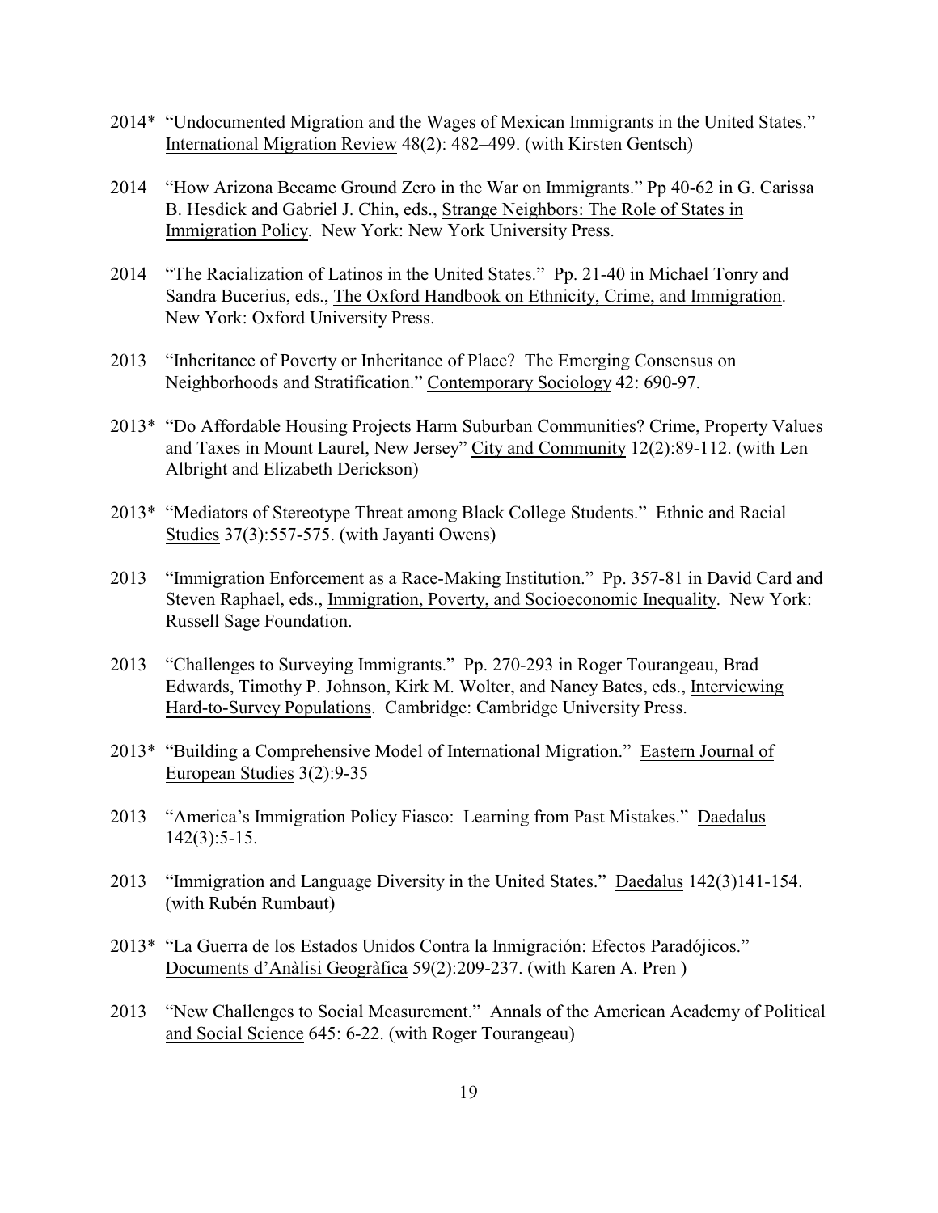2014* "Undocumented Migration and the Wages of Mexican Immigrants in the United States." International Migration Review 48(2): 482–499. (with Kirsten Gentsch)

2014 "How Arizona Became Ground Zero in the War on Immigrants." Pp 40-62 in G. Carissa B. Hesdick and Gabriel J. Chin, eds., Strange Neighbors: The Role of States in Immigration Policy. New York: New York University Press.

2014 "The Racialization of Latinos in the United States." Pp. 21-40 in Michael Tonry and Sandra Bucerius, eds., The Oxford Handbook on Ethnicity, Crime, and Immigration. New York: Oxford University Press.

2013 "Inheritance of Poverty or Inheritance of Place? The Emerging Consensus on Neighborhoods and Stratification." Contemporary Sociology 42: 690-97.

2013* "Do Affordable Housing Projects Harm Suburban Communities? Crime, Property Values and Taxes in Mount Laurel, New Jersey" City and Community 12(2):89-112. (with Len Albright and Elizabeth Derickson)

2013* "Mediators of Stereotype Threat among Black College Students." Ethnic and Racial Studies 37(3):557-575. (with Jayanti Owens)

2013 "Immigration Enforcement as a Race-Making Institution." Pp. 357-81 in David Card and Steven Raphael, eds., Immigration, Poverty, and Socioeconomic Inequality. New York: Russell Sage Foundation.

2013 "Challenges to Surveying Immigrants." Pp. 270-293 in Roger Tourangeau, Brad Edwards, Timothy P. Johnson, Kirk M. Wolter, and Nancy Bates, eds., Interviewing Hard-to-Survey Populations. Cambridge: Cambridge University Press.

2013* "Building a Comprehensive Model of International Migration." Eastern Journal of European Studies 3(2):9-35

2013 "America's Immigration Policy Fiasco: Learning from Past Mistakes." Daedalus 142(3):5-15.

2013 "Immigration and Language Diversity in the United States." Daedalus 142(3)141-154. (with Rubén Rumbaut)

2013* "La Guerra de los Estados Unidos Contra la Inmigración: Efectos Paradójicos." Documents d'Anàlisi Geogràfica 59(2):209-237. (with Karen A. Pren )

2013 "New Challenges to Social Measurement." Annals of the American Academy of Political and Social Science 645: 6-22. (with Roger Tourangeau)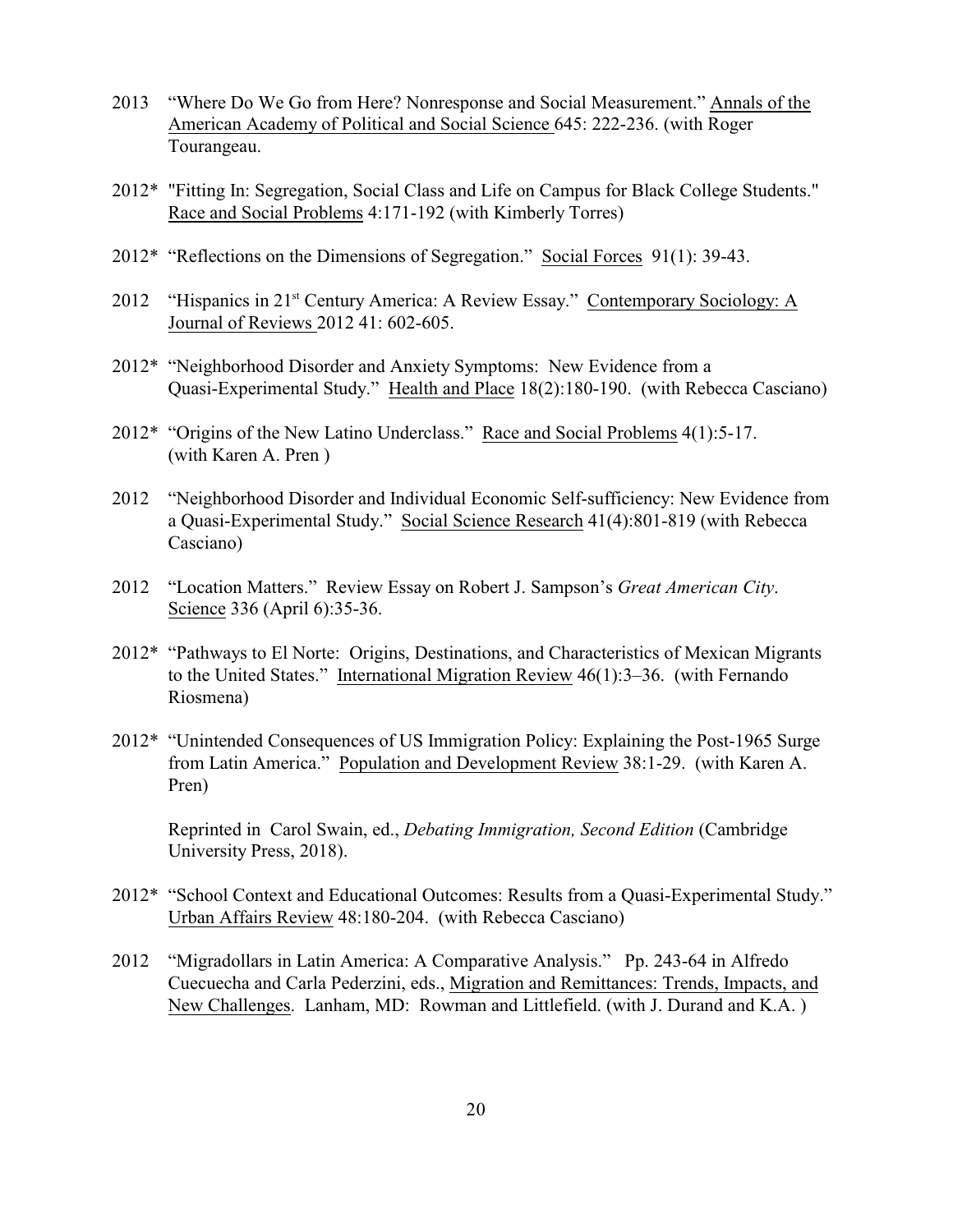2013 "Where Do We Go from Here? Nonresponse and Social Measurement." Annals of the American Academy of Political and Social Science 645: 222-236. (with Roger Tourangeau.

2012* "Fitting In: Segregation, Social Class and Life on Campus for Black College Students." Race and Social Problems 4:171-192 (with Kimberly Torres)

2012* "Reflections on the Dimensions of Segregation." Social Forces 91(1): 39-43.

2012 "Hispanics in 21st Century America: A Review Essay." Contemporary Sociology: A Journal of Reviews 2012 41: 602-605.

2012* "Neighborhood Disorder and Anxiety Symptoms: New Evidence from a Quasi-Experimental Study." Health and Place 18(2):180-190. (with Rebecca Casciano)

2012* "Origins of the New Latino Underclass." Race and Social Problems 4(1):5-17. (with Karen A. Pren )

2012 "Neighborhood Disorder and Individual Economic Self-sufficiency: New Evidence from a Quasi-Experimental Study." Social Science Research 41(4):801-819 (with Rebecca Casciano)

2012 "Location Matters." Review Essay on Robert J. Sampson's *Great American City*. Science 336 (April 6):35-36.

2012* "Pathways to El Norte: Origins, Destinations, and Characteristics of Mexican Migrants to the United States." International Migration Review 46(1):3–36. (with Fernando Riosmena)

2012* "Unintended Consequences of US Immigration Policy: Explaining the Post-1965 Surge from Latin America." Population and Development Review 38:1-29. (with Karen A. Pren)

Reprinted in Carol Swain, ed., *Debating Immigration, Second Edition* (Cambridge University Press, 2018).

2012* "School Context and Educational Outcomes: Results from a Quasi-Experimental Study." Urban Affairs Review 48:180-204. (with Rebecca Casciano)

2012 "Migradollars in Latin America: A Comparative Analysis." Pp. 243-64 in Alfredo Cuecuecha and Carla Pederzini, eds., Migration and Remittances: Trends, Impacts, and New Challenges. Lanham, MD: Rowman and Littlefield. (with J. Durand and K.A. )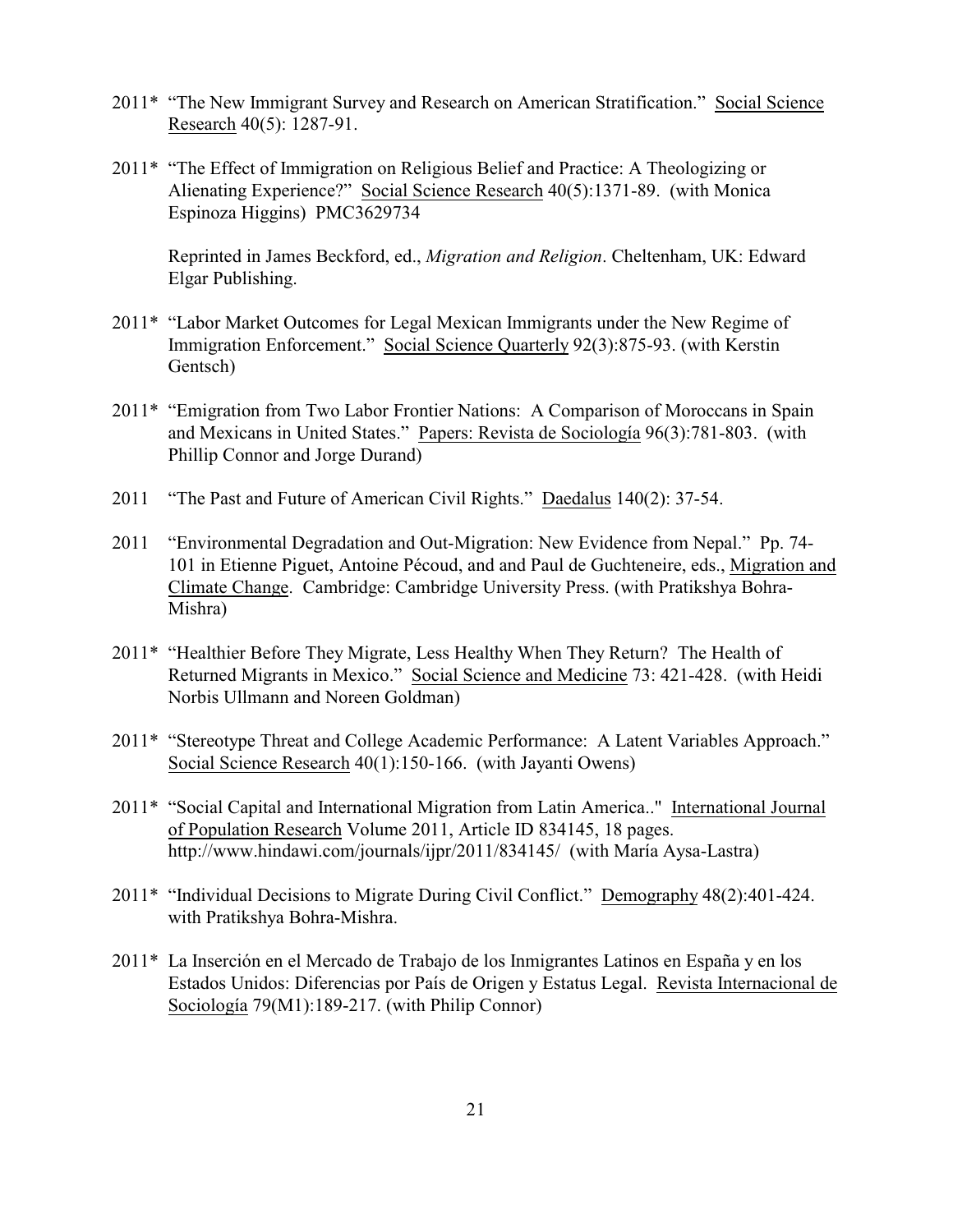2011* "The New Immigrant Survey and Research on American Stratification." Social Science Research 40(5): 1287-91.

2011* "The Effect of Immigration on Religious Belief and Practice: A Theologizing or Alienating Experience?" Social Science Research 40(5):1371-89. (with Monica Espinoza Higgins) PMC3629734

Reprinted in James Beckford, ed., *Migration and Religion*. Cheltenham, UK: Edward Elgar Publishing.

2011* "Labor Market Outcomes for Legal Mexican Immigrants under the New Regime of Immigration Enforcement." Social Science Quarterly 92(3):875-93. (with Kerstin Gentsch)

2011* "Emigration from Two Labor Frontier Nations: A Comparison of Moroccans in Spain and Mexicans in United States." Papers: Revista de Sociología 96(3):781-803. (with Phillip Connor and Jorge Durand)

2011 "The Past and Future of American Civil Rights." Daedalus 140(2): 37-54.

2011 "Environmental Degradation and Out-Migration: New Evidence from Nepal." Pp. 74-101 in Etienne Piguet, Antoine Pécoud, and and Paul de Guchteneire, eds., Migration and Climate Change. Cambridge: Cambridge University Press. (with Pratikshya Bohra-Mishra)

2011* "Healthier Before They Migrate, Less Healthy When They Return? The Health of Returned Migrants in Mexico." Social Science and Medicine 73: 421-428. (with Heidi Norbis Ullmann and Noreen Goldman)

2011* "Stereotype Threat and College Academic Performance: A Latent Variables Approach." Social Science Research 40(1):150-166. (with Jayanti Owens)

2011* "Social Capital and International Migration from Latin America.." International Journal of Population Research Volume 2011, Article ID 834145, 18 pages. http://www.hindawi.com/journals/ijpr/2011/834145/ (with María Aysa-Lastra)

2011* "Individual Decisions to Migrate During Civil Conflict." Demography 48(2):401-424. with Pratikshya Bohra-Mishra.

2011* La Inserción en el Mercado de Trabajo de los Inmigrantes Latinos en España y en los Estados Unidos: Diferencias por País de Origen y Estatus Legal. Revista Internacional de Sociología 79(M1):189-217. (with Philip Connor)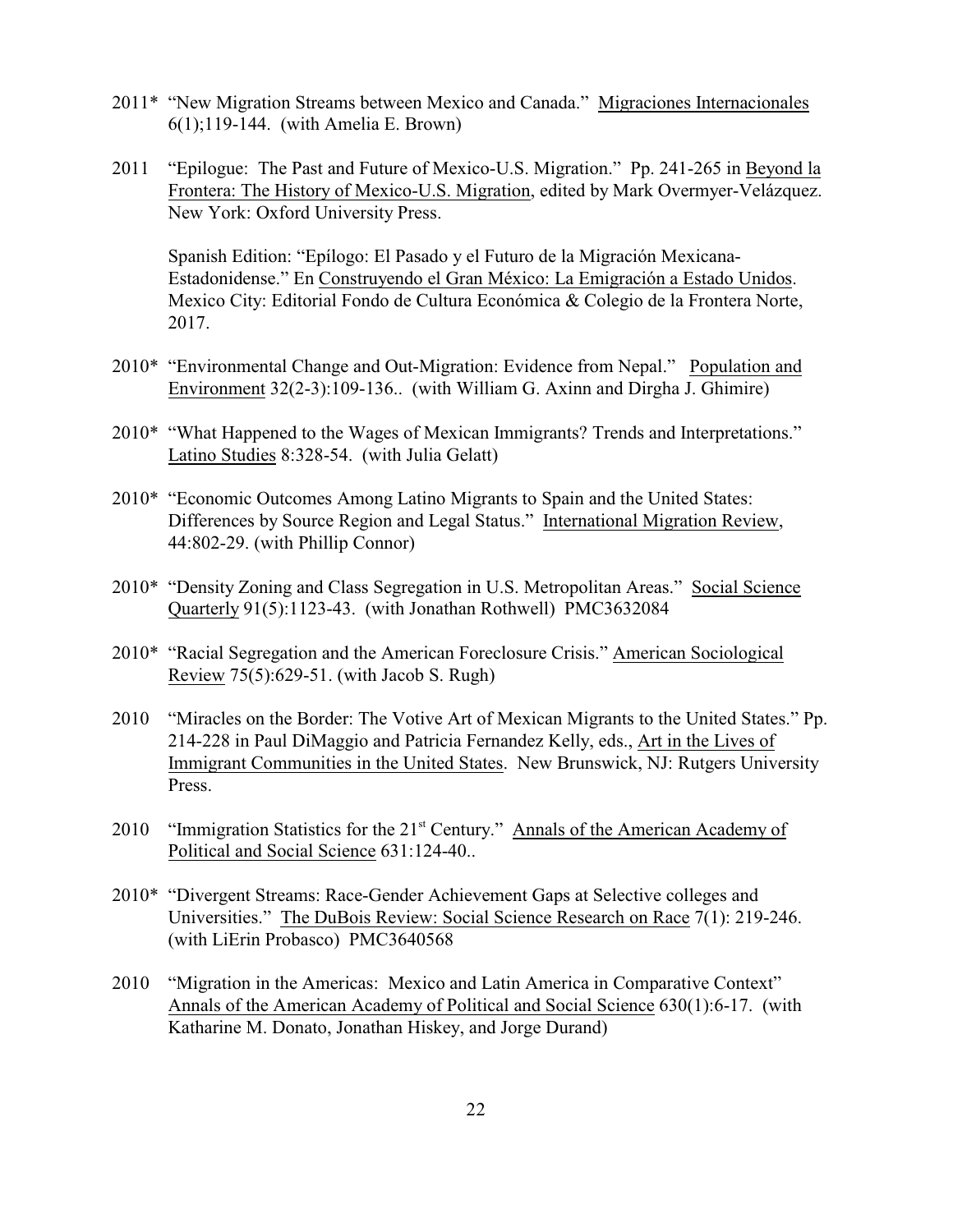2011* "New Migration Streams between Mexico and Canada." Migraciones Internacionales 6(1);119-144. (with Amelia E. Brown)

2011 "Epilogue: The Past and Future of Mexico-U.S. Migration." Pp. 241-265 in Beyond la Frontera: The History of Mexico-U.S. Migration, edited by Mark Overmyer-Velázquez. New York: Oxford University Press.

Spanish Edition: "Epílogo: El Pasado y el Futuro de la Migración Mexicana-Estadonidense." En Construyendo el Gran México: La Emigración a Estado Unidos. Mexico City: Editorial Fondo de Cultura Económica & Colegio de la Frontera Norte, 2017.

2010* "Environmental Change and Out-Migration: Evidence from Nepal." Population and Environment 32(2-3):109-136.. (with William G. Axinn and Dirgha J. Ghimire)

2010* "What Happened to the Wages of Mexican Immigrants? Trends and Interpretations." Latino Studies 8:328-54. (with Julia Gelatt)

2010* "Economic Outcomes Among Latino Migrants to Spain and the United States: Differences by Source Region and Legal Status." International Migration Review, 44:802-29. (with Phillip Connor)

2010* "Density Zoning and Class Segregation in U.S. Metropolitan Areas." Social Science Quarterly 91(5):1123-43. (with Jonathan Rothwell) PMC3632084

2010* "Racial Segregation and the American Foreclosure Crisis." American Sociological Review 75(5):629-51. (with Jacob S. Rugh)

2010 "Miracles on the Border: The Votive Art of Mexican Migrants to the United States." Pp. 214-228 in Paul DiMaggio and Patricia Fernandez Kelly, eds., Art in the Lives of Immigrant Communities in the United States. New Brunswick, NJ: Rutgers University Press.

2010 "Immigration Statistics for the 21st Century." Annals of the American Academy of Political and Social Science 631:124-40..

2010* "Divergent Streams: Race-Gender Achievement Gaps at Selective colleges and Universities." The DuBois Review: Social Science Research on Race 7(1): 219-246. (with LiErin Probasco) PMC3640568

2010 "Migration in the Americas: Mexico and Latin America in Comparative Context" Annals of the American Academy of Political and Social Science 630(1):6-17. (with Katharine M. Donato, Jonathan Hiskey, and Jorge Durand)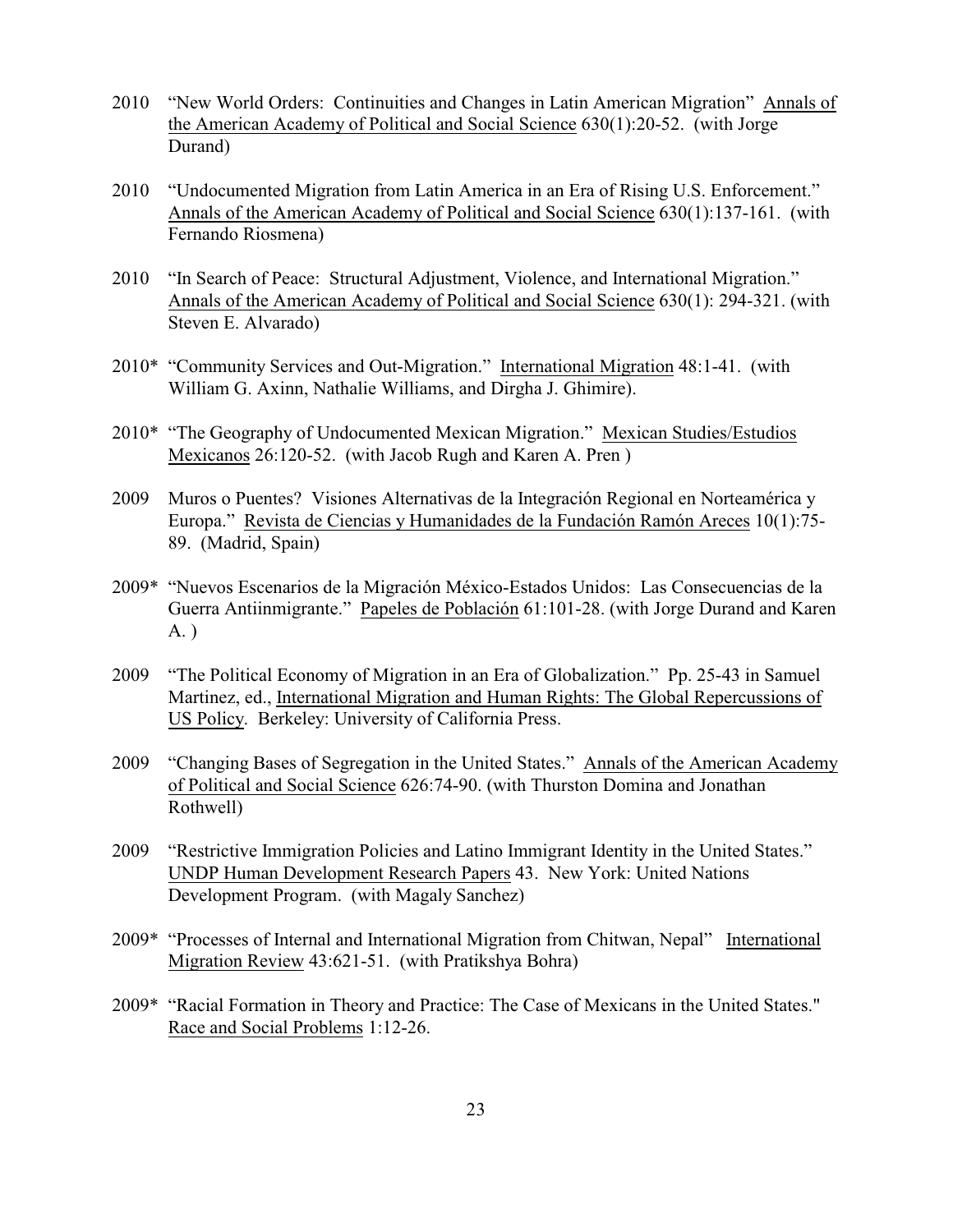2010 "New World Orders: Continuities and Changes in Latin American Migration" Annals of the American Academy of Political and Social Science 630(1):20-52. (with Jorge Durand)

2010 "Undocumented Migration from Latin America in an Era of Rising U.S. Enforcement." Annals of the American Academy of Political and Social Science 630(1):137-161. (with Fernando Riosmena)

2010 "In Search of Peace: Structural Adjustment, Violence, and International Migration." Annals of the American Academy of Political and Social Science 630(1): 294-321. (with Steven E. Alvarado)

2010* "Community Services and Out-Migration." International Migration 48:1-41. (with William G. Axinn, Nathalie Williams, and Dirgha J. Ghimire).

2010* "The Geography of Undocumented Mexican Migration." Mexican Studies/Estudios Mexicanos 26:120-52. (with Jacob Rugh and Karen A. Pren )

2009 Muros o Puentes? Visiones Alternativas de la Integración Regional en Norteamérica y Europa." Revista de Ciencias y Humanidades de la Fundación Ramón Areces 10(1):75-89. (Madrid, Spain)

2009* "Nuevos Escenarios de la Migración México-Estados Unidos: Las Consecuencias de la Guerra Antiinmigrante." Papeles de Población 61:101-28. (with Jorge Durand and Karen A. )

2009 "The Political Economy of Migration in an Era of Globalization." Pp. 25-43 in Samuel Martinez, ed., International Migration and Human Rights: The Global Repercussions of US Policy. Berkeley: University of California Press.

2009 "Changing Bases of Segregation in the United States." Annals of the American Academy of Political and Social Science 626:74-90. (with Thurston Domina and Jonathan Rothwell)

2009 "Restrictive Immigration Policies and Latino Immigrant Identity in the United States." UNDP Human Development Research Papers 43. New York: United Nations Development Program. (with Magaly Sanchez)

2009* "Processes of Internal and International Migration from Chitwan, Nepal" International Migration Review 43:621-51. (with Pratikshya Bohra)

2009* "Racial Formation in Theory and Practice: The Case of Mexicans in the United States." Race and Social Problems 1:12-26.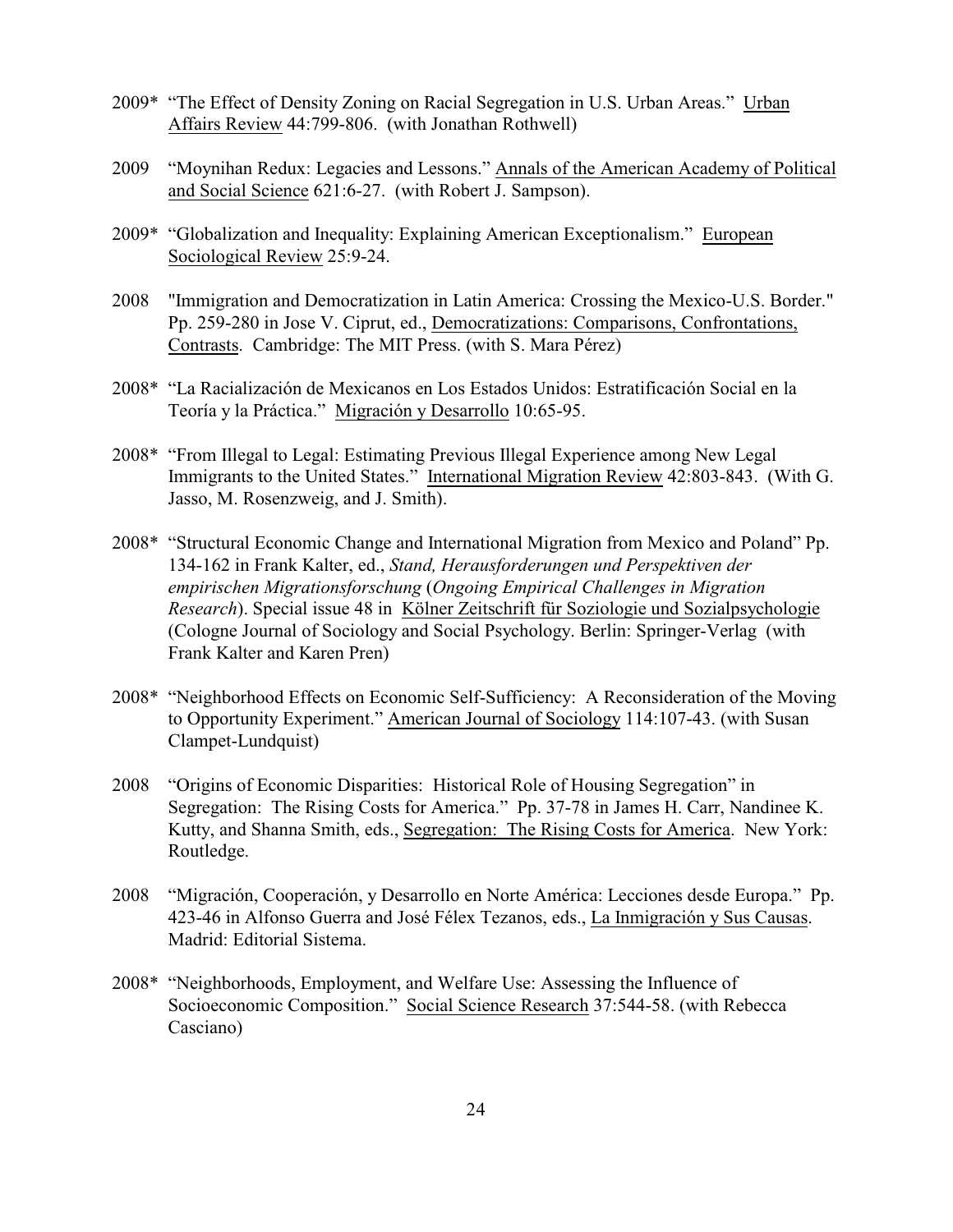2009* "The Effect of Density Zoning on Racial Segregation in U.S. Urban Areas." Urban Affairs Review 44:799-806. (with Jonathan Rothwell)

2009 "Moynihan Redux: Legacies and Lessons." Annals of the American Academy of Political and Social Science 621:6-27. (with Robert J. Sampson).

2009* "Globalization and Inequality: Explaining American Exceptionalism." European Sociological Review 25:9-24.

2008 "Immigration and Democratization in Latin America: Crossing the Mexico-U.S. Border." Pp. 259-280 in Jose V. Ciprut, ed., Democratizations: Comparisons, Confrontations, Contrasts. Cambridge: The MIT Press. (with S. Mara Pérez)

2008* "La Racialización de Mexicanos en Los Estados Unidos: Estratificación Social en la Teoría y la Práctica." Migración y Desarrollo 10:65-95.

2008* "From Illegal to Legal: Estimating Previous Illegal Experience among New Legal Immigrants to the United States." International Migration Review 42:803-843. (With G. Jasso, M. Rosenzweig, and J. Smith).

2008* "Structural Economic Change and International Migration from Mexico and Poland" Pp. 134-162 in Frank Kalter, ed., *Stand, Herausforderungen und Perspektiven der empirischen Migrationsforschung* (*Ongoing Empirical Challenges in Migration Research*). Special issue 48 in Kölner Zeitschrift für Soziologie und Sozialpsychologie (Cologne Journal of Sociology and Social Psychology. Berlin: Springer-Verlag (with Frank Kalter and Karen Pren)

2008* "Neighborhood Effects on Economic Self-Sufficiency: A Reconsideration of the Moving to Opportunity Experiment." American Journal of Sociology 114:107-43. (with Susan Clampet-Lundquist)

2008 "Origins of Economic Disparities: Historical Role of Housing Segregation" in Segregation: The Rising Costs for America." Pp. 37-78 in James H. Carr, Nandinee K. Kutty, and Shanna Smith, eds., Segregation: The Rising Costs for America. New York: Routledge.

2008 "Migración, Cooperación, y Desarrollo en Norte América: Lecciones desde Europa." Pp. 423-46 in Alfonso Guerra and José Félex Tezanos, eds., La Inmigración y Sus Causas. Madrid: Editorial Sistema.

2008* "Neighborhoods, Employment, and Welfare Use: Assessing the Influence of Socioeconomic Composition." Social Science Research 37:544-58. (with Rebecca Casciano)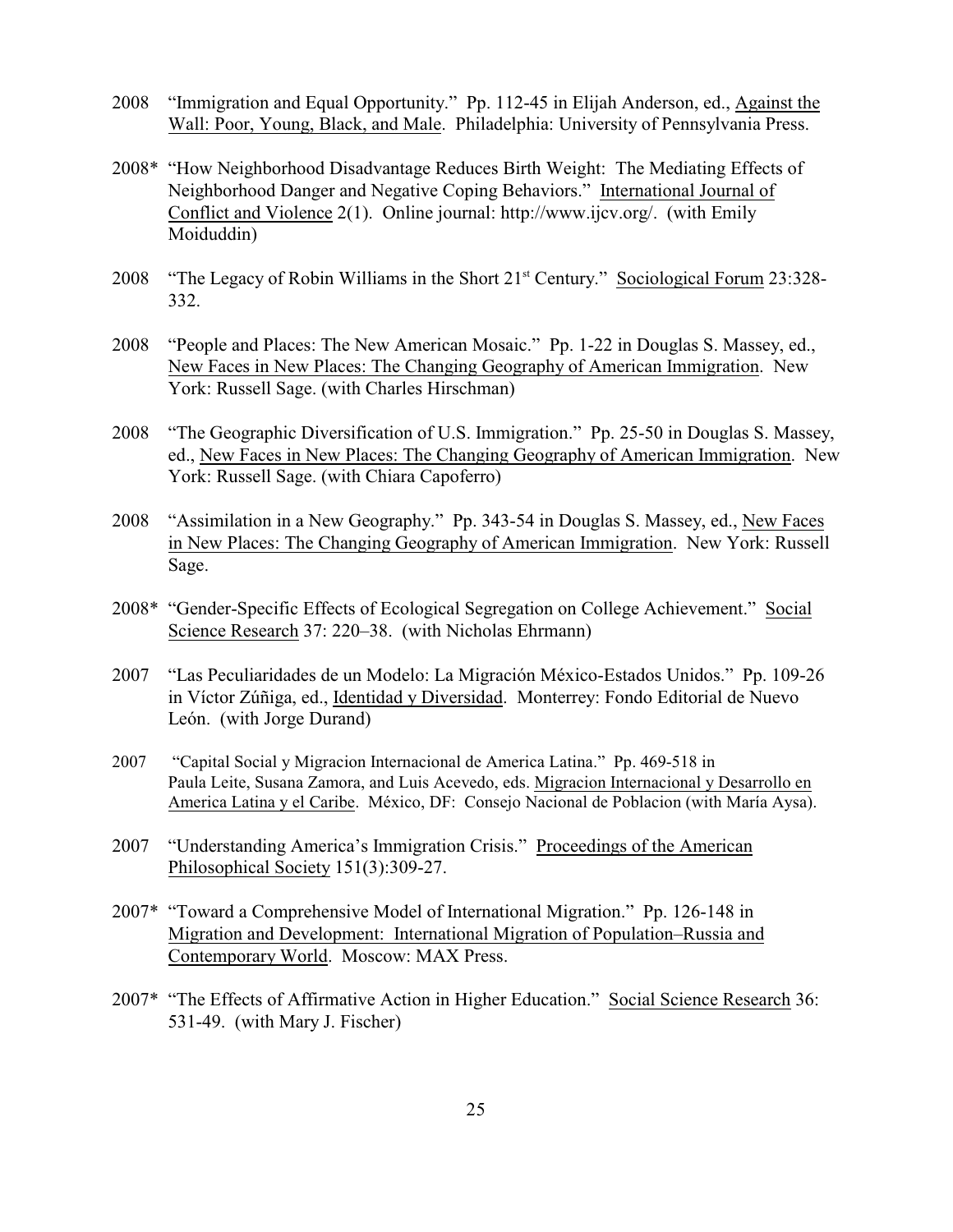2008 "Immigration and Equal Opportunity." Pp. 112-45 in Elijah Anderson, ed., Against the Wall: Poor, Young, Black, and Male. Philadelphia: University of Pennsylvania Press.

2008* "How Neighborhood Disadvantage Reduces Birth Weight: The Mediating Effects of Neighborhood Danger and Negative Coping Behaviors." International Journal of Conflict and Violence 2(1). Online journal: http://www.ijcv.org/. (with Emily Moiduddin)

2008 "The Legacy of Robin Williams in the Short 21st Century." Sociological Forum 23:328-332.

2008 "People and Places: The New American Mosaic." Pp. 1-22 in Douglas S. Massey, ed., New Faces in New Places: The Changing Geography of American Immigration. New York: Russell Sage. (with Charles Hirschman)

2008 "The Geographic Diversification of U.S. Immigration." Pp. 25-50 in Douglas S. Massey, ed., New Faces in New Places: The Changing Geography of American Immigration. New York: Russell Sage. (with Chiara Capoferro)

2008 "Assimilation in a New Geography." Pp. 343-54 in Douglas S. Massey, ed., New Faces in New Places: The Changing Geography of American Immigration. New York: Russell Sage.

2008* "Gender-Specific Effects of Ecological Segregation on College Achievement." Social Science Research 37: 220–38. (with Nicholas Ehrmann)

2007 "Las Peculiaridades de un Modelo: La Migración México-Estados Unidos." Pp. 109-26 in Víctor Zúñiga, ed., Identidad y Diversidad. Monterrey: Fondo Editorial de Nuevo León. (with Jorge Durand)

2007 "Capital Social y Migracion Internacional de America Latina." Pp. 469-518 in Paula Leite, Susana Zamora, and Luis Acevedo, eds. Migracion Internacional y Desarrollo en America Latina y el Caribe. México, DF: Consejo Nacional de Poblacion (with María Aysa).

2007 "Understanding America's Immigration Crisis." Proceedings of the American Philosophical Society 151(3):309-27.

2007* "Toward a Comprehensive Model of International Migration." Pp. 126-148 in Migration and Development: International Migration of Population–Russia and Contemporary World. Moscow: MAX Press.

2007* "The Effects of Affirmative Action in Higher Education." Social Science Research 36: 531-49. (with Mary J. Fischer)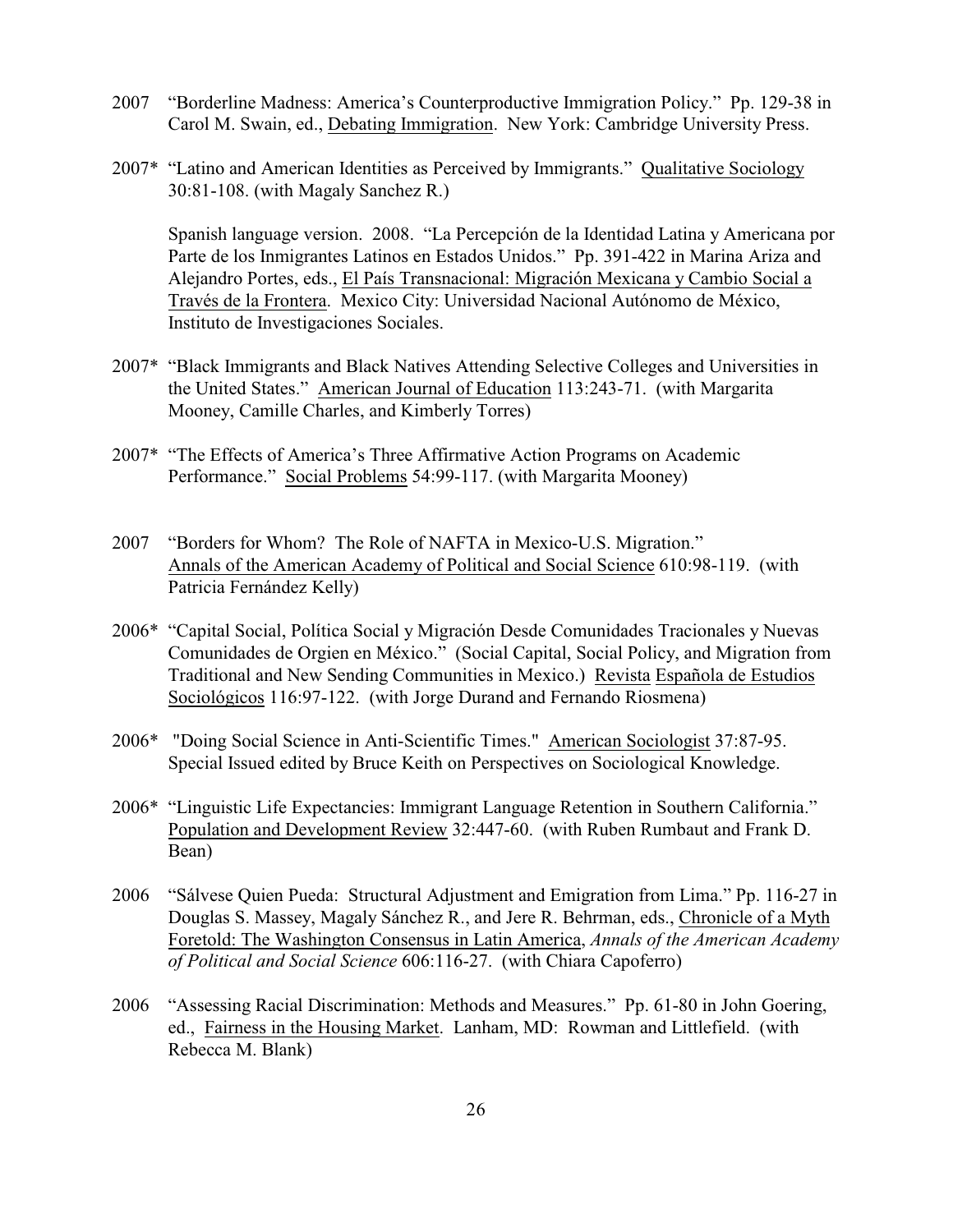2007 "Borderline Madness: America's Counterproductive Immigration Policy." Pp. 129-38 in Carol M. Swain, ed., Debating Immigration. New York: Cambridge University Press.

2007* "Latino and American Identities as Perceived by Immigrants." Qualitative Sociology 30:81-108. (with Magaly Sanchez R.)

Spanish language version. 2008. "La Percepción de la Identidad Latina y Americana por Parte de los Inmigrantes Latinos en Estados Unidos." Pp. 391-422 in Marina Ariza and Alejandro Portes, eds., El País Transnacional: Migración Mexicana y Cambio Social a Través de la Frontera. Mexico City: Universidad Nacional Autónomo de México, Instituto de Investigaciones Sociales.

2007* "Black Immigrants and Black Natives Attending Selective Colleges and Universities in the United States." American Journal of Education 113:243-71. (with Margarita Mooney, Camille Charles, and Kimberly Torres)

2007* "The Effects of America's Three Affirmative Action Programs on Academic Performance." Social Problems 54:99-117. (with Margarita Mooney)

2007 "Borders for Whom? The Role of NAFTA in Mexico-U.S. Migration." Annals of the American Academy of Political and Social Science 610:98-119. (with Patricia Fernández Kelly)

2006* "Capital Social, Política Social y Migración Desde Comunidades Tracionales y Nuevas Comunidades de Orgien en México." (Social Capital, Social Policy, and Migration from Traditional and New Sending Communities in Mexico.) Revista Española de Estudios Sociológicos 116:97-122. (with Jorge Durand and Fernando Riosmena)

2006* "Doing Social Science in Anti-Scientific Times." American Sociologist 37:87-95. Special Issued edited by Bruce Keith on Perspectives on Sociological Knowledge.

2006* "Linguistic Life Expectancies: Immigrant Language Retention in Southern California." Population and Development Review 32:447-60. (with Ruben Rumbaut and Frank D. Bean)

2006 "Sálvese Quien Pueda: Structural Adjustment and Emigration from Lima." Pp. 116-27 in Douglas S. Massey, Magaly Sánchez R., and Jere R. Behrman, eds., Chronicle of a Myth Foretold: The Washington Consensus in Latin America, *Annals of the American Academy of Political and Social Science* 606:116-27. (with Chiara Capoferro)

2006 "Assessing Racial Discrimination: Methods and Measures." Pp. 61-80 in John Goering, ed., Fairness in the Housing Market. Lanham, MD: Rowman and Littlefield. (with Rebecca M. Blank)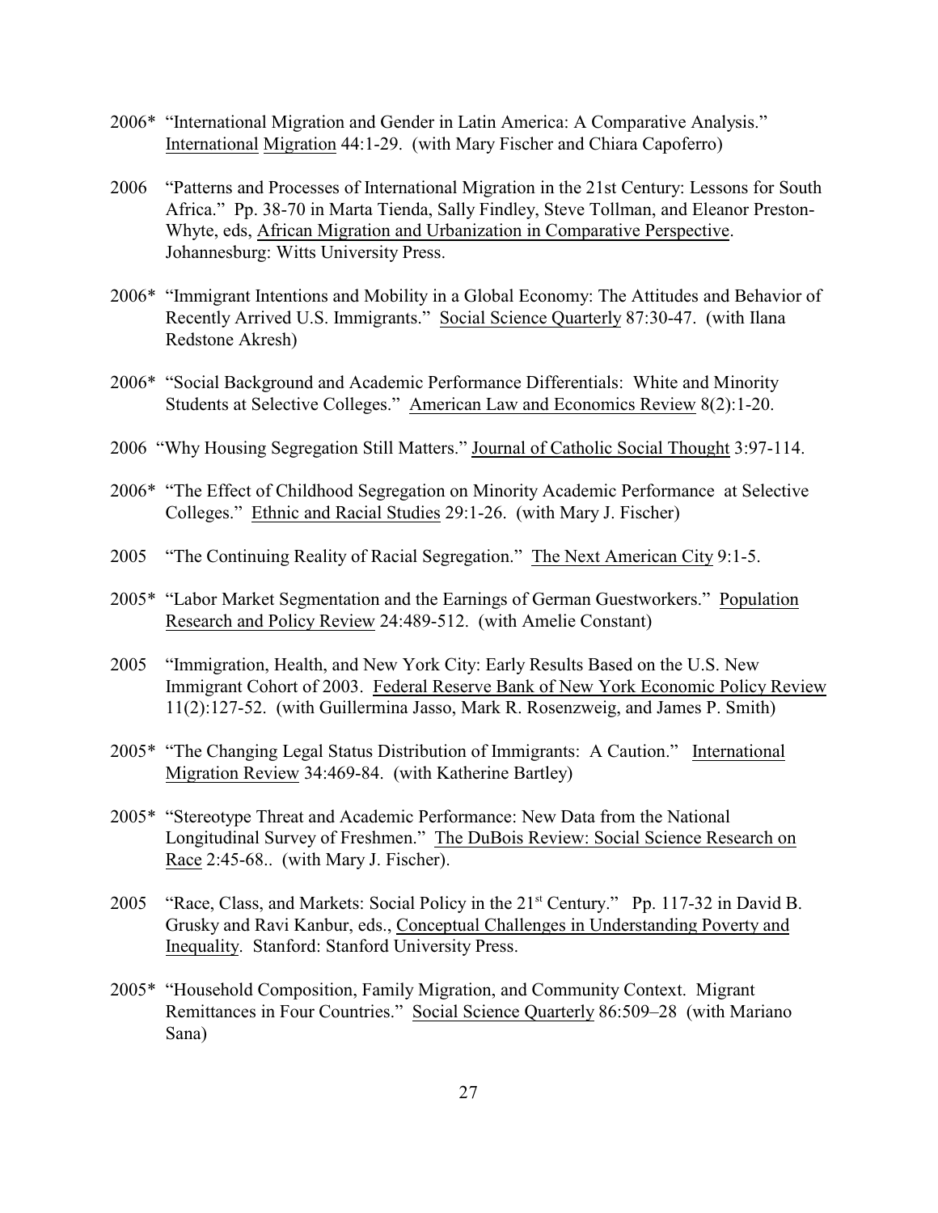2006* "International Migration and Gender in Latin America: A Comparative Analysis." International Migration 44:1-29. (with Mary Fischer and Chiara Capoferro)

2006 "Patterns and Processes of International Migration in the 21st Century: Lessons for South Africa." Pp. 38-70 in Marta Tienda, Sally Findley, Steve Tollman, and Eleanor Preston-Whyte, eds, African Migration and Urbanization in Comparative Perspective. Johannesburg: Witts University Press.

2006* "Immigrant Intentions and Mobility in a Global Economy: The Attitudes and Behavior of Recently Arrived U.S. Immigrants." Social Science Quarterly 87:30-47. (with Ilana Redstone Akresh)

2006* "Social Background and Academic Performance Differentials: White and Minority Students at Selective Colleges." American Law and Economics Review 8(2):1-20.

2006 "Why Housing Segregation Still Matters." Journal of Catholic Social Thought 3:97-114.

2006* "The Effect of Childhood Segregation on Minority Academic Performance at Selective Colleges." Ethnic and Racial Studies 29:1-26. (with Mary J. Fischer)

2005 "The Continuing Reality of Racial Segregation." The Next American City 9:1-5.

2005* "Labor Market Segmentation and the Earnings of German Guestworkers." Population Research and Policy Review 24:489-512. (with Amelie Constant)

2005 "Immigration, Health, and New York City: Early Results Based on the U.S. New Immigrant Cohort of 2003. Federal Reserve Bank of New York Economic Policy Review 11(2):127-52. (with Guillermina Jasso, Mark R. Rosenzweig, and James P. Smith)

2005* "The Changing Legal Status Distribution of Immigrants: A Caution." International Migration Review 34:469-84. (with Katherine Bartley)

2005* "Stereotype Threat and Academic Performance: New Data from the National Longitudinal Survey of Freshmen." The DuBois Review: Social Science Research on Race 2:45-68.. (with Mary J. Fischer).

2005 "Race, Class, and Markets: Social Policy in the 21st Century." Pp. 117-32 in David B. Grusky and Ravi Kanbur, eds., Conceptual Challenges in Understanding Poverty and Inequality. Stanford: Stanford University Press.

2005* "Household Composition, Family Migration, and Community Context. Migrant Remittances in Four Countries." Social Science Quarterly 86:509–28 (with Mariano Sana)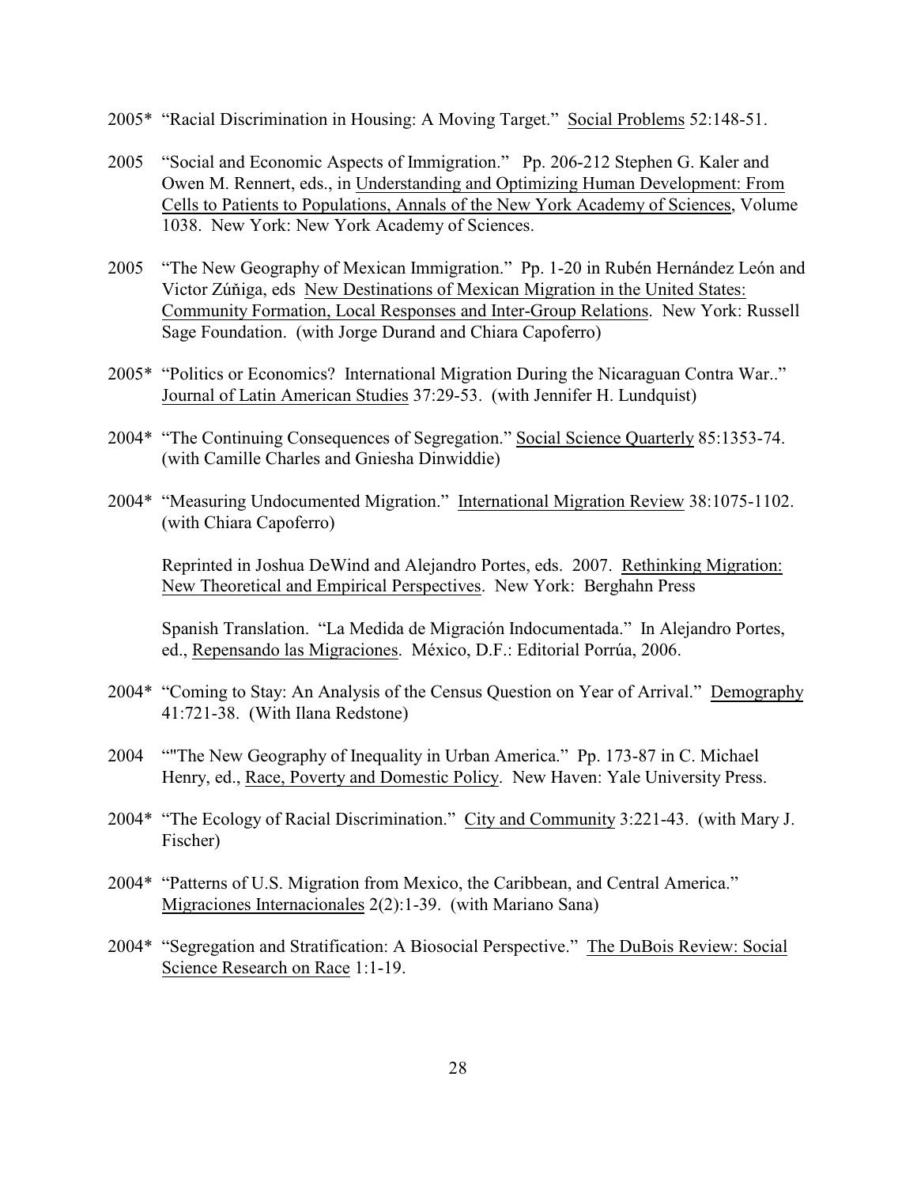2005* "Racial Discrimination in Housing: A Moving Target." Social Problems 52:148-51.

2005 "Social and Economic Aspects of Immigration." Pp. 206-212 Stephen G. Kaler and Owen M. Rennert, eds., in Understanding and Optimizing Human Development: From Cells to Patients to Populations, Annals of the New York Academy of Sciences, Volume 1038. New York: New York Academy of Sciences.

2005 "The New Geography of Mexican Immigration." Pp. 1-20 in Rubén Hernández León and Victor Zúňiga, eds New Destinations of Mexican Migration in the United States: Community Formation, Local Responses and Inter-Group Relations. New York: Russell Sage Foundation. (with Jorge Durand and Chiara Capoferro)

2005* "Politics or Economics? International Migration During the Nicaraguan Contra War.." Journal of Latin American Studies 37:29-53. (with Jennifer H. Lundquist)

2004* "The Continuing Consequences of Segregation." Social Science Quarterly 85:1353-74. (with Camille Charles and Gniesha Dinwiddie)

2004* "Measuring Undocumented Migration." International Migration Review 38:1075-1102. (with Chiara Capoferro)

Reprinted in Joshua DeWind and Alejandro Portes, eds. 2007. Rethinking Migration: New Theoretical and Empirical Perspectives. New York: Berghahn Press

Spanish Translation. "La Medida de Migración Indocumentada." In Alejandro Portes, ed., Repensando las Migraciones. México, D.F.: Editorial Porrúa, 2006.

2004* "Coming to Stay: An Analysis of the Census Question on Year of Arrival." Demography 41:721-38. (With Ilana Redstone)

2004 ""The New Geography of Inequality in Urban America." Pp. 173-87 in C. Michael Henry, ed., Race, Poverty and Domestic Policy. New Haven: Yale University Press.

2004* "The Ecology of Racial Discrimination." City and Community 3:221-43. (with Mary J. Fischer)

2004* "Patterns of U.S. Migration from Mexico, the Caribbean, and Central America." Migraciones Internacionales 2(2):1-39. (with Mariano Sana)

2004* "Segregation and Stratification: A Biosocial Perspective." The DuBois Review: Social Science Research on Race 1:1-19.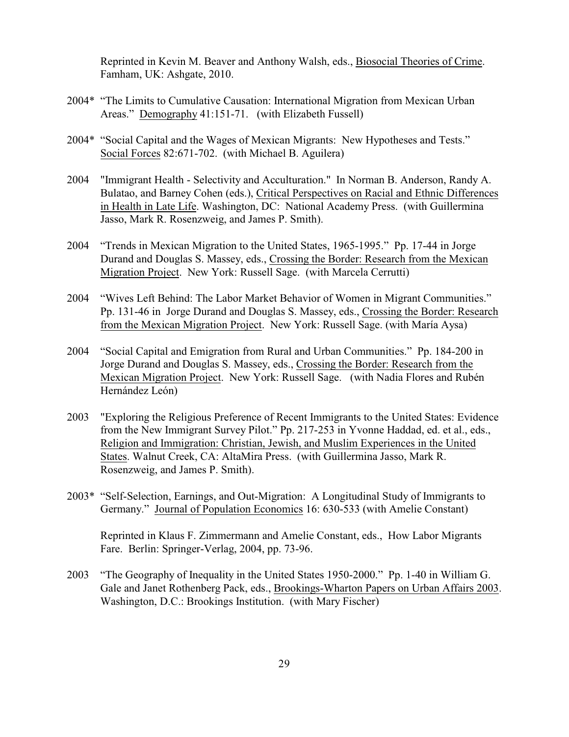Reprinted in Kevin M. Beaver and Anthony Walsh, eds., Biosocial Theories of Crime. Famham, UK: Ashgate, 2010.

2004* "The Limits to Cumulative Causation: International Migration from Mexican Urban Areas." Demography 41:151-71. (with Elizabeth Fussell)

2004* "Social Capital and the Wages of Mexican Migrants: New Hypotheses and Tests." Social Forces 82:671-702. (with Michael B. Aguilera)

2004 "Immigrant Health - Selectivity and Acculturation." In Norman B. Anderson, Randy A. Bulatao, and Barney Cohen (eds.), Critical Perspectives on Racial and Ethnic Differences in Health in Late Life. Washington, DC: National Academy Press. (with Guillermina Jasso, Mark R. Rosenzweig, and James P. Smith).

2004 "Trends in Mexican Migration to the United States, 1965-1995." Pp. 17-44 in Jorge Durand and Douglas S. Massey, eds., Crossing the Border: Research from the Mexican Migration Project. New York: Russell Sage. (with Marcela Cerrutti)

2004 "Wives Left Behind: The Labor Market Behavior of Women in Migrant Communities." Pp. 131-46 in Jorge Durand and Douglas S. Massey, eds., Crossing the Border: Research from the Mexican Migration Project. New York: Russell Sage. (with María Aysa)

2004 "Social Capital and Emigration from Rural and Urban Communities." Pp. 184-200 in Jorge Durand and Douglas S. Massey, eds., Crossing the Border: Research from the Mexican Migration Project. New York: Russell Sage. (with Nadia Flores and Rubén Hernández León)

2003 "Exploring the Religious Preference of Recent Immigrants to the United States: Evidence from the New Immigrant Survey Pilot." Pp. 217-253 in Yvonne Haddad, ed. et al., eds., Religion and Immigration: Christian, Jewish, and Muslim Experiences in the United States. Walnut Creek, CA: AltaMira Press. (with Guillermina Jasso, Mark R. Rosenzweig, and James P. Smith).

2003* "Self-Selection, Earnings, and Out-Migration: A Longitudinal Study of Immigrants to Germany." Journal of Population Economics 16: 630-533 (with Amelie Constant)

Reprinted in Klaus F. Zimmermann and Amelie Constant, eds., How Labor Migrants Fare. Berlin: Springer-Verlag, 2004, pp. 73-96.

2003 "The Geography of Inequality in the United States 1950-2000." Pp. 1-40 in William G. Gale and Janet Rothenberg Pack, eds., Brookings-Wharton Papers on Urban Affairs 2003. Washington, D.C.: Brookings Institution. (with Mary Fischer)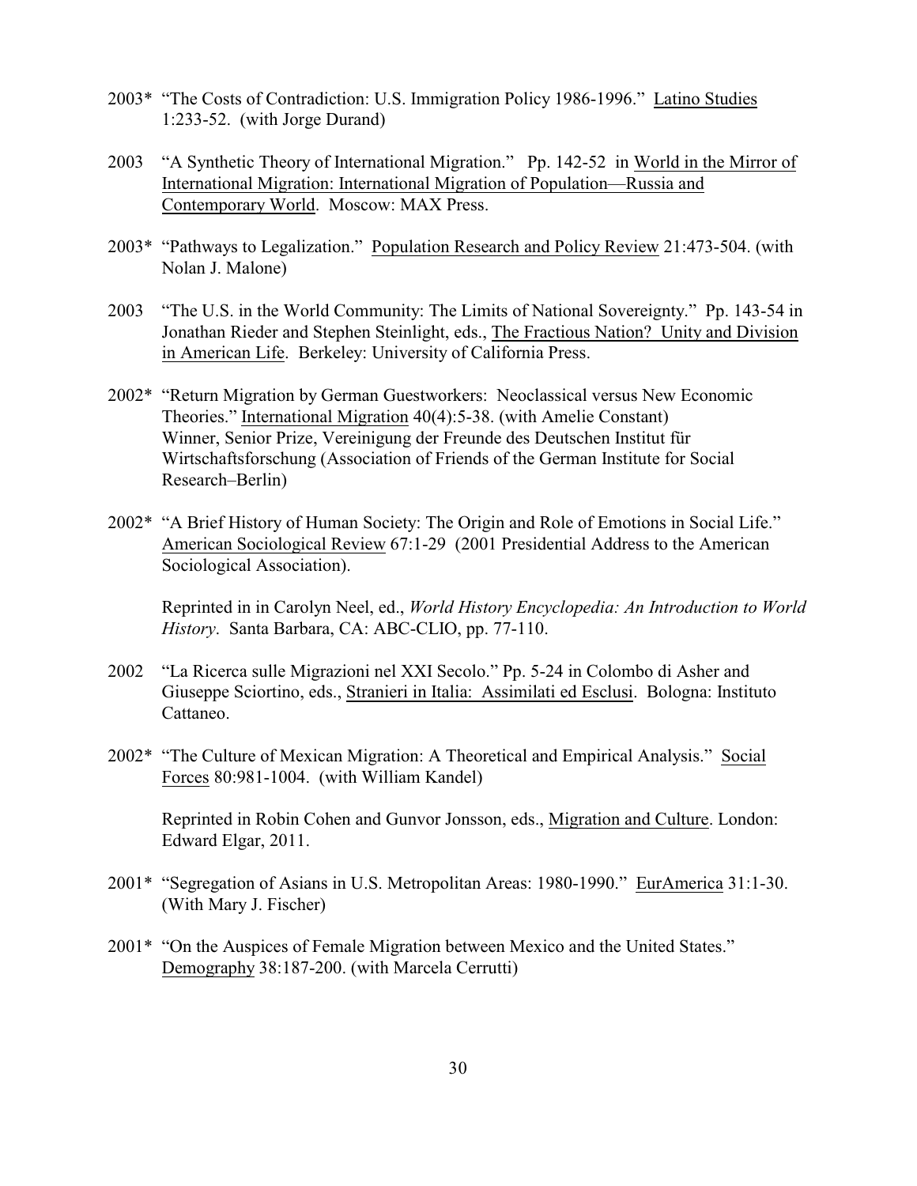2003* "The Costs of Contradiction: U.S. Immigration Policy 1986-1996." Latino Studies 1:233-52. (with Jorge Durand)

2003 "A Synthetic Theory of International Migration." Pp. 142-52 in World in the Mirror of International Migration: International Migration of Population—Russia and Contemporary World. Moscow: MAX Press.

2003* "Pathways to Legalization." Population Research and Policy Review 21:473-504. (with Nolan J. Malone)

2003 "The U.S. in the World Community: The Limits of National Sovereignty." Pp. 143-54 in Jonathan Rieder and Stephen Steinlight, eds., The Fractious Nation? Unity and Division in American Life. Berkeley: University of California Press.

2002* "Return Migration by German Guestworkers: Neoclassical versus New Economic Theories." International Migration 40(4):5-38. (with Amelie Constant) Winner, Senior Prize, Vereinigung der Freunde des Deutschen Institut für Wirtschaftsforschung (Association of Friends of the German Institute for Social Research–Berlin)

2002* "A Brief History of Human Society: The Origin and Role of Emotions in Social Life." American Sociological Review 67:1-29 (2001 Presidential Address to the American Sociological Association).

Reprinted in in Carolyn Neel, ed., *World History Encyclopedia: An Introduction to World History*. Santa Barbara, CA: ABC-CLIO, pp. 77-110.

2002 "La Ricerca sulle Migrazioni nel XXI Secolo." Pp. 5-24 in Colombo di Asher and Giuseppe Sciortino, eds., Stranieri in Italia: Assimilati ed Esclusi. Bologna: Instituto Cattaneo.

2002* "The Culture of Mexican Migration: A Theoretical and Empirical Analysis." Social Forces 80:981-1004. (with William Kandel)

Reprinted in Robin Cohen and Gunvor Jonsson, eds., Migration and Culture. London: Edward Elgar, 2011.

2001* "Segregation of Asians in U.S. Metropolitan Areas: 1980-1990." EurAmerica 31:1-30. (With Mary J. Fischer)

2001* "On the Auspices of Female Migration between Mexico and the United States." Demography 38:187-200. (with Marcela Cerrutti)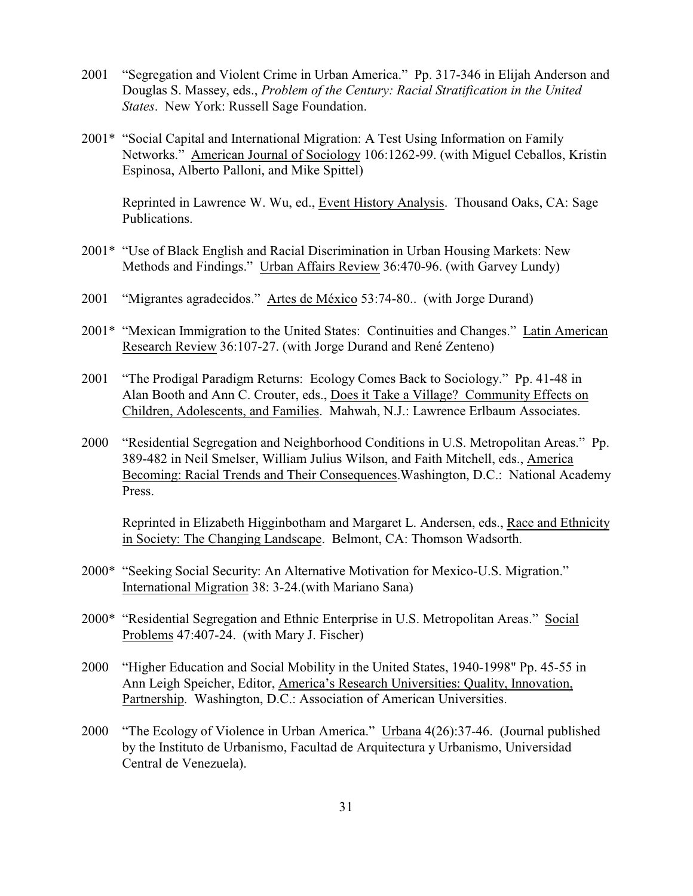2001 "Segregation and Violent Crime in Urban America." Pp. 317-346 in Elijah Anderson and Douglas S. Massey, eds., *Problem of the Century: Racial Stratification in the United States*. New York: Russell Sage Foundation.

2001* "Social Capital and International Migration: A Test Using Information on Family Networks." American Journal of Sociology 106:1262-99. (with Miguel Ceballos, Kristin Espinosa, Alberto Palloni, and Mike Spittel)

Reprinted in Lawrence W. Wu, ed., Event History Analysis. Thousand Oaks, CA: Sage Publications.

2001* "Use of Black English and Racial Discrimination in Urban Housing Markets: New Methods and Findings." Urban Affairs Review 36:470-96. (with Garvey Lundy)

2001 "Migrantes agradecidos." Artes de México 53:74-80.. (with Jorge Durand)

2001* "Mexican Immigration to the United States: Continuities and Changes." Latin American Research Review 36:107-27. (with Jorge Durand and René Zenteno)

2001 "The Prodigal Paradigm Returns: Ecology Comes Back to Sociology." Pp. 41-48 in Alan Booth and Ann C. Crouter, eds., Does it Take a Village? Community Effects on Children, Adolescents, and Families. Mahwah, N.J.: Lawrence Erlbaum Associates.

2000 "Residential Segregation and Neighborhood Conditions in U.S. Metropolitan Areas." Pp. 389-482 in Neil Smelser, William Julius Wilson, and Faith Mitchell, eds., America Becoming: Racial Trends and Their Consequences.Washington, D.C.: National Academy Press.

Reprinted in Elizabeth Higginbotham and Margaret L. Andersen, eds., Race and Ethnicity in Society: The Changing Landscape. Belmont, CA: Thomson Wadsorth.

2000* "Seeking Social Security: An Alternative Motivation for Mexico-U.S. Migration." International Migration 38: 3-24.(with Mariano Sana)

2000* "Residential Segregation and Ethnic Enterprise in U.S. Metropolitan Areas." Social Problems 47:407-24. (with Mary J. Fischer)

2000 "Higher Education and Social Mobility in the United States, 1940-1998" Pp. 45-55 in Ann Leigh Speicher, Editor, America's Research Universities: Quality, Innovation, Partnership. Washington, D.C.: Association of American Universities.

2000 "The Ecology of Violence in Urban America." Urbana 4(26):37-46. (Journal published by the Instituto de Urbanismo, Facultad de Arquitectura y Urbanismo, Universidad Central de Venezuela).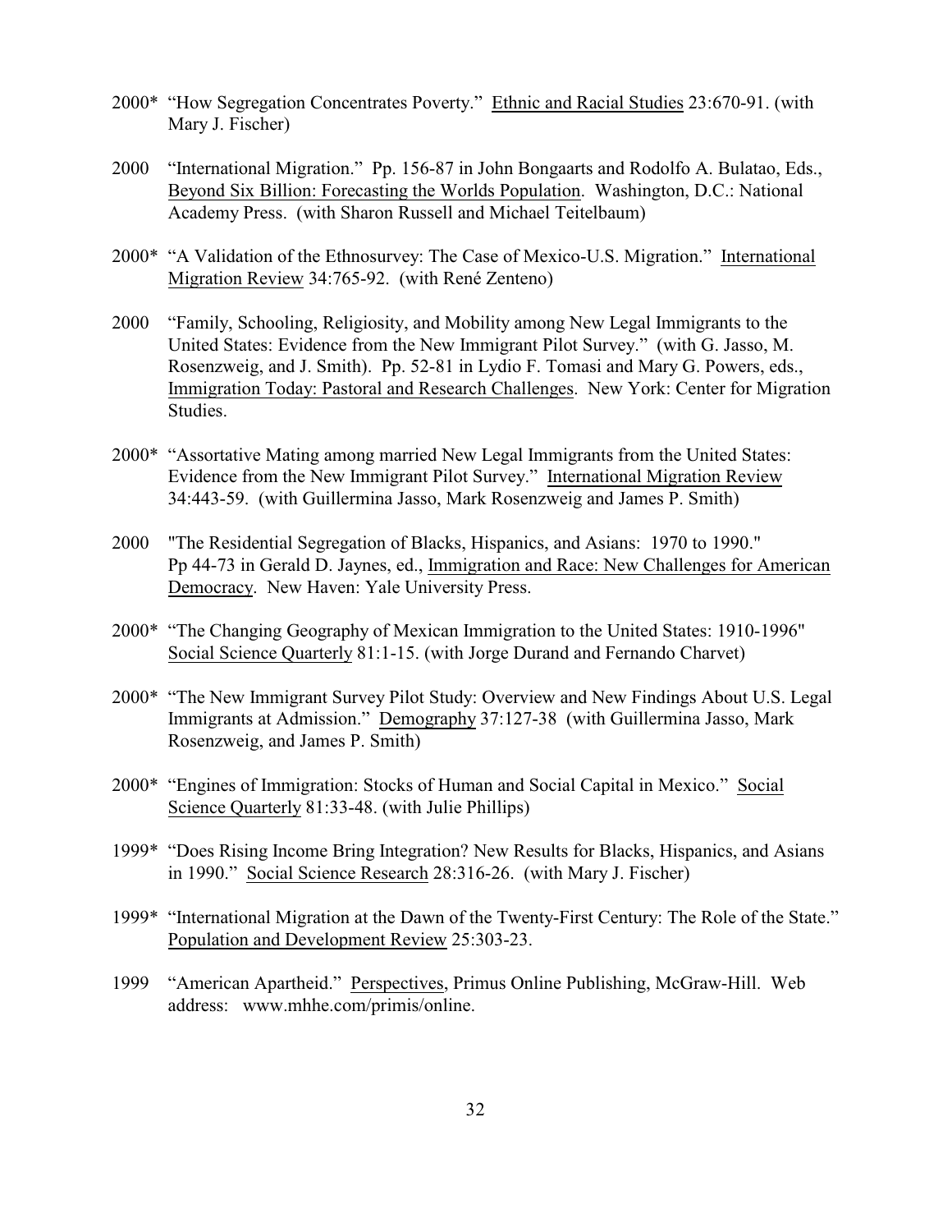2000* "How Segregation Concentrates Poverty." Ethnic and Racial Studies 23:670-91. (with Mary J. Fischer)

2000 "International Migration." Pp. 156-87 in John Bongaarts and Rodolfo A. Bulatao, Eds., Beyond Six Billion: Forecasting the Worlds Population. Washington, D.C.: National Academy Press. (with Sharon Russell and Michael Teitelbaum)

2000* "A Validation of the Ethnosurvey: The Case of Mexico-U.S. Migration." International Migration Review 34:765-92. (with René Zenteno)

2000 "Family, Schooling, Religiosity, and Mobility among New Legal Immigrants to the United States: Evidence from the New Immigrant Pilot Survey." (with G. Jasso, M. Rosenzweig, and J. Smith). Pp. 52-81 in Lydio F. Tomasi and Mary G. Powers, eds., Immigration Today: Pastoral and Research Challenges. New York: Center for Migration Studies.

2000* "Assortative Mating among married New Legal Immigrants from the United States: Evidence from the New Immigrant Pilot Survey." International Migration Review 34:443-59. (with Guillermina Jasso, Mark Rosenzweig and James P. Smith)

2000 "The Residential Segregation of Blacks, Hispanics, and Asians: 1970 to 1990." Pp 44-73 in Gerald D. Jaynes, ed., Immigration and Race: New Challenges for American Democracy. New Haven: Yale University Press.

2000* "The Changing Geography of Mexican Immigration to the United States: 1910-1996" Social Science Quarterly 81:1-15. (with Jorge Durand and Fernando Charvet)

2000* "The New Immigrant Survey Pilot Study: Overview and New Findings About U.S. Legal Immigrants at Admission." Demography 37:127-38 (with Guillermina Jasso, Mark Rosenzweig, and James P. Smith)

2000* "Engines of Immigration: Stocks of Human and Social Capital in Mexico." Social Science Quarterly 81:33-48. (with Julie Phillips)

1999* "Does Rising Income Bring Integration? New Results for Blacks, Hispanics, and Asians in 1990." Social Science Research 28:316-26. (with Mary J. Fischer)

1999* "International Migration at the Dawn of the Twenty-First Century: The Role of the State." Population and Development Review 25:303-23.

1999 "American Apartheid." Perspectives, Primus Online Publishing, McGraw-Hill. Web address: www.mhhe.com/primis/online.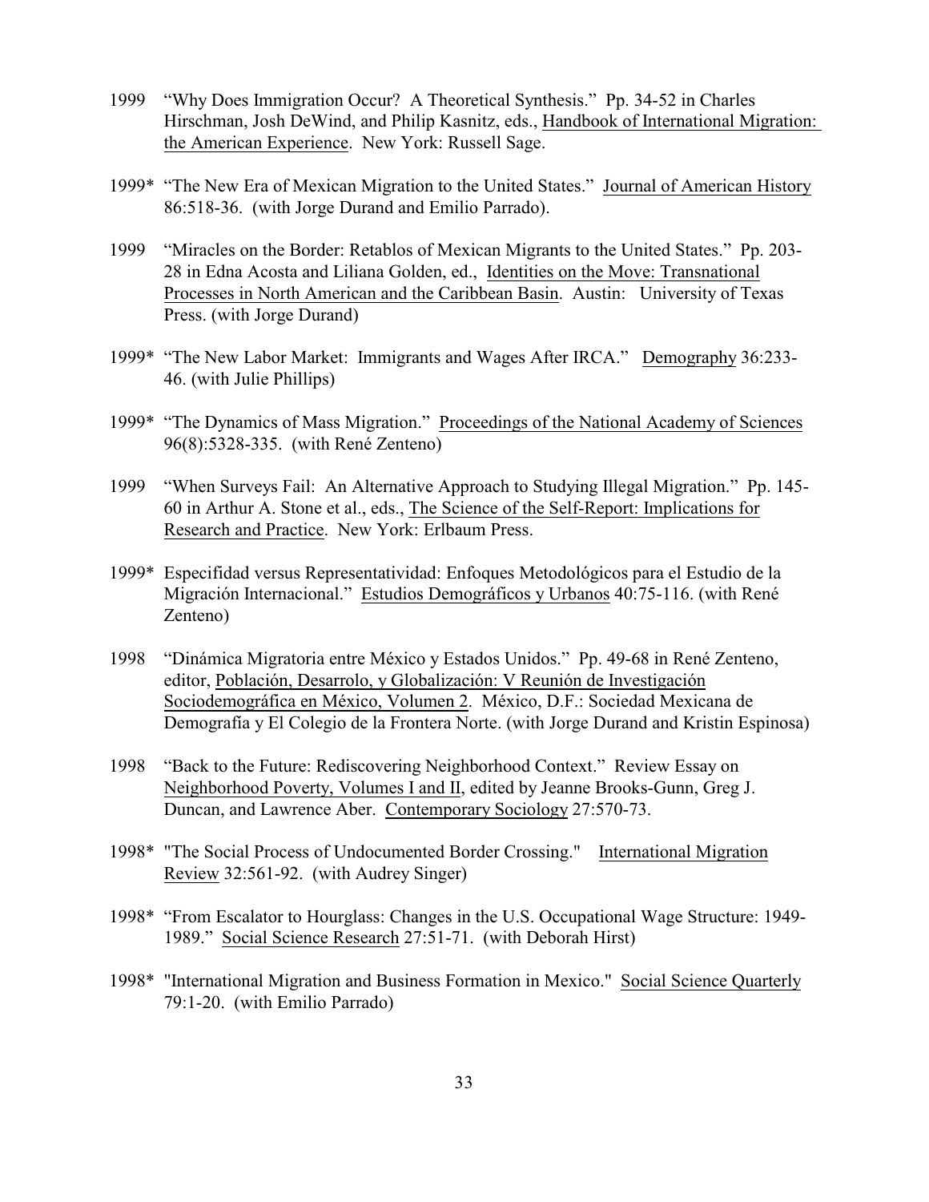1999 "Why Does Immigration Occur? A Theoretical Synthesis." Pp. 34-52 in Charles Hirschman, Josh DeWind, and Philip Kasnitz, eds., Handbook of International Migration: the American Experience. New York: Russell Sage.

1999* "The New Era of Mexican Migration to the United States." Journal of American History 86:518-36. (with Jorge Durand and Emilio Parrado).

1999 "Miracles on the Border: Retablos of Mexican Migrants to the United States." Pp. 203-28 in Edna Acosta and Liliana Golden, ed., Identities on the Move: Transnational Processes in North American and the Caribbean Basin. Austin: University of Texas Press. (with Jorge Durand)

1999* "The New Labor Market: Immigrants and Wages After IRCA." Demography 36:233-46. (with Julie Phillips)

1999* "The Dynamics of Mass Migration." Proceedings of the National Academy of Sciences 96(8):5328-335. (with René Zenteno)

1999 "When Surveys Fail: An Alternative Approach to Studying Illegal Migration." Pp. 145-60 in Arthur A. Stone et al., eds., The Science of the Self-Report: Implications for Research and Practice. New York: Erlbaum Press.

1999* Especifidad versus Representatividad: Enfoques Metodológicos para el Estudio de la Migración Internacional." Estudios Demográficos y Urbanos 40:75-116. (with René Zenteno)

1998 "Dinámica Migratoria entre México y Estados Unidos." Pp. 49-68 in René Zenteno, editor, Población, Desarrollo, y Globalización: V Reunión de Investigación Sociodemográfica en México, Volumen 2. México, D.F.: Sociedad Mexicana de Demografía y El Colegio de la Frontera Norte. (with Jorge Durand and Kristin Espinosa)

1998 "Back to the Future: Rediscovering Neighborhood Context." Review Essay on Neighborhood Poverty, Volumes I and II, edited by Jeanne Brooks-Gunn, Greg J. Duncan, and Lawrence Aber. Contemporary Sociology 27:570-73.

1998* "The Social Process of Undocumented Border Crossing." International Migration Review 32:561-92. (with Audrey Singer)

1998* "From Escalator to Hourglass: Changes in the U.S. Occupational Wage Structure: 1949-1989." Social Science Research 27:51-71. (with Deborah Hirst)

1998* "International Migration and Business Formation in Mexico." Social Science Quarterly 79:1-20. (with Emilio Parrado)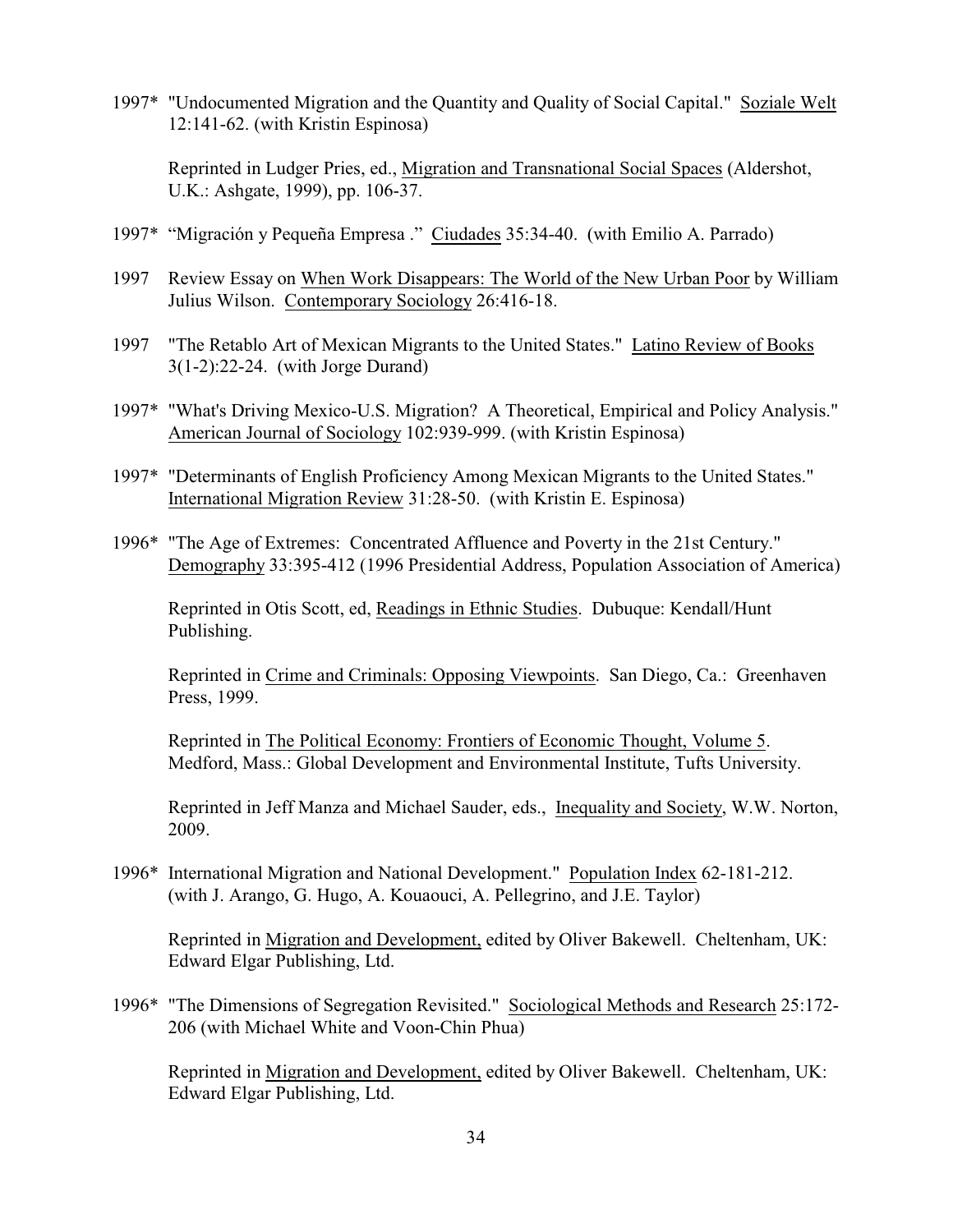1997* "Undocumented Migration and the Quantity and Quality of Social Capital." Soziale Welt 12:141-62. (with Kristin Espinosa)

Reprinted in Ludger Pries, ed., Migration and Transnational Social Spaces (Aldershot, U.K.: Ashgate, 1999), pp. 106-37.

1997* "Migración y Pequeña Empresa ." Ciudades 35:34-40. (with Emilio A. Parrado)

1997 Review Essay on When Work Disappears: The World of the New Urban Poor by William Julius Wilson. Contemporary Sociology 26:416-18.

1997 "The Retablo Art of Mexican Migrants to the United States." Latino Review of Books 3(1-2):22-24. (with Jorge Durand)

1997* "What's Driving Mexico-U.S. Migration? A Theoretical, Empirical and Policy Analysis." American Journal of Sociology 102:939-999. (with Kristin Espinosa)

1997* "Determinants of English Proficiency Among Mexican Migrants to the United States." International Migration Review 31:28-50. (with Kristin E. Espinosa)

1996* "The Age of Extremes: Concentrated Affluence and Poverty in the 21st Century." Demography 33:395-412 (1996 Presidential Address, Population Association of America)

Reprinted in Otis Scott, ed, Readings in Ethnic Studies. Dubuque: Kendall/Hunt Publishing.

Reprinted in Crime and Criminals: Opposing Viewpoints. San Diego, Ca.: Greenhaven Press, 1999.

Reprinted in The Political Economy: Frontiers of Economic Thought, Volume 5. Medford, Mass.: Global Development and Environmental Institute, Tufts University.

Reprinted in Jeff Manza and Michael Sauder, eds., Inequality and Society, W.W. Norton, 2009.

1996* International Migration and National Development." Population Index 62-181-212. (with J. Arango, G. Hugo, A. Kouaouci, A. Pellegrino, and J.E. Taylor)

Reprinted in Migration and Development, edited by Oliver Bakewell. Cheltenham, UK: Edward Elgar Publishing, Ltd.

1996* "The Dimensions of Segregation Revisited." Sociological Methods and Research 25:172-206 (with Michael White and Voon-Chin Phua)

Reprinted in Migration and Development, edited by Oliver Bakewell. Cheltenham, UK: Edward Elgar Publishing, Ltd.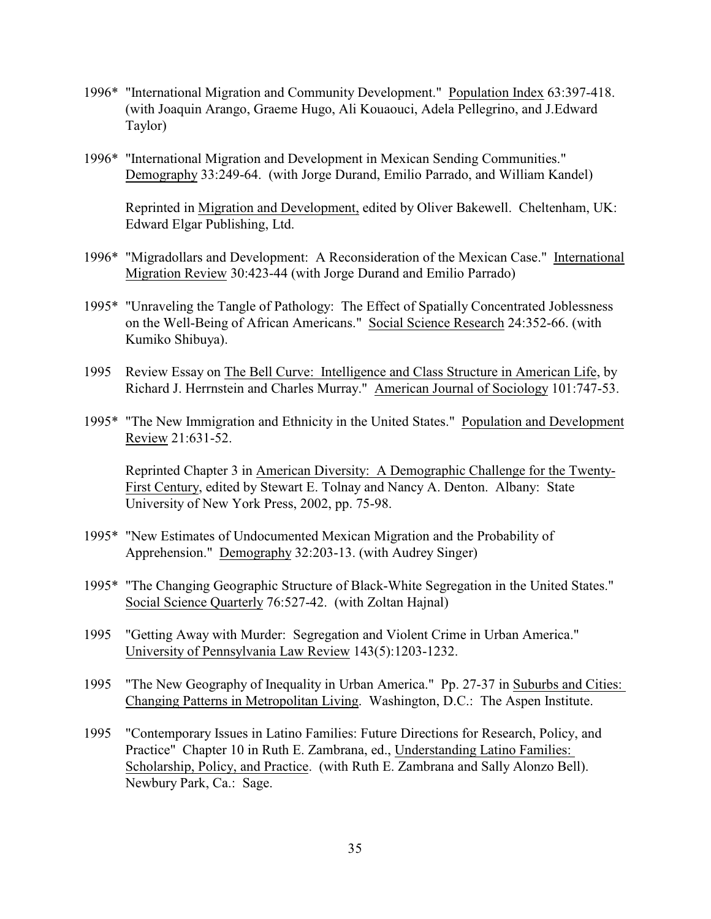1996* "International Migration and Community Development." Population Index 63:397-418. (with Joaquin Arango, Graeme Hugo, Ali Kouaouci, Adela Pellegrino, and J.Edward Taylor)

1996* "International Migration and Development in Mexican Sending Communities." Demography 33:249-64. (with Jorge Durand, Emilio Parrado, and William Kandel)

Reprinted in Migration and Development, edited by Oliver Bakewell. Cheltenham, UK: Edward Elgar Publishing, Ltd.

1996* "Migradollars and Development: A Reconsideration of the Mexican Case." International Migration Review 30:423-44 (with Jorge Durand and Emilio Parrado)

1995* "Unraveling the Tangle of Pathology: The Effect of Spatially Concentrated Joblessness on the Well-Being of African Americans." Social Science Research 24:352-66. (with Kumiko Shibuya).

1995 Review Essay on The Bell Curve: Intelligence and Class Structure in American Life, by Richard J. Herrnstein and Charles Murray." American Journal of Sociology 101:747-53.

1995* "The New Immigration and Ethnicity in the United States." Population and Development Review 21:631-52.

Reprinted Chapter 3 in American Diversity: A Demographic Challenge for the Twenty-First Century, edited by Stewart E. Tolnay and Nancy A. Denton. Albany: State University of New York Press, 2002, pp. 75-98.

1995* "New Estimates of Undocumented Mexican Migration and the Probability of Apprehension." Demography 32:203-13. (with Audrey Singer)

1995* "The Changing Geographic Structure of Black-White Segregation in the United States." Social Science Quarterly 76:527-42. (with Zoltan Hajnal)

1995 "Getting Away with Murder: Segregation and Violent Crime in Urban America." University of Pennsylvania Law Review 143(5):1203-1232.

1995 "The New Geography of Inequality in Urban America." Pp. 27-37 in Suburbs and Cities: Changing Patterns in Metropolitan Living. Washington, D.C.: The Aspen Institute.

1995 "Contemporary Issues in Latino Families: Future Directions for Research, Policy, and Practice" Chapter 10 in Ruth E. Zambrana, ed., Understanding Latino Families: Scholarship, Policy, and Practice. (with Ruth E. Zambrana and Sally Alonzo Bell). Newbury Park, Ca.: Sage.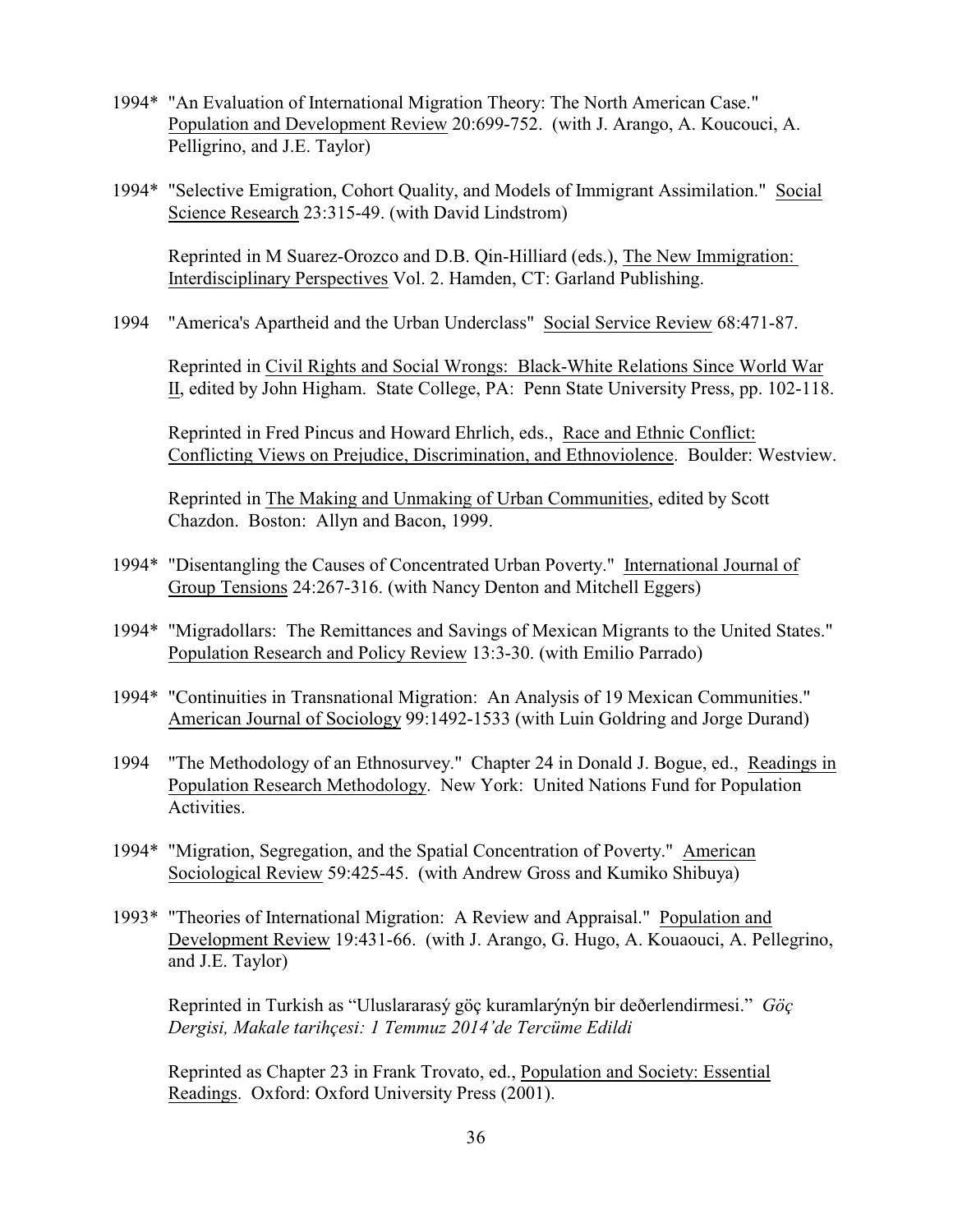1994* "An Evaluation of International Migration Theory: The North American Case." Population and Development Review 20:699-752. (with J. Arango, A. Koucouci, A. Pelligrino, and J.E. Taylor)

1994* "Selective Emigration, Cohort Quality, and Models of Immigrant Assimilation." Social Science Research 23:315-49. (with David Lindstrom)

Reprinted in M Suarez-Orozco and D.B. Qin-Hilliard (eds.), The New Immigration: Interdisciplinary Perspectives Vol. 2. Hamden, CT: Garland Publishing.

1994 "America's Apartheid and the Urban Underclass" Social Service Review 68:471-87.

Reprinted in Civil Rights and Social Wrongs: Black-White Relations Since World War II, edited by John Higham. State College, PA: Penn State University Press, pp. 102-118.

Reprinted in Fred Pincus and Howard Ehrlich, eds., Race and Ethnic Conflict: Conflicting Views on Prejudice, Discrimination, and Ethnoviolence. Boulder: Westview.

Reprinted in The Making and Unmaking of Urban Communities, edited by Scott Chazdon. Boston: Allyn and Bacon, 1999.

1994* "Disentangling the Causes of Concentrated Urban Poverty." International Journal of Group Tensions 24:267-316. (with Nancy Denton and Mitchell Eggers)

1994* "Migradollars: The Remittances and Savings of Mexican Migrants to the United States." Population Research and Policy Review 13:3-30. (with Emilio Parrado)

1994* "Continuities in Transnational Migration: An Analysis of 19 Mexican Communities." American Journal of Sociology 99:1492-1533 (with Luin Goldring and Jorge Durand)

1994 "The Methodology of an Ethnosurvey." Chapter 24 in Donald J. Bogue, ed., Readings in Population Research Methodology. New York: United Nations Fund for Population Activities.

1994* "Migration, Segregation, and the Spatial Concentration of Poverty." American Sociological Review 59:425-45. (with Andrew Gross and Kumiko Shibuya)

1993* "Theories of International Migration: A Review and Appraisal." Population and Development Review 19:431-66. (with J. Arango, G. Hugo, A. Kouaouci, A. Pellegrino, and J.E. Taylor)

Reprinted in Turkish as "Uluslararasý göç kuramlarýnýn bir deðerlendirmesi." *Göç Dergisi, Makale tarihçesi: 1 Temmuz 2014'de Tercüme Edildi*

Reprinted as Chapter 23 in Frank Trovato, ed., Population and Society: Essential Readings. Oxford: Oxford University Press (2001).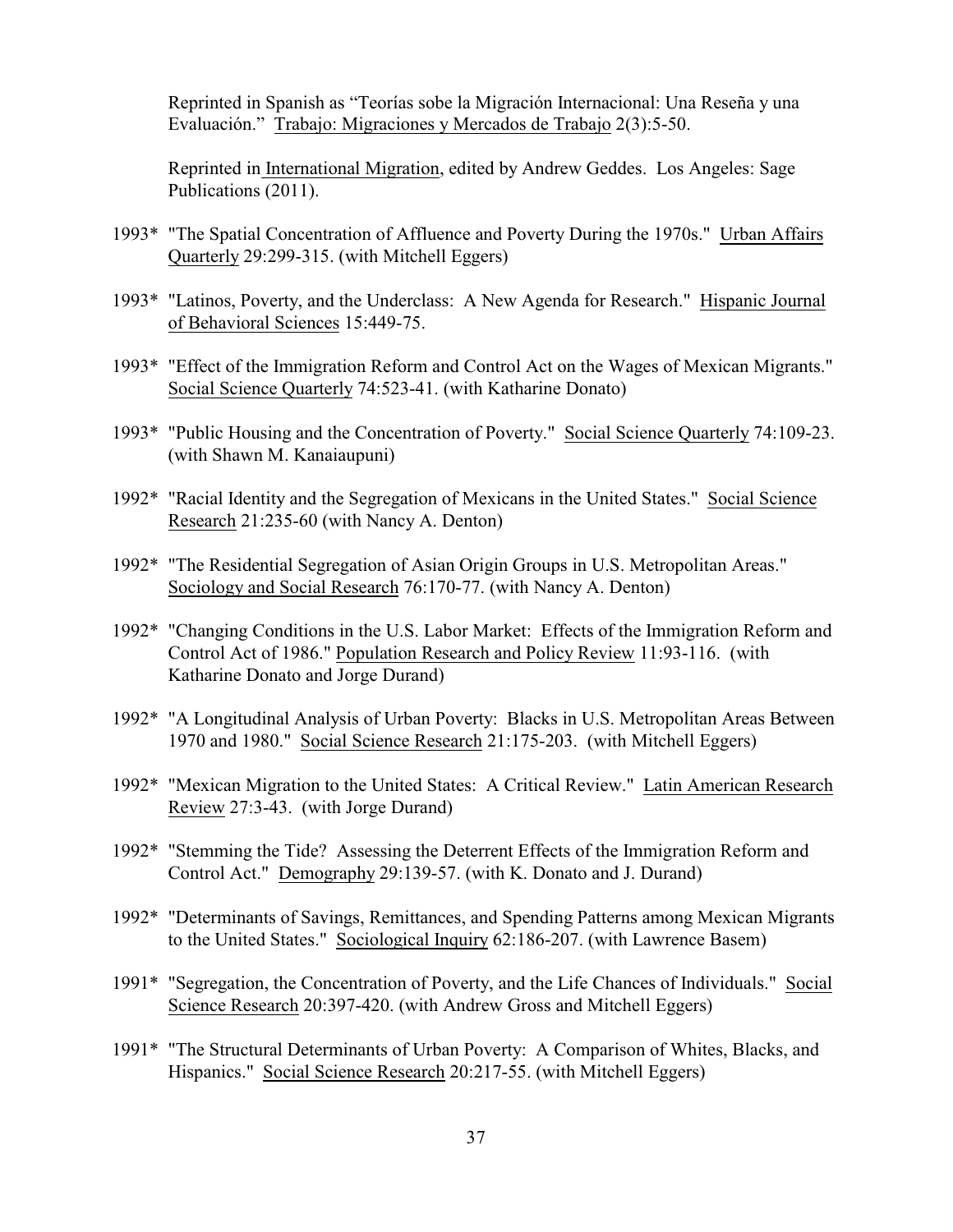Reprinted in Spanish as "Teorías sobe la Migración Internacional: Una Reseña y una Evaluación." Trabajo: Migraciones y Mercados de Trabajo 2(3):5-50.

Reprinted in International Migration, edited by Andrew Geddes. Los Angeles: Sage Publications (2011).

1993* "The Spatial Concentration of Affluence and Poverty During the 1970s." Urban Affairs Quarterly 29:299-315. (with Mitchell Eggers)

1993* "Latinos, Poverty, and the Underclass: A New Agenda for Research." Hispanic Journal of Behavioral Sciences 15:449-75.

1993* "Effect of the Immigration Reform and Control Act on the Wages of Mexican Migrants." Social Science Quarterly 74:523-41. (with Katharine Donato)

1993* "Public Housing and the Concentration of Poverty." Social Science Quarterly 74:109-23. (with Shawn M. Kanaiaupuni)

1992* "Racial Identity and the Segregation of Mexicans in the United States." Social Science Research 21:235-60 (with Nancy A. Denton)

1992* "The Residential Segregation of Asian Origin Groups in U.S. Metropolitan Areas." Sociology and Social Research 76:170-77. (with Nancy A. Denton)

1992* "Changing Conditions in the U.S. Labor Market: Effects of the Immigration Reform and Control Act of 1986." Population Research and Policy Review 11:93-116. (with Katharine Donato and Jorge Durand)

1992* "A Longitudinal Analysis of Urban Poverty: Blacks in U.S. Metropolitan Areas Between 1970 and 1980." Social Science Research 21:175-203. (with Mitchell Eggers)

1992* "Mexican Migration to the United States: A Critical Review." Latin American Research Review 27:3-43. (with Jorge Durand)

1992* "Stemming the Tide? Assessing the Deterrent Effects of the Immigration Reform and Control Act." Demography 29:139-57. (with K. Donato and J. Durand)

1992* "Determinants of Savings, Remittances, and Spending Patterns among Mexican Migrants to the United States." Sociological Inquiry 62:186-207. (with Lawrence Basem)

1991* "Segregation, the Concentration of Poverty, and the Life Chances of Individuals." Social Science Research 20:397-420. (with Andrew Gross and Mitchell Eggers)

1991* "The Structural Determinants of Urban Poverty: A Comparison of Whites, Blacks, and Hispanics." Social Science Research 20:217-55. (with Mitchell Eggers)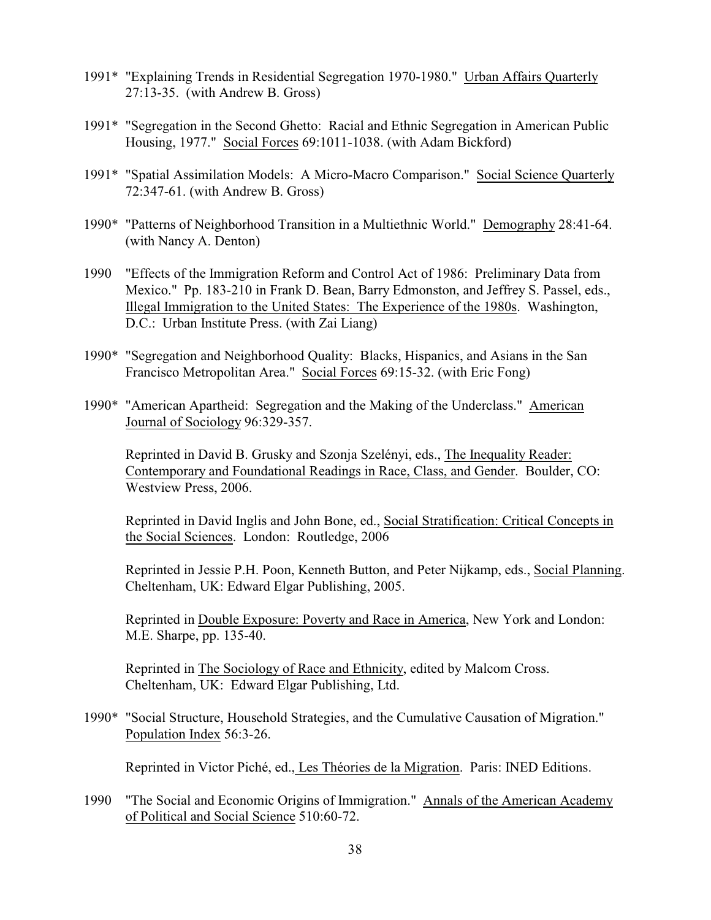1991* "Explaining Trends in Residential Segregation 1970-1980." Urban Affairs Quarterly 27:13-35. (with Andrew B. Gross)

1991* "Segregation in the Second Ghetto: Racial and Ethnic Segregation in American Public Housing, 1977." Social Forces 69:1011-1038. (with Adam Bickford)

1991* "Spatial Assimilation Models: A Micro-Macro Comparison." Social Science Quarterly 72:347-61. (with Andrew B. Gross)

1990* "Patterns of Neighborhood Transition in a Multiethnic World." Demography 28:41-64. (with Nancy A. Denton)

1990 "Effects of the Immigration Reform and Control Act of 1986: Preliminary Data from Mexico." Pp. 183-210 in Frank D. Bean, Barry Edmonston, and Jeffrey S. Passel, eds., Illegal Immigration to the United States: The Experience of the 1980s. Washington, D.C.: Urban Institute Press. (with Zai Liang)

1990* "Segregation and Neighborhood Quality: Blacks, Hispanics, and Asians in the San Francisco Metropolitan Area." Social Forces 69:15-32. (with Eric Fong)

1990* "American Apartheid: Segregation and the Making of the Underclass." American Journal of Sociology 96:329-357.

Reprinted in David B. Grusky and Szonja Szelényi, eds., The Inequality Reader: Contemporary and Foundational Readings in Race, Class, and Gender. Boulder, CO: Westview Press, 2006.

Reprinted in David Inglis and John Bone, ed., Social Stratification: Critical Concepts in the Social Sciences. London: Routledge, 2006

Reprinted in Jessie P.H. Poon, Kenneth Button, and Peter Nijkamp, eds., Social Planning. Cheltenham, UK: Edward Elgar Publishing, 2005.

Reprinted in Double Exposure: Poverty and Race in America, New York and London: M.E. Sharpe, pp. 135-40.

Reprinted in The Sociology of Race and Ethnicity, edited by Malcom Cross. Cheltenham, UK: Edward Elgar Publishing, Ltd.

1990* "Social Structure, Household Strategies, and the Cumulative Causation of Migration." Population Index 56:3-26.

Reprinted in Victor Piché, ed., Les Théories de la Migration. Paris: INED Editions.

1990 "The Social and Economic Origins of Immigration." Annals of the American Academy of Political and Social Science 510:60-72.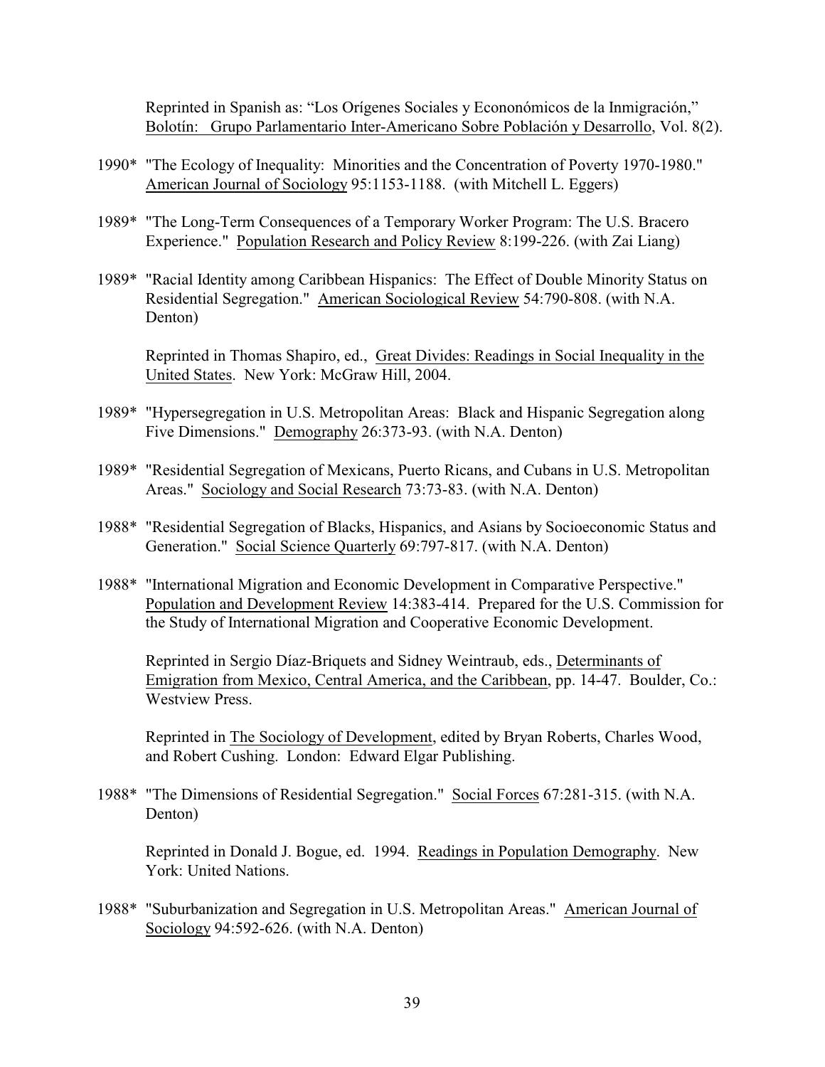Reprinted in Spanish as: “Los Orígenes Sociales y Econonómicos de la Inmigración,” Bolotín: Grupo Parlamentario Inter-Americano Sobre Población y Desarrollo, Vol. 8(2).

1990* "The Ecology of Inequality: Minorities and the Concentration of Poverty 1970-1980." American Journal of Sociology 95:1153-1188. (with Mitchell L. Eggers)

1989* "The Long-Term Consequences of a Temporary Worker Program: The U.S. Bracero Experience." Population Research and Policy Review 8:199-226. (with Zai Liang)

1989* "Racial Identity among Caribbean Hispanics: The Effect of Double Minority Status on Residential Segregation." American Sociological Review 54:790-808. (with N.A. Denton)

Reprinted in Thomas Shapiro, ed., Great Divides: Readings in Social Inequality in the United States. New York: McGraw Hill, 2004.

1989* "Hypersegregation in U.S. Metropolitan Areas: Black and Hispanic Segregation along Five Dimensions." Demography 26:373-93. (with N.A. Denton)

1989* "Residential Segregation of Mexicans, Puerto Ricans, and Cubans in U.S. Metropolitan Areas." Sociology and Social Research 73:73-83. (with N.A. Denton)

1988* "Residential Segregation of Blacks, Hispanics, and Asians by Socioeconomic Status and Generation." Social Science Quarterly 69:797-817. (with N.A. Denton)

1988* "International Migration and Economic Development in Comparative Perspective." Population and Development Review 14:383-414. Prepared for the U.S. Commission for the Study of International Migration and Cooperative Economic Development.

Reprinted in Sergio Díaz-Briquets and Sidney Weintraub, eds., Determinants of Emigration from Mexico, Central America, and the Caribbean, pp. 14-47. Boulder, Co.: Westview Press.

Reprinted in The Sociology of Development, edited by Bryan Roberts, Charles Wood, and Robert Cushing. London: Edward Elgar Publishing.

1988* "The Dimensions of Residential Segregation." Social Forces 67:281-315. (with N.A. Denton)

Reprinted in Donald J. Bogue, ed. 1994. Readings in Population Demography. New York: United Nations.

1988* "Suburbanization and Segregation in U.S. Metropolitan Areas." American Journal of Sociology 94:592-626. (with N.A. Denton)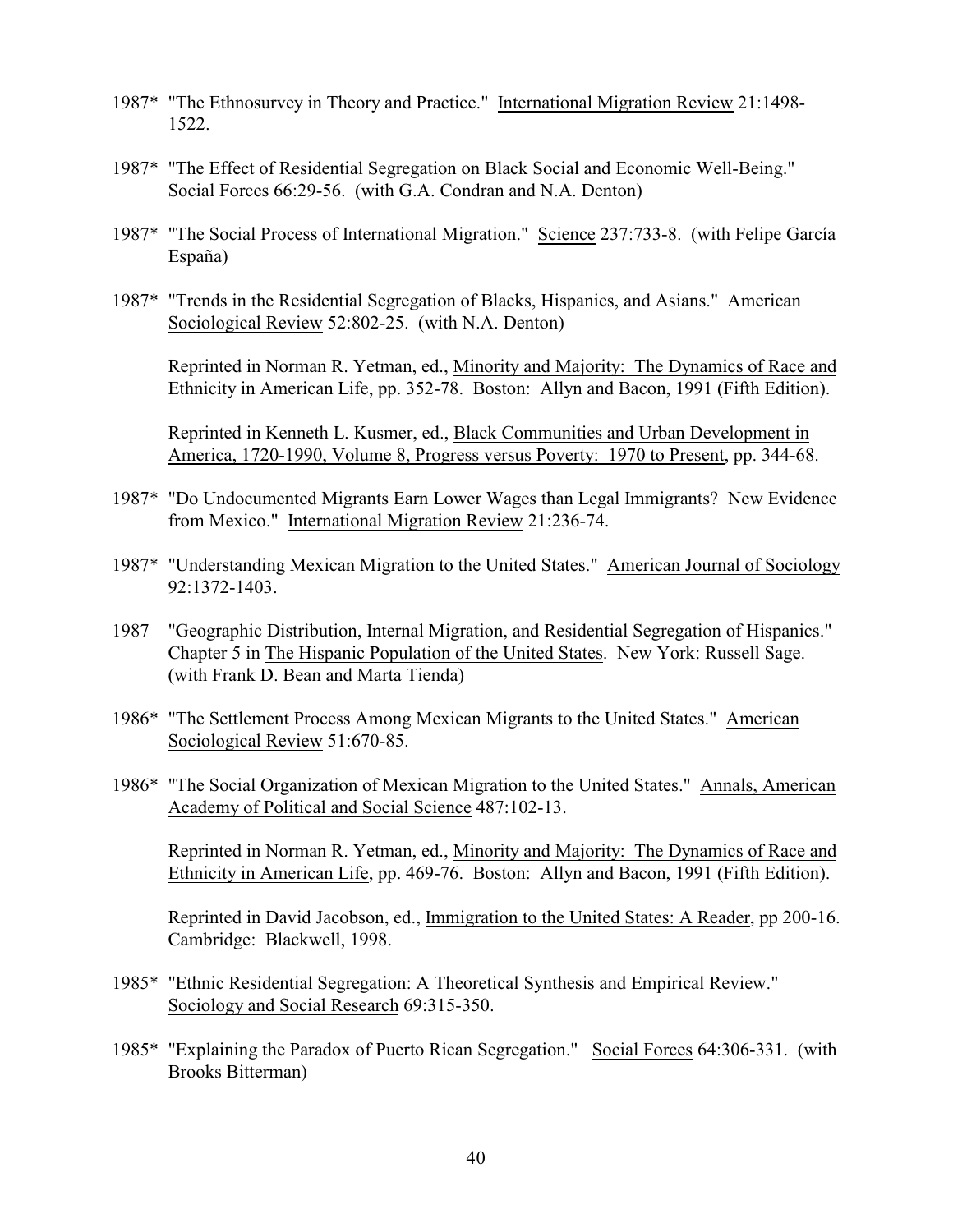1987* "The Ethnosurvey in Theory and Practice." International Migration Review 21:1498-1522.

1987* "The Effect of Residential Segregation on Black Social and Economic Well-Being." Social Forces 66:29-56. (with G.A. Condran and N.A. Denton)

1987* "The Social Process of International Migration." Science 237:733-8. (with Felipe García España)

1987* "Trends in the Residential Segregation of Blacks, Hispanics, and Asians." American Sociological Review 52:802-25. (with N.A. Denton)

Reprinted in Norman R. Yetman, ed., Minority and Majority: The Dynamics of Race and Ethnicity in American Life, pp. 352-78. Boston: Allyn and Bacon, 1991 (Fifth Edition).

Reprinted in Kenneth L. Kusmer, ed., Black Communities and Urban Development in America, 1720-1990, Volume 8, Progress versus Poverty: 1970 to Present, pp. 344-68.

1987* "Do Undocumented Migrants Earn Lower Wages than Legal Immigrants? New Evidence from Mexico." International Migration Review 21:236-74.

1987* "Understanding Mexican Migration to the United States." American Journal of Sociology 92:1372-1403.

1987 "Geographic Distribution, Internal Migration, and Residential Segregation of Hispanics." Chapter 5 in The Hispanic Population of the United States. New York: Russell Sage. (with Frank D. Bean and Marta Tienda)

1986* "The Settlement Process Among Mexican Migrants to the United States." American Sociological Review 51:670-85.

1986* "The Social Organization of Mexican Migration to the United States." Annals, American Academy of Political and Social Science 487:102-13.

Reprinted in Norman R. Yetman, ed., Minority and Majority: The Dynamics of Race and Ethnicity in American Life, pp. 469-76. Boston: Allyn and Bacon, 1991 (Fifth Edition).

Reprinted in David Jacobson, ed., Immigration to the United States: A Reader, pp 200-16. Cambridge: Blackwell, 1998.

1985* "Ethnic Residential Segregation: A Theoretical Synthesis and Empirical Review." Sociology and Social Research 69:315-350.

1985* "Explaining the Paradox of Puerto Rican Segregation." Social Forces 64:306-331. (with Brooks Bitterman)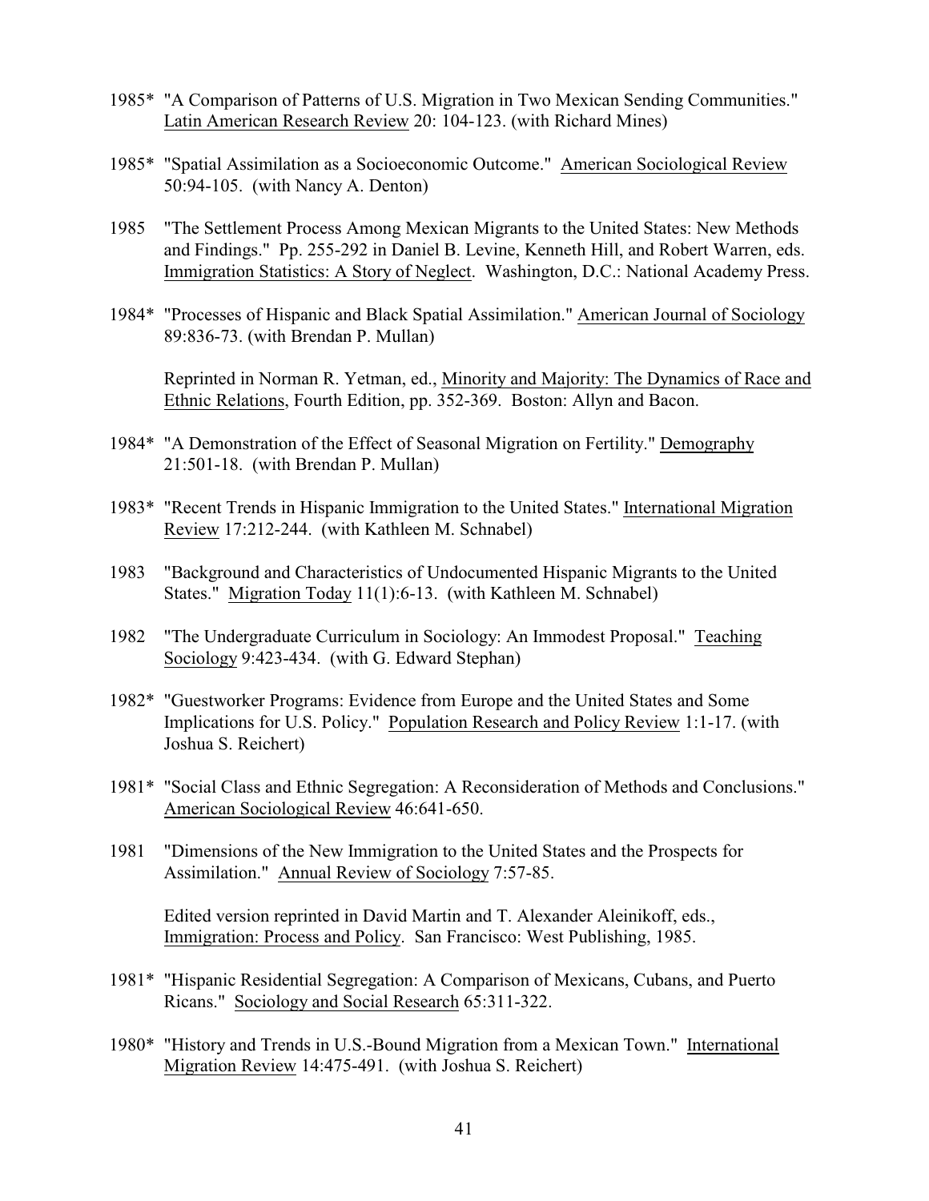1985* "A Comparison of Patterns of U.S. Migration in Two Mexican Sending Communities." Latin American Research Review 20: 104-123. (with Richard Mines)

1985* "Spatial Assimilation as a Socioeconomic Outcome." American Sociological Review 50:94-105. (with Nancy A. Denton)

1985 "The Settlement Process Among Mexican Migrants to the United States: New Methods and Findings." Pp. 255-292 in Daniel B. Levine, Kenneth Hill, and Robert Warren, eds. Immigration Statistics: A Story of Neglect. Washington, D.C.: National Academy Press.

1984* "Processes of Hispanic and Black Spatial Assimilation." American Journal of Sociology 89:836-73. (with Brendan P. Mullan)

Reprinted in Norman R. Yetman, ed., Minority and Majority: The Dynamics of Race and Ethnic Relations, Fourth Edition, pp. 352-369. Boston: Allyn and Bacon.

1984* "A Demonstration of the Effect of Seasonal Migration on Fertility." Demography 21:501-18. (with Brendan P. Mullan)

1983* "Recent Trends in Hispanic Immigration to the United States." International Migration Review 17:212-244. (with Kathleen M. Schnabel)

1983 "Background and Characteristics of Undocumented Hispanic Migrants to the United States." Migration Today 11(1):6-13. (with Kathleen M. Schnabel)

1982 "The Undergraduate Curriculum in Sociology: An Immodest Proposal." Teaching Sociology 9:423-434. (with G. Edward Stephan)

1982* "Guestworker Programs: Evidence from Europe and the United States and Some Implications for U.S. Policy." Population Research and Policy Review 1:1-17. (with Joshua S. Reichert)

1981* "Social Class and Ethnic Segregation: A Reconsideration of Methods and Conclusions." American Sociological Review 46:641-650.

1981 "Dimensions of the New Immigration to the United States and the Prospects for Assimilation." Annual Review of Sociology 7:57-85.

Edited version reprinted in David Martin and T. Alexander Aleinikoff, eds., Immigration: Process and Policy. San Francisco: West Publishing, 1985.

1981* "Hispanic Residential Segregation: A Comparison of Mexicans, Cubans, and Puerto Ricans." Sociology and Social Research 65:311-322.

1980* "History and Trends in U.S.-Bound Migration from a Mexican Town." International Migration Review 14:475-491. (with Joshua S. Reichert)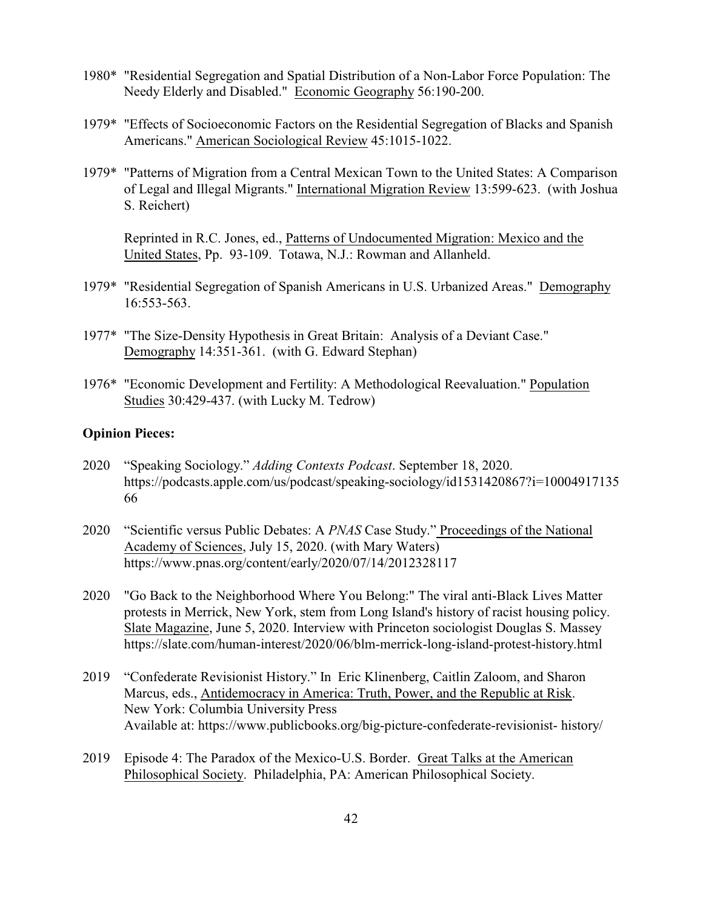1980* "Residential Segregation and Spatial Distribution of a Non-Labor Force Population: The Needy Elderly and Disabled." Economic Geography 56:190-200.

1979* "Effects of Socioeconomic Factors on the Residential Segregation of Blacks and Spanish Americans." American Sociological Review 45:1015-1022.

1979* "Patterns of Migration from a Central Mexican Town to the United States: A Comparison of Legal and Illegal Migrants." International Migration Review 13:599-623. (with Joshua S. Reichert)

Reprinted in R.C. Jones, ed., Patterns of Undocumented Migration: Mexico and the United States, Pp. 93-109. Totawa, N.J.: Rowman and Allanheld.

1979* "Residential Segregation of Spanish Americans in U.S. Urbanized Areas." Demography 16:553-563.

1977* "The Size-Density Hypothesis in Great Britain: Analysis of a Deviant Case." Demography 14:351-361. (with G. Edward Stephan)

1976* "Economic Development and Fertility: A Methodological Reevaluation." Population Studies 30:429-437. (with Lucky M. Tedrow)

**Opinion Pieces:**

2020 "Speaking Sociology." *Adding Contexts Podcast*. September 18, 2020. https://podcasts.apple.com/us/podcast/speaking-sociology/id1531420867?i=1000491713566

2020 "Scientific versus Public Debates: A *PNAS* Case Study." Proceedings of the National Academy of Sciences, July 15, 2020. (with Mary Waters) https://www.pnas.org/content/early/2020/07/14/2012328117

2020 "Go Back to the Neighborhood Where You Belong:" The viral anti-Black Lives Matter protests in Merrick, New York, stem from Long Island's history of racist housing policy. Slate Magazine, June 5, 2020. Interview with Princeton sociologist Douglas S. Massey https://slate.com/human-interest/2020/06/blm-merrick-long-island-protest-history.html

2019 "Confederate Revisionist History." In Eric Klinenberg, Caitlin Zaloom, and Sharon Marcus, eds., Antidemocracy in America: Truth, Power, and the Republic at Risk. New York: Columbia University Press
Available at: https://www.publicbooks.org/big-picture-confederate-revisionist- history/

2019 Episode 4: The Paradox of the Mexico-U.S. Border. Great Talks at the American Philosophical Society. Philadelphia, PA: American Philosophical Society.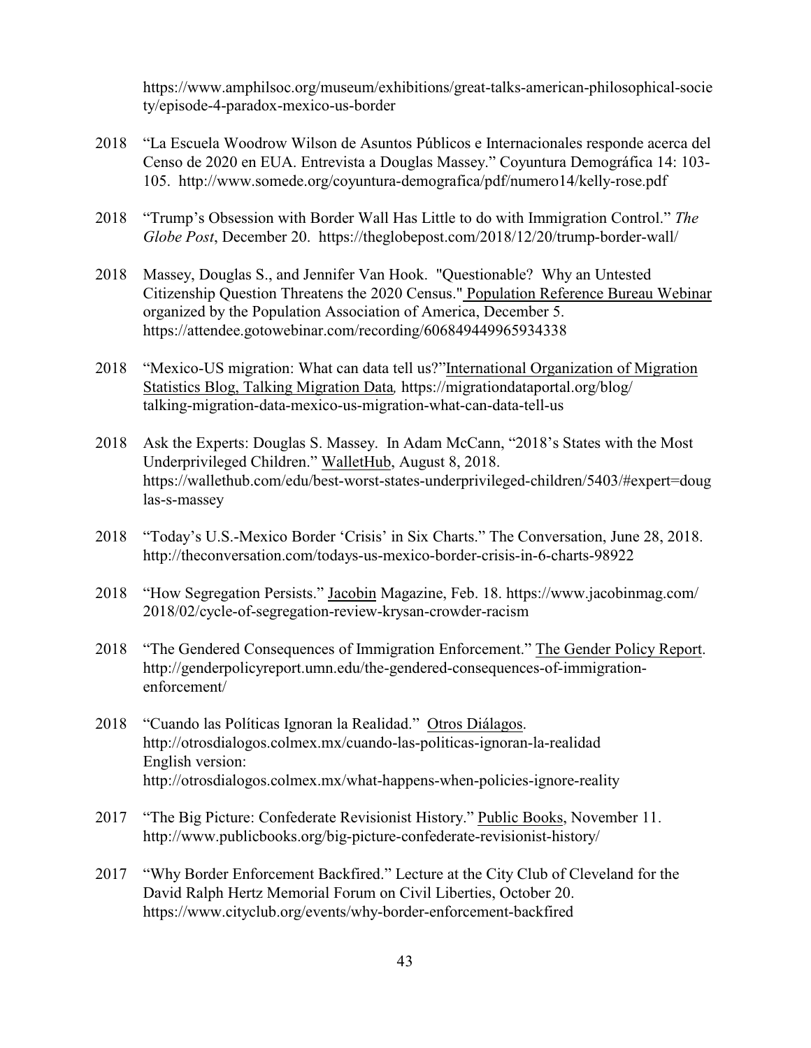https://www.amphilsoc.org/museum/exhibitions/great-talks-american-philosophical-society/episode-4-paradox-mexico-us-border

2018 "La Escuela Woodrow Wilson de Asuntos Públicos e Internacionales responde acerca del Censo de 2020 en EUA. Entrevista a Douglas Massey." Coyuntura Demográfica 14: 103-105. http://www.somede.org/coyuntura-demografica/pdf/numero14/kelly-rose.pdf

2018 "Trump's Obsession with Border Wall Has Little to do with Immigration Control." *The Globe Post*, December 20. https://theglobepost.com/2018/12/20/trump-border-wall/

2018 Massey, Douglas S., and Jennifer Van Hook. "Questionable? Why an Untested Citizenship Question Threatens the 2020 Census." Population Reference Bureau Webinar organized by the Population Association of America, December 5. https://attendee.gotowebinar.com/recording/606849449965934338

2018 "Mexico-US migration: What can data tell us?" International Organization of Migration Statistics Blog, Talking Migration Data, https://migrationdataportal.org/blog/talking-migration-data-mexico-us-migration-what-can-data-tell-us

2018 Ask the Experts: Douglas S. Massey. In Adam McCann, "2018's States with the Most Underprivileged Children." WalletHub, August 8, 2018. https://wallethub.com/edu/best-worst-states-underprivileged-children/5403/#expert=douglas-s-massey

2018 "Today's U.S.-Mexico Border 'Crisis' in Six Charts." The Conversation, June 28, 2018. http://theconversation.com/todays-us-mexico-border-crisis-in-6-charts-98922

2018 "How Segregation Persists." Jacobin Magazine, Feb. 18. https://www.jacobinmag.com/2018/02/cycle-of-segregation-review-krysan-crowder-racism

2018 "The Gendered Consequences of Immigration Enforcement." The Gender Policy Report. http://genderpolicyreport.umn.edu/the-gendered-consequences-of-immigration-enforcement/

2018 "Cuando las Políticas Ignoran la Realidad." Otros Diálogos. http://otrosdialogos.colmex.mx/cuando-las-politicas-ignoran-la-realidad
English version:
http://otrosdialogos.colmex.mx/what-happens-when-policies-ignore-reality

2017 "The Big Picture: Confederate Revisionist History." Public Books, November 11. http://www.publicbooks.org/big-picture-confederate-revisionist-history/

2017 "Why Border Enforcement Backfired." Lecture at the City Club of Cleveland for the David Ralph Hertz Memorial Forum on Civil Liberties, October 20. https://www.cityclub.org/events/why-border-enforcement-backfired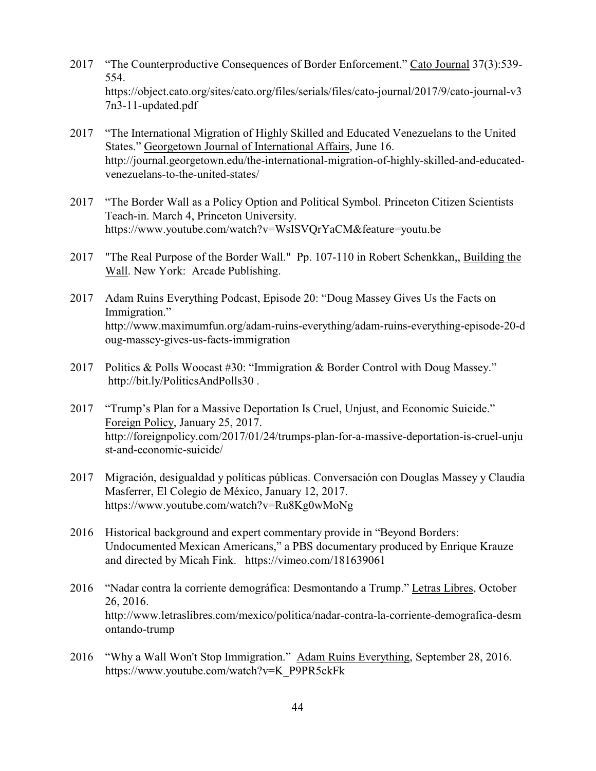2017 "The Counterproductive Consequences of Border Enforcement." Cato Journal 37(3):539-554. https://object.cato.org/sites/cato.org/files/serials/files/cato-journal/2017/9/cato-journal-v37n3-11-updated.pdf

2017 "The International Migration of Highly Skilled and Educated Venezuelans to the United States." Georgetown Journal of International Affairs, June 16. http://journal.georgetown.edu/the-international-migration-of-highly-skilled-and-educated-venezuelans-to-the-united-states/

2017 "The Border Wall as a Policy Option and Political Symbol. Princeton Citizen Scientists Teach-in. March 4, Princeton University. https://www.youtube.com/watch?v=WsISVQrYaCM&feature=youtu.be

2017 "The Real Purpose of the Border Wall." Pp. 107-110 in Robert Schenkkan,, Building the Wall. New York: Arcade Publishing.

2017 Adam Ruins Everything Podcast, Episode 20: "Doug Massey Gives Us the Facts on Immigration." http://www.maximumfun.org/adam-ruins-everything/adam-ruins-everything-episode-20-doug-massey-gives-us-facts-immigration

2017 Politics & Polls Woocast #30: "Immigration & Border Control with Doug Massey." http://bit.ly/PoliticsAndPolls30 .

2017 "Trump's Plan for a Massive Deportation Is Cruel, Unjust, and Economic Suicide." Foreign Policy, January 25, 2017. http://foreignpolicy.com/2017/01/24/trumps-plan-for-a-massive-deportation-is-cruel-unjust-and-economic-suicide/

2017 Migración, desigualdad y políticas públicas. Conversación con Douglas Massey y Claudia Masferrer, El Colegio de México, January 12, 2017. https://www.youtube.com/watch?v=Ru8Kg0wMoNg

2016 Historical background and expert commentary provide in "Beyond Borders: Undocumented Mexican Americans," a PBS documentary produced by Enrique Krauze and directed by Micah Fink. https://vimeo.com/181639061

2016 "Nadar contra la corriente demográfica: Desmontando a Trump." Letras Libres, October 26, 2016. http://www.letraslibres.com/mexico/politica/nadar-contra-la-corriente-demografica-desmontando-trump

2016 "Why a Wall Won't Stop Immigration." Adam Ruins Everything, September 28, 2016. https://www.youtube.com/watch?v=K_P9PR5ckFk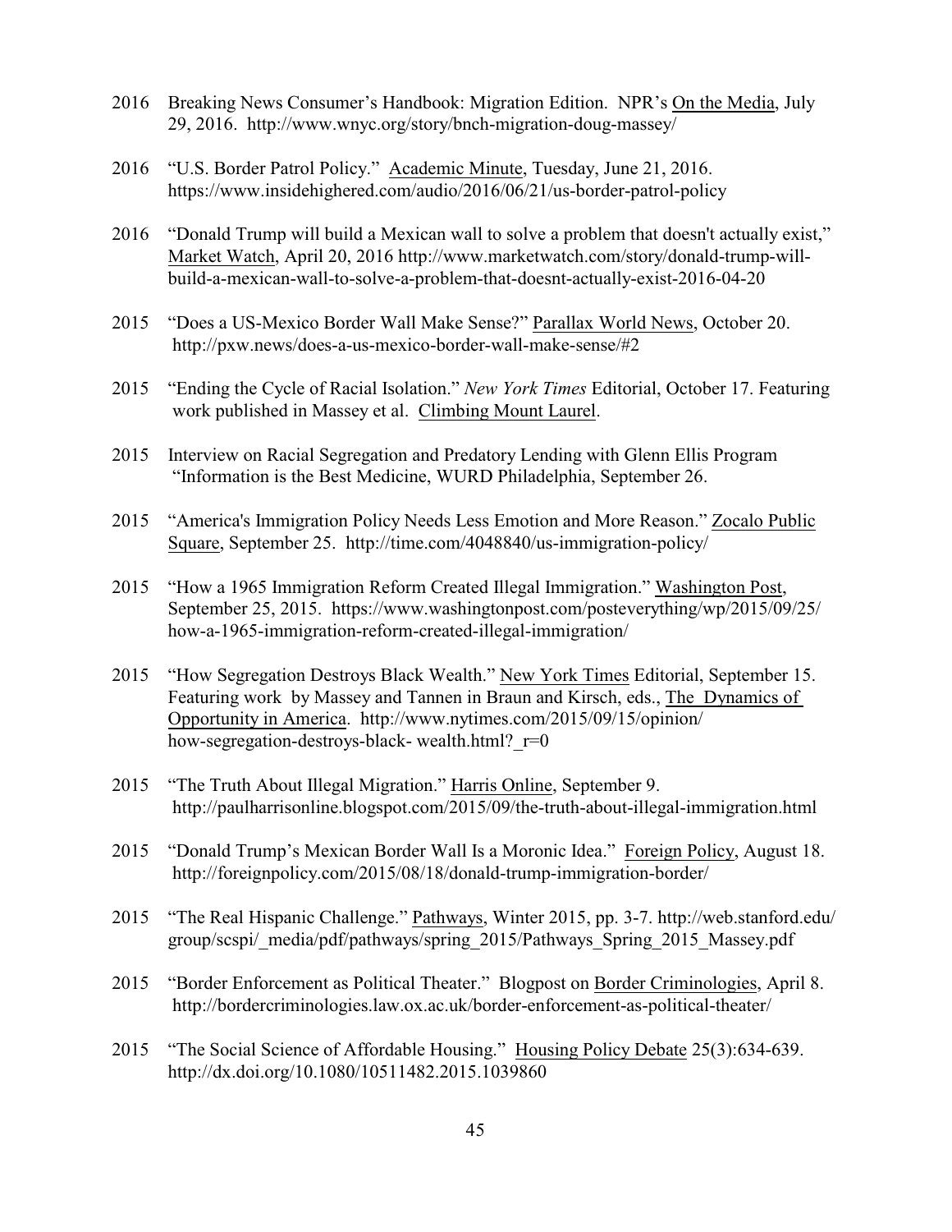2016 Breaking News Consumer's Handbook: Migration Edition. NPR's On the Media, July 29, 2016. http://www.wnyc.org/story/bnch-migration-doug-massey/

2016 "U.S. Border Patrol Policy." Academic Minute, Tuesday, June 21, 2016. https://www.insidehighered.com/audio/2016/06/21/us-border-patrol-policy

2016 "Donald Trump will build a Mexican wall to solve a problem that doesn't actually exist," Market Watch, April 20, 2016 http://www.marketwatch.com/story/donald-trump-will-build-a-mexican-wall-to-solve-a-problem-that-doesnt-actually-exist-2016-04-20

2015 "Does a US-Mexico Border Wall Make Sense?" Parallax World News, October 20. http://pxw.news/does-a-us-mexico-border-wall-make-sense/#2

2015 "Ending the Cycle of Racial Isolation." *New York Times* Editorial, October 17. Featuring work published in Massey et al. Climbing Mount Laurel.

2015 Interview on Racial Segregation and Predatory Lending with Glenn Ellis Program "Information is the Best Medicine, WURD Philadelphia, September 26.

2015 "America's Immigration Policy Needs Less Emotion and More Reason." Zocalo Public Square, September 25. http://time.com/4048840/us-immigration-policy/

2015 "How a 1965 Immigration Reform Created Illegal Immigration." Washington Post, September 25, 2015. https://www.washingtonpost.com/posteverything/wp/2015/09/25/how-a-1965-immigration-reform-created-illegal-immigration/

2015 "How Segregation Destroys Black Wealth." New York Times Editorial, September 15. Featuring work by Massey and Tannen in Braun and Kirsch, eds., The Dynamics of Opportunity in America. http://www.nytimes.com/2015/09/15/opinion/how-segregation-destroys-black- wealth.html?_r=0

2015 "The Truth About Illegal Migration." Harris Online, September 9. http://paulharrisonline.blogspot.com/2015/09/the-truth-about-illegal-immigration.html

2015 "Donald Trump's Mexican Border Wall Is a Moronic Idea." Foreign Policy, August 18. http://foreignpolicy.com/2015/08/18/donald-trump-immigration-border/

2015 "The Real Hispanic Challenge." Pathways, Winter 2015, pp. 3-7. http://web.stanford.edu/group/scspi/_media/pdf/pathways/spring_2015/Pathways_Spring_2015_Massey.pdf

2015 "Border Enforcement as Political Theater." Blogpost on Border Criminologies, April 8. http://bordercriminologies.law.ox.ac.uk/border-enforcement-as-political-theater/

2015 "The Social Science of Affordable Housing." Housing Policy Debate 25(3):634-639. http://dx.doi.org/10.1080/10511482.2015.1039860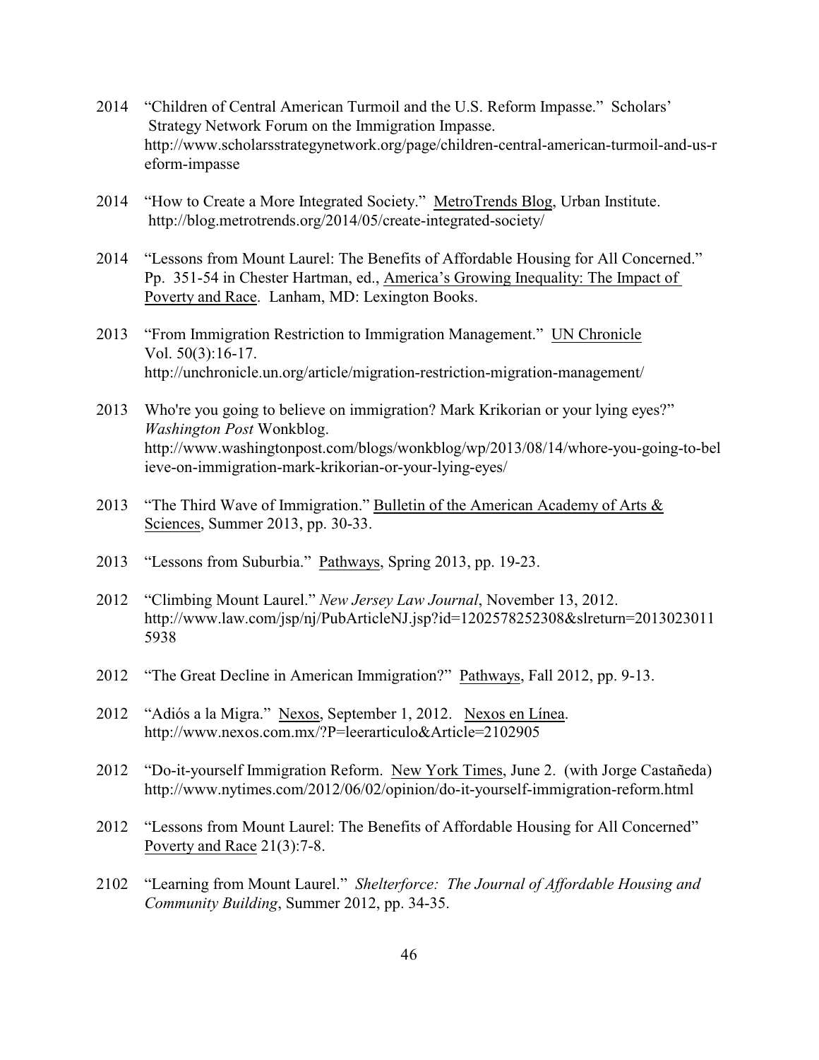2014 "Children of Central American Turmoil and the U.S. Reform Impasse." Scholars' Strategy Network Forum on the Immigration Impasse. http://www.scholarsstrategynetwork.org/page/children-central-american-turmoil-and-us-reform-impasse

2014 "How to Create a More Integrated Society." MetroTrends Blog, Urban Institute. http://blog.metrotrends.org/2014/05/create-integrated-society/

2014 "Lessons from Mount Laurel: The Benefits of Affordable Housing for All Concerned." Pp. 351-54 in Chester Hartman, ed., America's Growing Inequality: The Impact of Poverty and Race. Lanham, MD: Lexington Books.

2013 "From Immigration Restriction to Immigration Management." UN Chronicle Vol. 50(3):16-17. http://unchronicle.un.org/article/migration-restriction-migration-management/

2013 Who're you going to believe on immigration? Mark Krikorian or your lying eyes?" *Washington Post* Wonkblog. http://www.washingtonpost.com/blogs/wonkblog/wp/2013/08/14/whore-you-going-to-believe-on-immigration-mark-krikorian-or-your-lying-eyes/

2013 "The Third Wave of Immigration." Bulletin of the American Academy of Arts & Sciences, Summer 2013, pp. 30-33.

2013 "Lessons from Suburbia." Pathways, Spring 2013, pp. 19-23.

2012 "Climbing Mount Laurel." *New Jersey Law Journal*, November 13, 2012. http://www.law.com/jsp/nj/PubArticleNJ.jsp?id=1202578252308&slreturn=20130230115938

2012 "The Great Decline in American Immigration?" Pathways, Fall 2012, pp. 9-13.

2012 "Adiós a la Migra." Nexos, September 1, 2012. Nexos en Línea. http://www.nexos.com.mx/?P=leerarticulo&Article=2102905

2012 "Do-it-yourself Immigration Reform. New York Times, June 2. (with Jorge Castañeda) http://www.nytimes.com/2012/06/02/opinion/do-it-yourself-immigration-reform.html

2012 "Lessons from Mount Laurel: The Benefits of Affordable Housing for All Concerned" Poverty and Race 21(3):7-8.

2102 "Learning from Mount Laurel." *Shelterforce: The Journal of Affordable Housing and Community Building*, Summer 2012, pp. 34-35.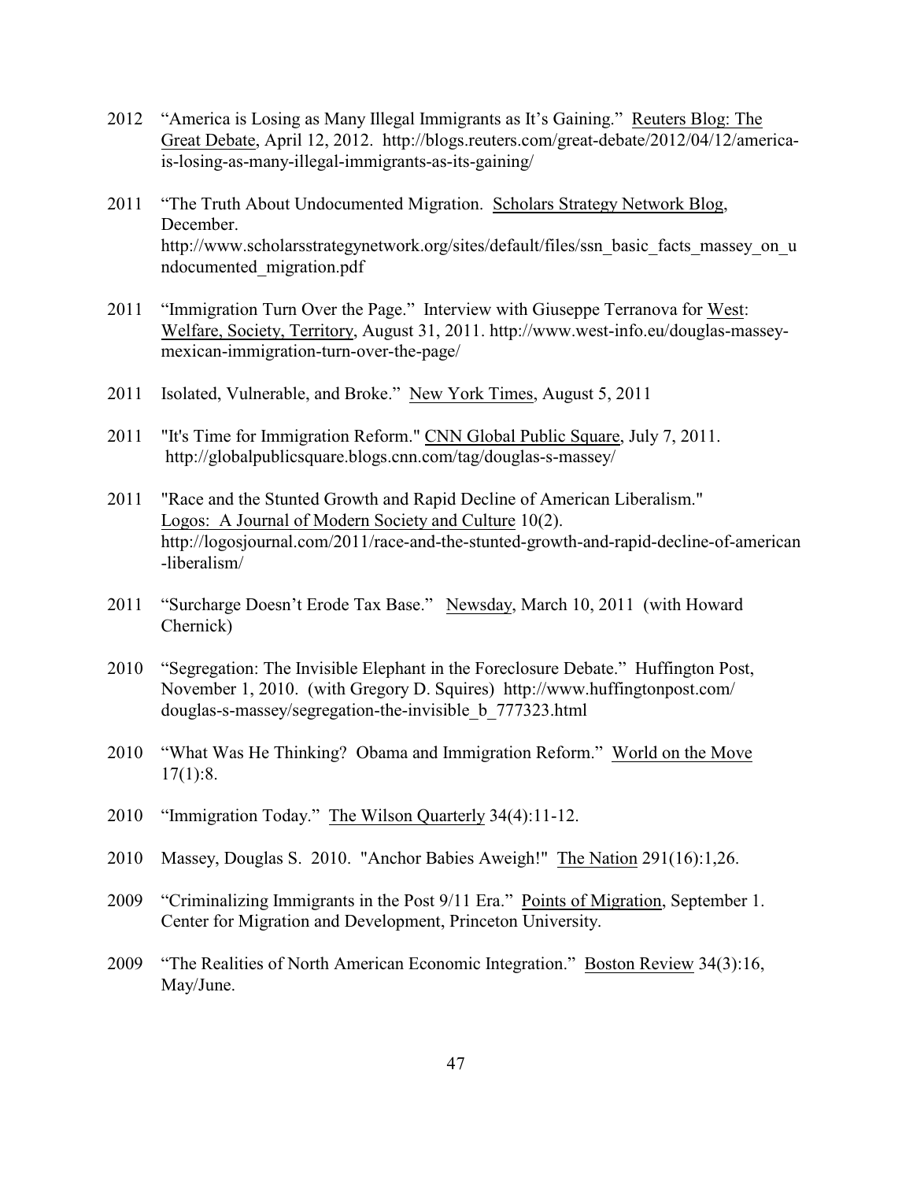2012 "America is Losing as Many Illegal Immigrants as It's Gaining." Reuters Blog: The Great Debate, April 12, 2012. http://blogs.reuters.com/great-debate/2012/04/12/america-is-losing-as-many-illegal-immigrants-as-its-gaining/

2011 "The Truth About Undocumented Migration. Scholars Strategy Network Blog, December. http://www.scholarsstrategynetwork.org/sites/default/files/ssn_basic_facts_massey_on_undocumented_migration.pdf

2011 "Immigration Turn Over the Page." Interview with Giuseppe Terranova for West: Welfare, Society, Territory, August 31, 2011. http://www.west-info.eu/douglas-massey-mexican-immigration-turn-over-the-page/

2011 Isolated, Vulnerable, and Broke." New York Times, August 5, 2011

2011 "It's Time for Immigration Reform." CNN Global Public Square, July 7, 2011. http://globalpublicsquare.blogs.cnn.com/tag/douglas-s-massey/

2011 "Race and the Stunted Growth and Rapid Decline of American Liberalism." Logos: A Journal of Modern Society and Culture 10(2). http://logosjournal.com/2011/race-and-the-stunted-growth-and-rapid-decline-of-american-liberalism/

2011 "Surcharge Doesn't Erode Tax Base." Newsday, March 10, 2011 (with Howard Chernick)

2010 "Segregation: The Invisible Elephant in the Foreclosure Debate." Huffington Post, November 1, 2010. (with Gregory D. Squires) http://www.huffingtonpost.com/douglas-s-massey/segregation-the-invisible_b_777323.html

2010 "What Was He Thinking? Obama and Immigration Reform." World on the Move 17(1):8.

2010 "Immigration Today." The Wilson Quarterly 34(4):11-12.

2010 Massey, Douglas S. 2010. "Anchor Babies Aweigh!" The Nation 291(16):1,26.

2009 "Criminalizing Immigrants in the Post 9/11 Era." Points of Migration, September 1. Center for Migration and Development, Princeton University.

2009 "The Realities of North American Economic Integration." Boston Review 34(3):16, May/June.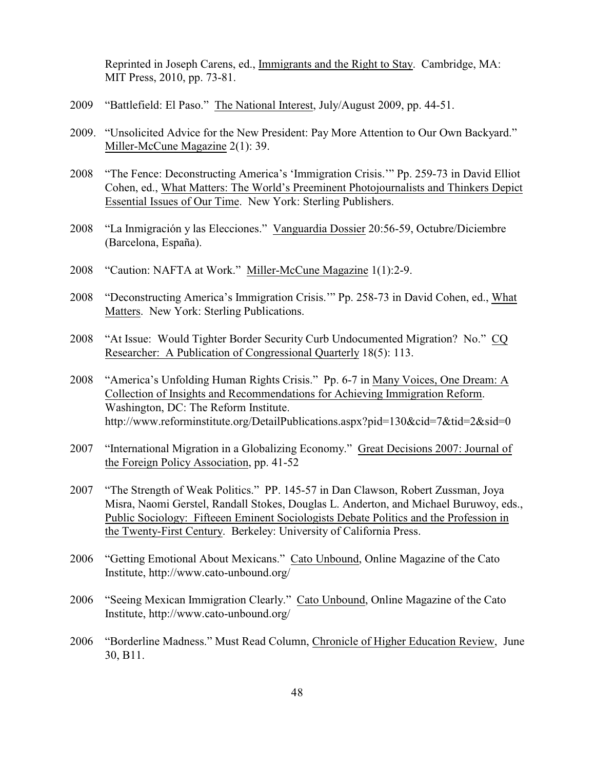Reprinted in Joseph Carens, ed., Immigrants and the Right to Stay. Cambridge, MA: MIT Press, 2010, pp. 73-81.

2009 "Battlefield: El Paso." The National Interest, July/August 2009, pp. 44-51.

2009. "Unsolicited Advice for the New President: Pay More Attention to Our Own Backyard." Miller-McCune Magazine 2(1): 39.

2008 "The Fence: Deconstructing America's 'Immigration Crisis.'" Pp. 259-73 in David Elliot Cohen, ed., What Matters: The World's Preeminent Photojournalists and Thinkers Depict Essential Issues of Our Time. New York: Sterling Publishers.

2008 "La Inmigración y las Elecciones." Vanguardia Dossier 20:56-59, Octubre/Diciembre (Barcelona, España).

2008 "Caution: NAFTA at Work." Miller-McCune Magazine 1(1):2-9.

2008 "Deconstructing America's Immigration Crisis.'" Pp. 258-73 in David Cohen, ed., What Matters. New York: Sterling Publications.

2008 "At Issue: Would Tighter Border Security Curb Undocumented Migration? No." CQ Researcher: A Publication of Congressional Quarterly 18(5): 113.

2008 "America's Unfolding Human Rights Crisis." Pp. 6-7 in Many Voices, One Dream: A Collection of Insights and Recommendations for Achieving Immigration Reform. Washington, DC: The Reform Institute. http://www.reforminstitute.org/DetailPublications.aspx?pid=130&cid=7&tid=2&sid=0

2007 "International Migration in a Globalizing Economy." Great Decisions 2007: Journal of the Foreign Policy Association, pp. 41-52

2007 "The Strength of Weak Politics." PP. 145-57 in Dan Clawson, Robert Zussman, Joya Misra, Naomi Gerstel, Randall Stokes, Douglas L. Anderton, and Michael Buruwoy, eds., Public Sociology: Fifteeen Eminent Sociologists Debate Politics and the Profession in the Twenty-First Century. Berkeley: University of California Press.

2006 "Getting Emotional About Mexicans." Cato Unbound, Online Magazine of the Cato Institute, http://www.cato-unbound.org/

2006 "Seeing Mexican Immigration Clearly." Cato Unbound, Online Magazine of the Cato Institute, http://www.cato-unbound.org/

2006 "Borderline Madness." Must Read Column, Chronicle of Higher Education Review, June 30, B11.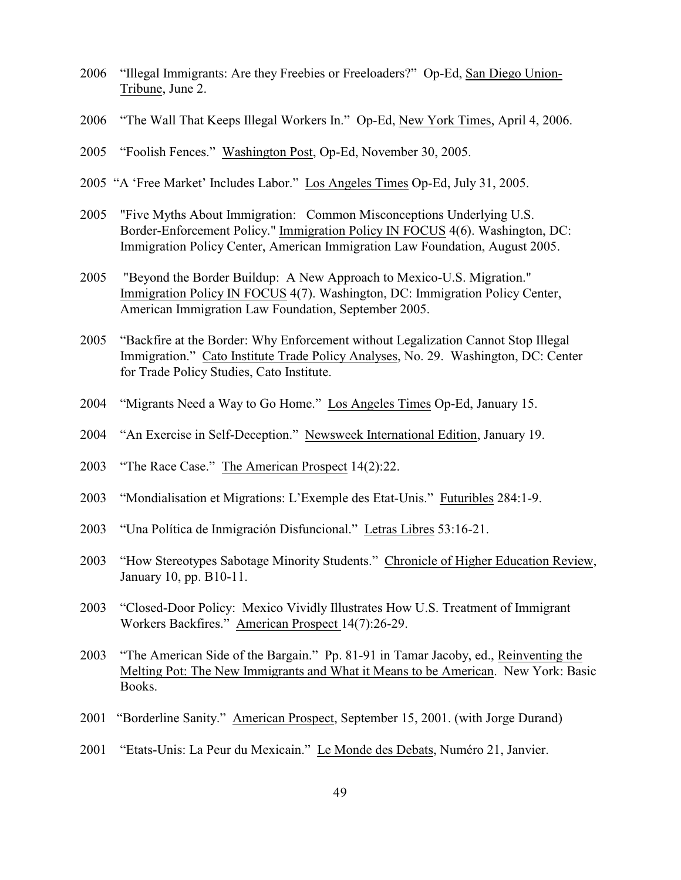2006 "Illegal Immigrants: Are they Freebies or Freeloaders?" Op-Ed, San Diego Union-Tribune, June 2.

2006 "The Wall That Keeps Illegal Workers In." Op-Ed, New York Times, April 4, 2006.

2005 "Foolish Fences." Washington Post, Op-Ed, November 30, 2005.

2005 "A 'Free Market' Includes Labor." Los Angeles Times Op-Ed, July 31, 2005.

2005 "Five Myths About Immigration: Common Misconceptions Underlying U.S. Border-Enforcement Policy." Immigration Policy IN FOCUS 4(6). Washington, DC: Immigration Policy Center, American Immigration Law Foundation, August 2005.

2005 "Beyond the Border Buildup: A New Approach to Mexico-U.S. Migration." Immigration Policy IN FOCUS 4(7). Washington, DC: Immigration Policy Center, American Immigration Law Foundation, September 2005.

2005 "Backfire at the Border: Why Enforcement without Legalization Cannot Stop Illegal Immigration." Cato Institute Trade Policy Analyses, No. 29. Washington, DC: Center for Trade Policy Studies, Cato Institute.

2004 "Migrants Need a Way to Go Home." Los Angeles Times Op-Ed, January 15.

2004 "An Exercise in Self-Deception." Newsweek International Edition, January 19.

2003 "The Race Case." The American Prospect 14(2):22.

2003 "Mondialisation et Migrations: L'Exemple des Etat-Unis." Futuribles 284:1-9.

2003 "Una Política de Inmigración Disfuncional." Letras Libres 53:16-21.

2003 "How Stereotypes Sabotage Minority Students." Chronicle of Higher Education Review, January 10, pp. B10-11.

2003 "Closed-Door Policy: Mexico Vividly Illustrates How U.S. Treatment of Immigrant Workers Backfires." American Prospect 14(7):26-29.

2003 "The American Side of the Bargain." Pp. 81-91 in Tamar Jacoby, ed., Reinventing the Melting Pot: The New Immigrants and What it Means to be American. New York: Basic Books.

2001 "Borderline Sanity." American Prospect, September 15, 2001. (with Jorge Durand)

2001 "Etats-Unis: La Peur du Mexicain." Le Monde des Debats, Numéro 21, Janvier.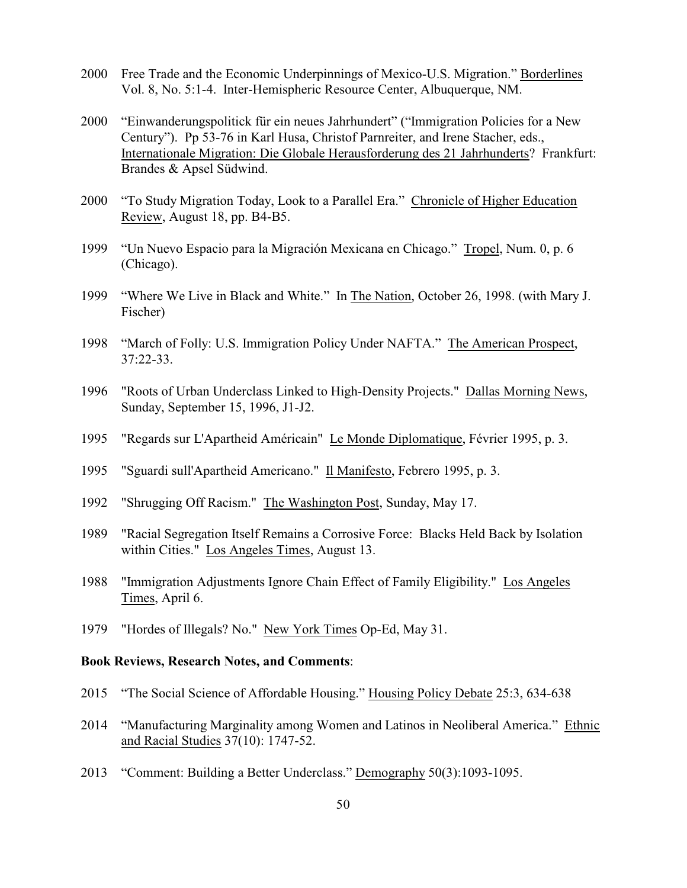2000 Free Trade and the Economic Underpinnings of Mexico-U.S. Migration." Borderlines Vol. 8, No. 5:1-4. Inter-Hemispheric Resource Center, Albuquerque, NM.

2000 "Einwanderungspolitick für ein neues Jahrhundert" ("Immigration Policies for a New Century"). Pp 53-76 in Karl Husa, Christof Parnreiter, and Irene Stacher, eds., Internationale Migration: Die Globale Herausforderung des 21 Jahrhunderts? Frankfurt: Brandes & Apsel Südwind.

2000 "To Study Migration Today, Look to a Parallel Era." Chronicle of Higher Education Review, August 18, pp. B4-B5.

1999 "Un Nuevo Espacio para la Migración Mexicana en Chicago." Tropel, Num. 0, p. 6 (Chicago).

1999 "Where We Live in Black and White." In The Nation, October 26, 1998. (with Mary J. Fischer)

1998 "March of Folly: U.S. Immigration Policy Under NAFTA." The American Prospect, 37:22-33.

1996 "Roots of Urban Underclass Linked to High-Density Projects." Dallas Morning News, Sunday, September 15, 1996, J1-J2.

1995 "Regards sur L'Apartheid Américain" Le Monde Diplomatique, Février 1995, p. 3.

1995 "Sguardi sull'Apartheid Americano." Il Manifesto, Febrero 1995, p. 3.

1992 "Shrugging Off Racism." The Washington Post, Sunday, May 17.

1989 "Racial Segregation Itself Remains a Corrosive Force: Blacks Held Back by Isolation within Cities." Los Angeles Times, August 13.

1988 "Immigration Adjustments Ignore Chain Effect of Family Eligibility." Los Angeles Times, April 6.

1979 "Hordes of Illegals? No." New York Times Op-Ed, May 31.

**Book Reviews, Research Notes, and Comments**:

2015 "The Social Science of Affordable Housing." Housing Policy Debate 25:3, 634-638

2014 "Manufacturing Marginality among Women and Latinos in Neoliberal America." Ethnic and Racial Studies 37(10): 1747-52.

2013 "Comment: Building a Better Underclass." Demography 50(3):1093-1095.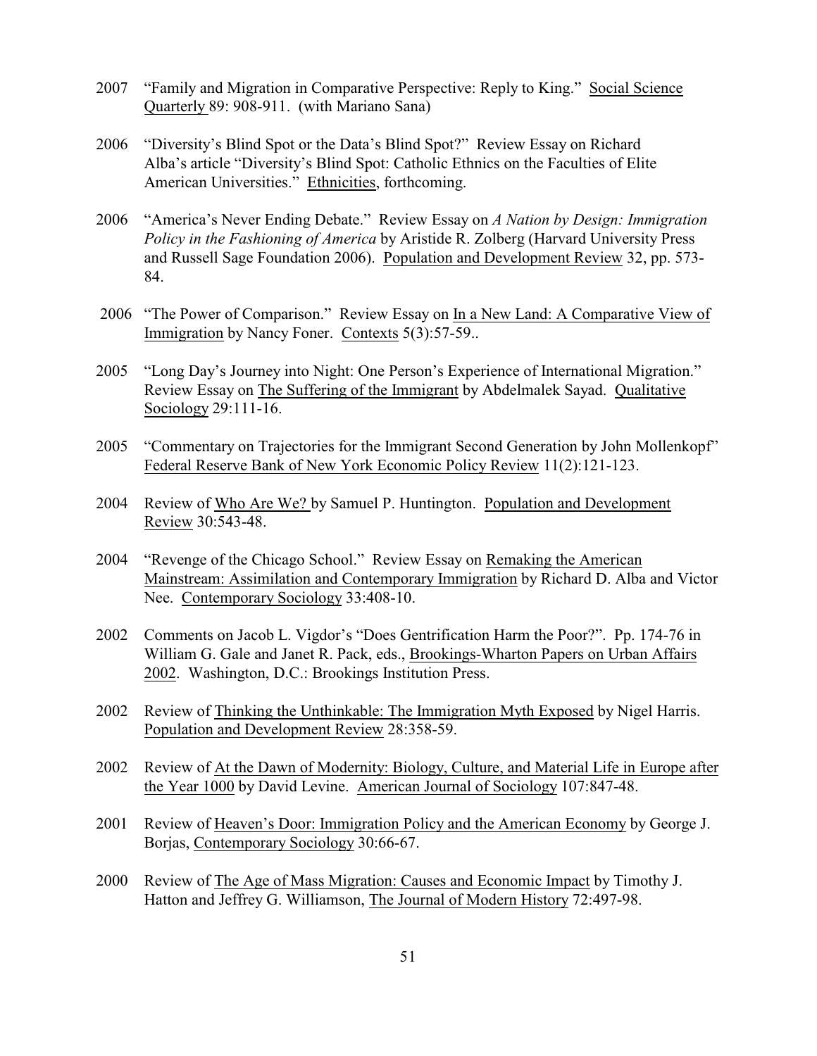2007 "Family and Migration in Comparative Perspective: Reply to King." Social Science Quarterly 89: 908-911. (with Mariano Sana)

2006 "Diversity's Blind Spot or the Data's Blind Spot?" Review Essay on Richard Alba's article "Diversity's Blind Spot: Catholic Ethnics on the Faculties of Elite American Universities." Ethnicities, forthcoming.

2006 "America's Never Ending Debate." Review Essay on *A Nation by Design: Immigration Policy in the Fashioning of America* by Aristide R. Zolberg (Harvard University Press and Russell Sage Foundation 2006). Population and Development Review 32, pp. 573-84.

2006 "The Power of Comparison." Review Essay on In a New Land: A Comparative View of Immigration by Nancy Foner. Contexts 5(3):57-59..

2005 "Long Day's Journey into Night: One Person's Experience of International Migration." Review Essay on The Suffering of the Immigrant by Abdelmalek Sayad. Qualitative Sociology 29:111-16.

2005 "Commentary on Trajectories for the Immigrant Second Generation by John Mollenkopf" Federal Reserve Bank of New York Economic Policy Review 11(2):121-123.

2004 Review of Who Are We? by Samuel P. Huntington. Population and Development Review 30:543-48.

2004 "Revenge of the Chicago School." Review Essay on Remaking the American Mainstream: Assimilation and Contemporary Immigration by Richard D. Alba and Victor Nee. Contemporary Sociology 33:408-10.

2002 Comments on Jacob L. Vigdor's "Does Gentrification Harm the Poor?". Pp. 174-76 in William G. Gale and Janet R. Pack, eds., Brookings-Wharton Papers on Urban Affairs 2002. Washington, D.C.: Brookings Institution Press.

2002 Review of Thinking the Unthinkable: The Immigration Myth Exposed by Nigel Harris. Population and Development Review 28:358-59.

2002 Review of At the Dawn of Modernity: Biology, Culture, and Material Life in Europe after the Year 1000 by David Levine. American Journal of Sociology 107:847-48.

2001 Review of Heaven's Door: Immigration Policy and the American Economy by George J. Borjas, Contemporary Sociology 30:66-67.

2000 Review of The Age of Mass Migration: Causes and Economic Impact by Timothy J. Hatton and Jeffrey G. Williamson, The Journal of Modern History 72:497-98.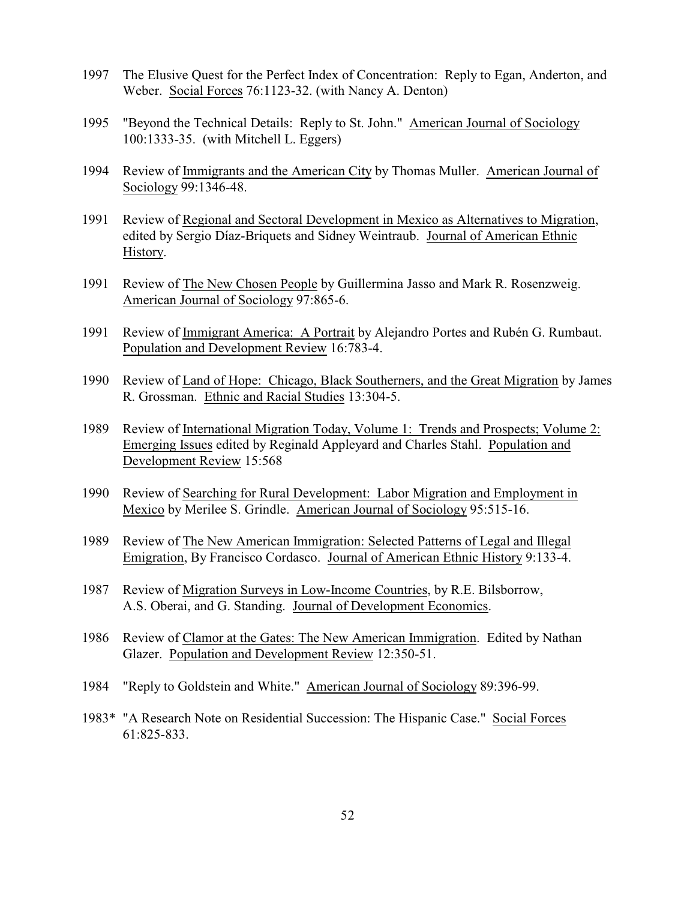1997 The Elusive Quest for the Perfect Index of Concentration: Reply to Egan, Anderton, and Weber. Social Forces 76:1123-32. (with Nancy A. Denton)

1995 "Beyond the Technical Details: Reply to St. John." American Journal of Sociology 100:1333-35. (with Mitchell L. Eggers)

1994 Review of Immigrants and the American City by Thomas Muller. American Journal of Sociology 99:1346-48.

1991 Review of Regional and Sectoral Development in Mexico as Alternatives to Migration, edited by Sergio Díaz-Briquets and Sidney Weintraub. Journal of American Ethnic History.

1991 Review of The New Chosen People by Guillermina Jasso and Mark R. Rosenzweig. American Journal of Sociology 97:865-6.

1991 Review of Immigrant America: A Portrait by Alejandro Portes and Rubén G. Rumbaut. Population and Development Review 16:783-4.

1990 Review of Land of Hope: Chicago, Black Southerners, and the Great Migration by James R. Grossman. Ethnic and Racial Studies 13:304-5.

1989 Review of International Migration Today, Volume 1: Trends and Prospects; Volume 2: Emerging Issues edited by Reginald Appleyard and Charles Stahl. Population and Development Review 15:568

1990 Review of Searching for Rural Development: Labor Migration and Employment in Mexico by Merilee S. Grindle. American Journal of Sociology 95:515-16.

1989 Review of The New American Immigration: Selected Patterns of Legal and Illegal Emigration, By Francisco Cordasco. Journal of American Ethnic History 9:133-4.

1987 Review of Migration Surveys in Low-Income Countries, by R.E. Bilsborrow, A.S. Oberai, and G. Standing. Journal of Development Economics.

1986 Review of Clamor at the Gates: The New American Immigration. Edited by Nathan Glazer. Population and Development Review 12:350-51.

1984 "Reply to Goldstein and White." American Journal of Sociology 89:396-99.

1983* "A Research Note on Residential Succession: The Hispanic Case." Social Forces 61:825-833.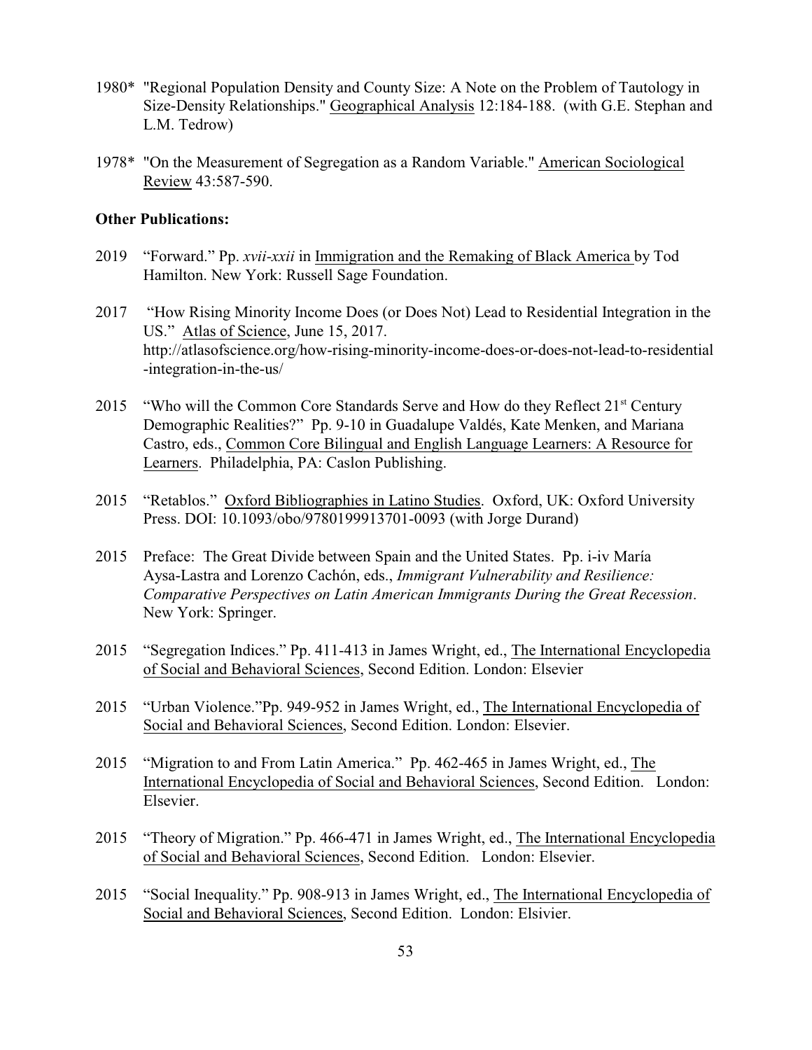1980* "Regional Population Density and County Size: A Note on the Problem of Tautology in Size-Density Relationships." Geographical Analysis 12:184-188. (with G.E. Stephan and L.M. Tedrow)

1978* "On the Measurement of Segregation as a Random Variable." American Sociological Review 43:587-590.

**Other Publications:**

2019 "Forward." Pp. *xvii-xxii* in Immigration and the Remaking of Black America by Tod Hamilton. New York: Russell Sage Foundation.

2017 "How Rising Minority Income Does (or Does Not) Lead to Residential Integration in the US." Atlas of Science, June 15, 2017. http://atlasofscience.org/how-rising-minority-income-does-or-does-not-lead-to-residential-integration-in-the-us/

2015 "Who will the Common Core Standards Serve and How do they Reflect 21st Century Demographic Realities?" Pp. 9-10 in Guadalupe Valdés, Kate Menken, and Mariana Castro, eds., Common Core Bilingual and English Language Learners: A Resource for Learners. Philadelphia, PA: Caslon Publishing.

2015 "Retablos." Oxford Bibliographies in Latino Studies. Oxford, UK: Oxford University Press. DOI: 10.1093/obo/9780199913701-0093 (with Jorge Durand)

2015 Preface: The Great Divide between Spain and the United States. Pp. i-iv María Aysa-Lastra and Lorenzo Cachón, eds., *Immigrant Vulnerability and Resilience: Comparative Perspectives on Latin American Immigrants During the Great Recession*. New York: Springer.

2015 "Segregation Indices." Pp. 411-413 in James Wright, ed., The International Encyclopedia of Social and Behavioral Sciences, Second Edition. London: Elsevier

2015 "Urban Violence."Pp. 949-952 in James Wright, ed., The International Encyclopedia of Social and Behavioral Sciences, Second Edition. London: Elsevier.

2015 "Migration to and From Latin America." Pp. 462-465 in James Wright, ed., The International Encyclopedia of Social and Behavioral Sciences, Second Edition. London: Elsevier.

2015 "Theory of Migration." Pp. 466-471 in James Wright, ed., The International Encyclopedia of Social and Behavioral Sciences, Second Edition. London: Elsevier.

2015 "Social Inequality." Pp. 908-913 in James Wright, ed., The International Encyclopedia of Social and Behavioral Sciences, Second Edition. London: Elsivier.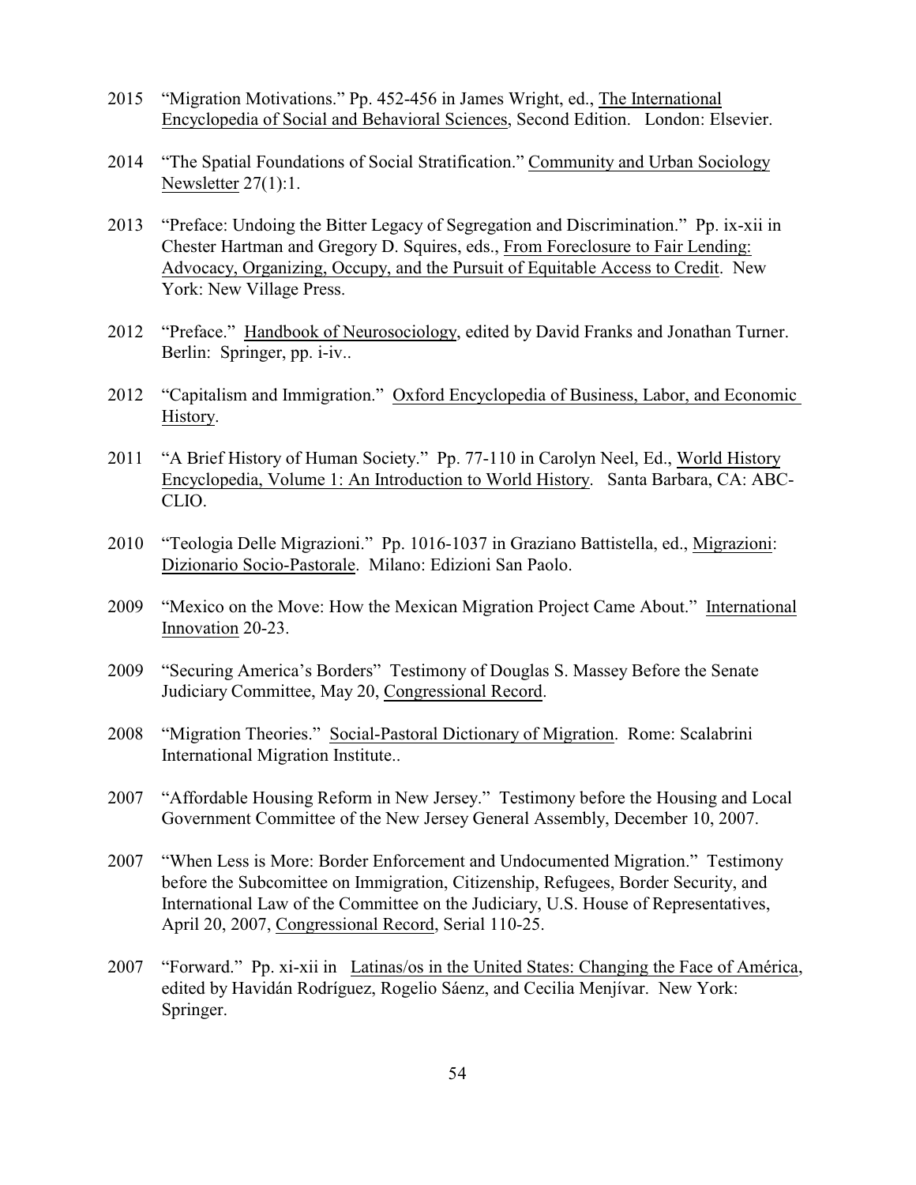2015 "Migration Motivations." Pp. 452-456 in James Wright, ed., The International Encyclopedia of Social and Behavioral Sciences, Second Edition. London: Elsevier.

2014 "The Spatial Foundations of Social Stratification." Community and Urban Sociology Newsletter 27(1):1.

2013 "Preface: Undoing the Bitter Legacy of Segregation and Discrimination." Pp. ix-xii in Chester Hartman and Gregory D. Squires, eds., From Foreclosure to Fair Lending: Advocacy, Organizing, Occupy, and the Pursuit of Equitable Access to Credit. New York: New Village Press.

2012 "Preface." Handbook of Neurosociology, edited by David Franks and Jonathan Turner. Berlin: Springer, pp. i-iv..

2012 "Capitalism and Immigration." Oxford Encyclopedia of Business, Labor, and Economic History.

2011 "A Brief History of Human Society." Pp. 77-110 in Carolyn Neel, Ed., World History Encyclopedia, Volume 1: An Introduction to World History. Santa Barbara, CA: ABC-CLIO.

2010 "Teologia Delle Migrazioni." Pp. 1016-1037 in Graziano Battistella, ed., Migrazioni: Dizionario Socio-Pastorale. Milano: Edizioni San Paolo.

2009 "Mexico on the Move: How the Mexican Migration Project Came About." International Innovation 20-23.

2009 "Securing America's Borders" Testimony of Douglas S. Massey Before the Senate Judiciary Committee, May 20, Congressional Record.

2008 "Migration Theories." Social-Pastoral Dictionary of Migration. Rome: Scalabrini International Migration Institute..

2007 "Affordable Housing Reform in New Jersey." Testimony before the Housing and Local Government Committee of the New Jersey General Assembly, December 10, 2007.

2007 "When Less is More: Border Enforcement and Undocumented Migration." Testimony before the Subcomittee on Immigration, Citizenship, Refugees, Border Security, and International Law of the Committee on the Judiciary, U.S. House of Representatives, April 20, 2007, Congressional Record, Serial 110-25.

2007 "Forward." Pp. xi-xii in Latinas/os in the United States: Changing the Face of América, edited by Havidán Rodríguez, Rogelio Sáenz, and Cecilia Menjívar. New York: Springer.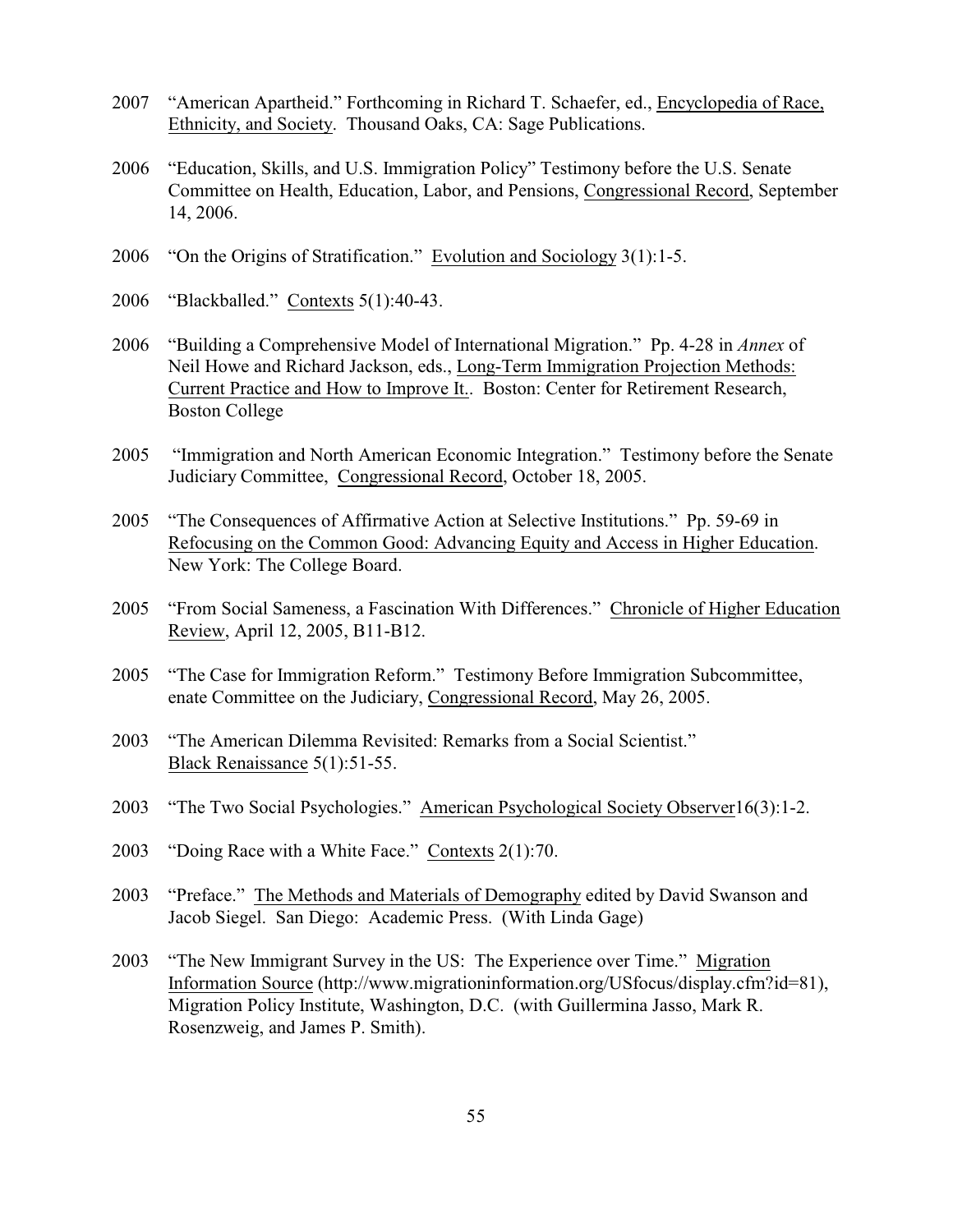2007 "American Apartheid." Forthcoming in Richard T. Schaefer, ed., Encyclopedia of Race, Ethnicity, and Society. Thousand Oaks, CA: Sage Publications.

2006 "Education, Skills, and U.S. Immigration Policy" Testimony before the U.S. Senate Committee on Health, Education, Labor, and Pensions, Congressional Record, September 14, 2006.

2006 "On the Origins of Stratification." Evolution and Sociology 3(1):1-5.

2006 "Blackballed." Contexts 5(1):40-43.

2006 "Building a Comprehensive Model of International Migration." Pp. 4-28 in *Annex* of Neil Howe and Richard Jackson, eds., Long-Term Immigration Projection Methods: Current Practice and How to Improve It.. Boston: Center for Retirement Research, Boston College

2005 "Immigration and North American Economic Integration." Testimony before the Senate Judiciary Committee, Congressional Record, October 18, 2005.

2005 "The Consequences of Affirmative Action at Selective Institutions." Pp. 59-69 in Refocusing on the Common Good: Advancing Equity and Access in Higher Education. New York: The College Board.

2005 "From Social Sameness, a Fascination With Differences." Chronicle of Higher Education Review, April 12, 2005, B11-B12.

2005 "The Case for Immigration Reform." Testimony Before Immigration Subcommittee, enate Committee on the Judiciary, Congressional Record, May 26, 2005.

2003 "The American Dilemma Revisited: Remarks from a Social Scientist." Black Renaissance 5(1):51-55.

2003 "The Two Social Psychologies." American Psychological Society Observer16(3):1-2.

2003 "Doing Race with a White Face." Contexts 2(1):70.

2003 "Preface." The Methods and Materials of Demography edited by David Swanson and Jacob Siegel. San Diego: Academic Press. (With Linda Gage)

2003 "The New Immigrant Survey in the US: The Experience over Time." Migration Information Source (http://www.migrationinformation.org/USfocus/display.cfm?id=81), Migration Policy Institute, Washington, D.C. (with Guillermina Jasso, Mark R. Rosenzweig, and James P. Smith).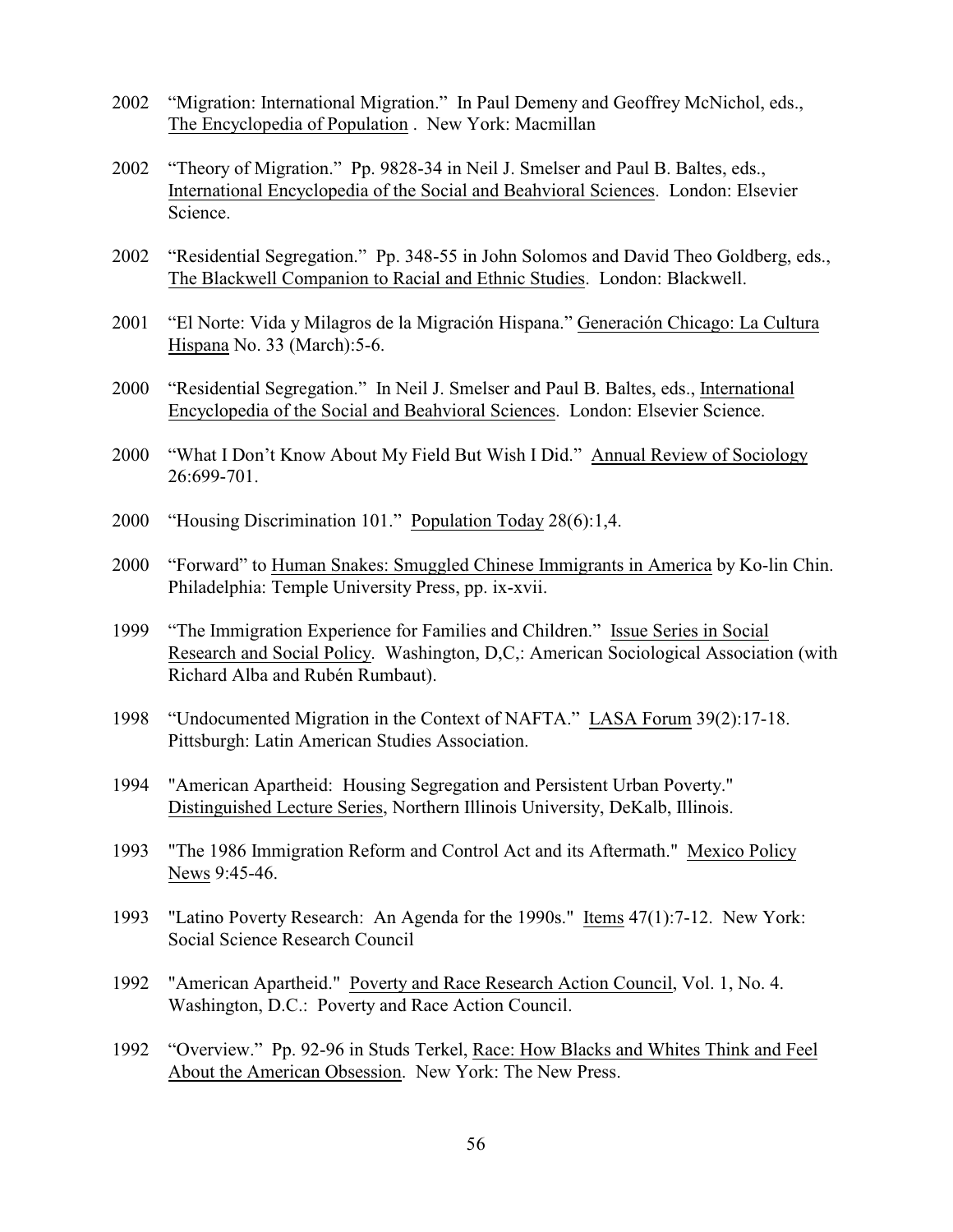2002 "Migration: International Migration." In Paul Demeny and Geoffrey McNichol, eds., The Encyclopedia of Population . New York: Macmillan

2002 "Theory of Migration." Pp. 9828-34 in Neil J. Smelser and Paul B. Baltes, eds., International Encyclopedia of the Social and Beahvioral Sciences. London: Elsevier Science.

2002 "Residential Segregation." Pp. 348-55 in John Solomos and David Theo Goldberg, eds., The Blackwell Companion to Racial and Ethnic Studies. London: Blackwell.

2001 "El Norte: Vida y Milagros de la Migración Hispana." Generación Chicago: La Cultura Hispana No. 33 (March):5-6.

2000 "Residential Segregation." In Neil J. Smelser and Paul B. Baltes, eds., International Encyclopedia of the Social and Beahvioral Sciences. London: Elsevier Science.

2000 "What I Don't Know About My Field But Wish I Did." Annual Review of Sociology 26:699-701.

2000 "Housing Discrimination 101." Population Today 28(6):1,4.

2000 "Forward" to Human Snakes: Smuggled Chinese Immigrants in America by Ko-lin Chin. Philadelphia: Temple University Press, pp. ix-xvii.

1999 "The Immigration Experience for Families and Children." Issue Series in Social Research and Social Policy. Washington, D,C,: American Sociological Association (with Richard Alba and Rubén Rumbaut).

1998 "Undocumented Migration in the Context of NAFTA." LASA Forum 39(2):17-18. Pittsburgh: Latin American Studies Association.

1994 "American Apartheid: Housing Segregation and Persistent Urban Poverty." Distinguished Lecture Series, Northern Illinois University, DeKalb, Illinois.

1993 "The 1986 Immigration Reform and Control Act and its Aftermath." Mexico Policy News 9:45-46.

1993 "Latino Poverty Research: An Agenda for the 1990s." Items 47(1):7-12. New York: Social Science Research Council

1992 "American Apartheid." Poverty and Race Research Action Council, Vol. 1, No. 4. Washington, D.C.: Poverty and Race Action Council.

1992 "Overview." Pp. 92-96 in Studs Terkel, Race: How Blacks and Whites Think and Feel About the American Obsession. New York: The New Press.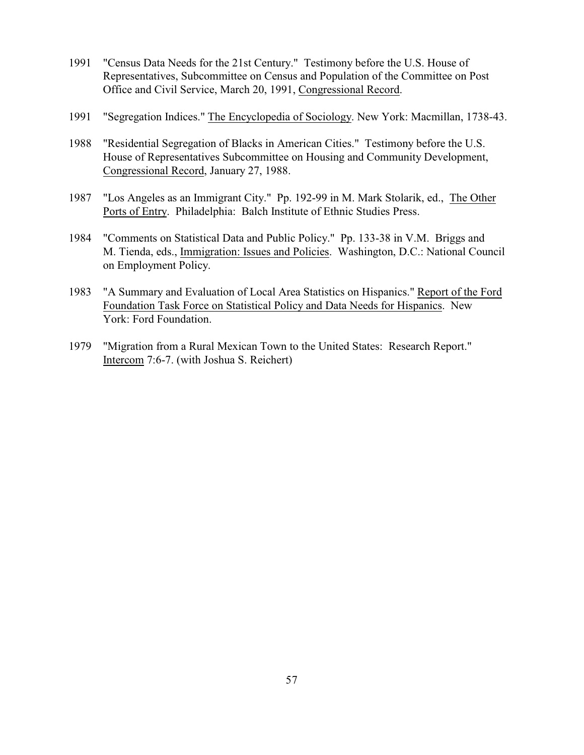1991 "Census Data Needs for the 21st Century." Testimony before the U.S. House of Representatives, Subcommittee on Census and Population of the Committee on Post Office and Civil Service, March 20, 1991, Congressional Record.

1991 "Segregation Indices." The Encyclopedia of Sociology. New York: Macmillan, 1738-43.

1988 "Residential Segregation of Blacks in American Cities." Testimony before the U.S. House of Representatives Subcommittee on Housing and Community Development, Congressional Record, January 27, 1988.

1987 "Los Angeles as an Immigrant City." Pp. 192-99 in M. Mark Stolarik, ed., The Other Ports of Entry. Philadelphia: Balch Institute of Ethnic Studies Press.

1984 "Comments on Statistical Data and Public Policy." Pp. 133-38 in V.M. Briggs and M. Tienda, eds., Immigration: Issues and Policies. Washington, D.C.: National Council on Employment Policy.

1983 "A Summary and Evaluation of Local Area Statistics on Hispanics." Report of the Ford Foundation Task Force on Statistical Policy and Data Needs for Hispanics. New York: Ford Foundation.

1979 "Migration from a Rural Mexican Town to the United States: Research Report." Intercom 7:6-7. (with Joshua S. Reichert)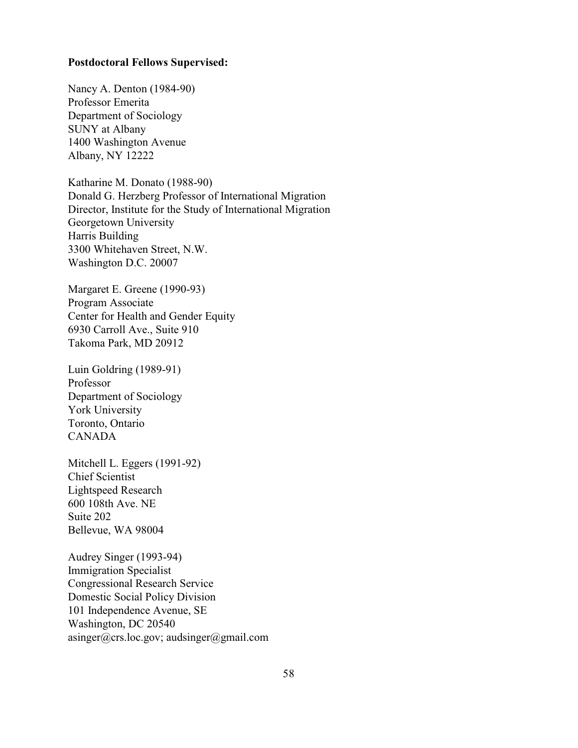**Postdoctoral Fellows Supervised:**

Nancy A. Denton (1984-90)
Professor Emerita
Department of Sociology
SUNY at Albany
1400 Washington Avenue
Albany, NY 12222

Katharine M. Donato (1988-90)
Donald G. Herzberg Professor of International Migration
Director, Institute for the Study of International Migration
Georgetown University
Harris Building
3300 Whitehaven Street, N.W.
Washington D.C. 20007

Margaret E. Greene (1990-93)
Program Associate
Center for Health and Gender Equity
6930 Carroll Ave., Suite 910
Takoma Park, MD 20912

Luin Goldring (1989-91)
Professor
Department of Sociology
York University
Toronto, Ontario
CANADA

Mitchell L. Eggers (1991-92)
Chief Scientist
Lightspeed Research
600 108th Ave. NE
Suite 202
Bellevue, WA 98004

Audrey Singer (1993-94)
Immigration Specialist
Congressional Research Service
Domestic Social Policy Division
101 Independence Avenue, SE
Washington, DC 20540
asinger@crs.loc.gov; audsinger@gmail.com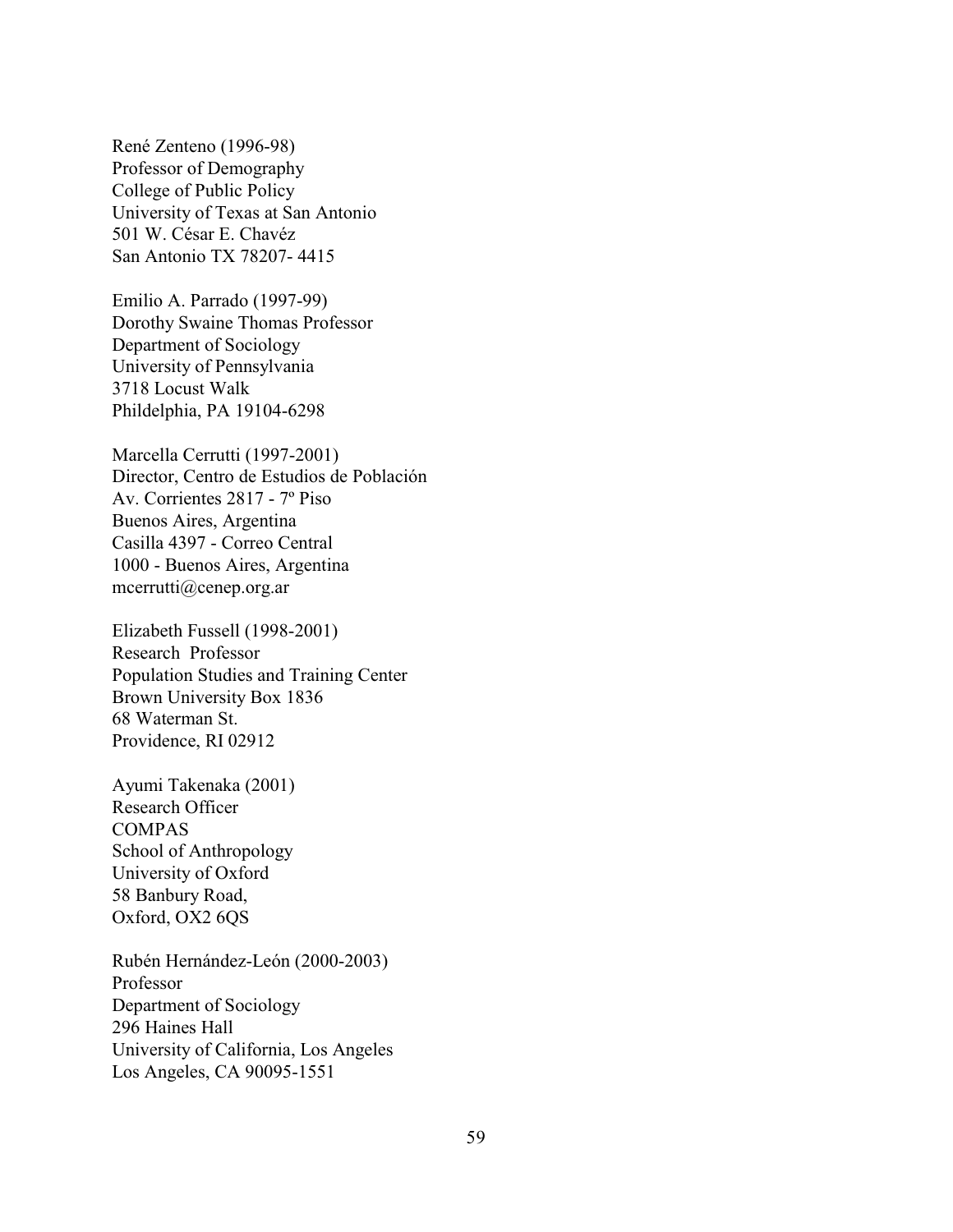René Zenteno (1996-98)
Professor of Demography
College of Public Policy
University of Texas at San Antonio
501 W. César E. Chavéz
San Antonio TX 78207- 4415

Emilio A. Parrado (1997-99)
Dorothy Swaine Thomas Professor
Department of Sociology
University of Pennsylvania
3718 Locust Walk
Phildelphia, PA 19104-6298

Marcella Cerrutti (1997-2001)
Director, Centro de Estudios de Población
Av. Corrientes 2817 - 7º Piso
Buenos Aires, Argentina
Casilla 4397 - Correo Central
1000 - Buenos Aires, Argentina
mcerrutti@cenep.org.ar

Elizabeth Fussell (1998-2001)
Research Professor
Population Studies and Training Center
Brown University Box 1836
68 Waterman St.
Providence, RI 02912

Ayumi Takenaka (2001)
Research Officer
COMPAS
School of Anthropology
University of Oxford
58 Banbury Road,
Oxford, OX2 6QS

Rubén Hernández-León (2000-2003)
Professor
Department of Sociology
296 Haines Hall
University of California, Los Angeles
Los Angeles, CA 90095-1551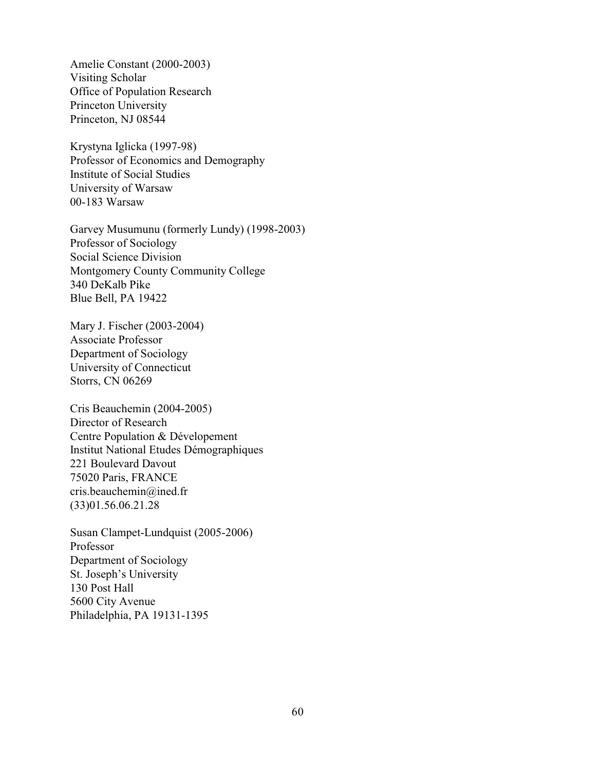Amelie Constant (2000-2003)
Visiting Scholar
Office of Population Research
Princeton University
Princeton, NJ 08544

Krystyna Iglicka (1997-98)
Professor of Economics and Demography
Institute of Social Studies
University of Warsaw
00-183 Warsaw

Garvey Musumunu (formerly Lundy) (1998-2003)
Professor of Sociology
Social Science Division
Montgomery County Community College
340 DeKalb Pike
Blue Bell, PA 19422

Mary J. Fischer (2003-2004)
Associate Professor
Department of Sociology
University of Connecticut
Storrs, CN 06269

Cris Beauchemin (2004-2005)
Director of Research
Centre Population & Dévelopement
Institut National Etudes Démographiques
221 Boulevard Davout
75020 Paris, FRANCE
cris.beauchemin@ined.fr
(33)01.56.06.21.28

Susan Clampet-Lundquist (2005-2006)
Professor
Department of Sociology
St. Joseph's University
130 Post Hall
5600 City Avenue
Philadelphia, PA 19131-1395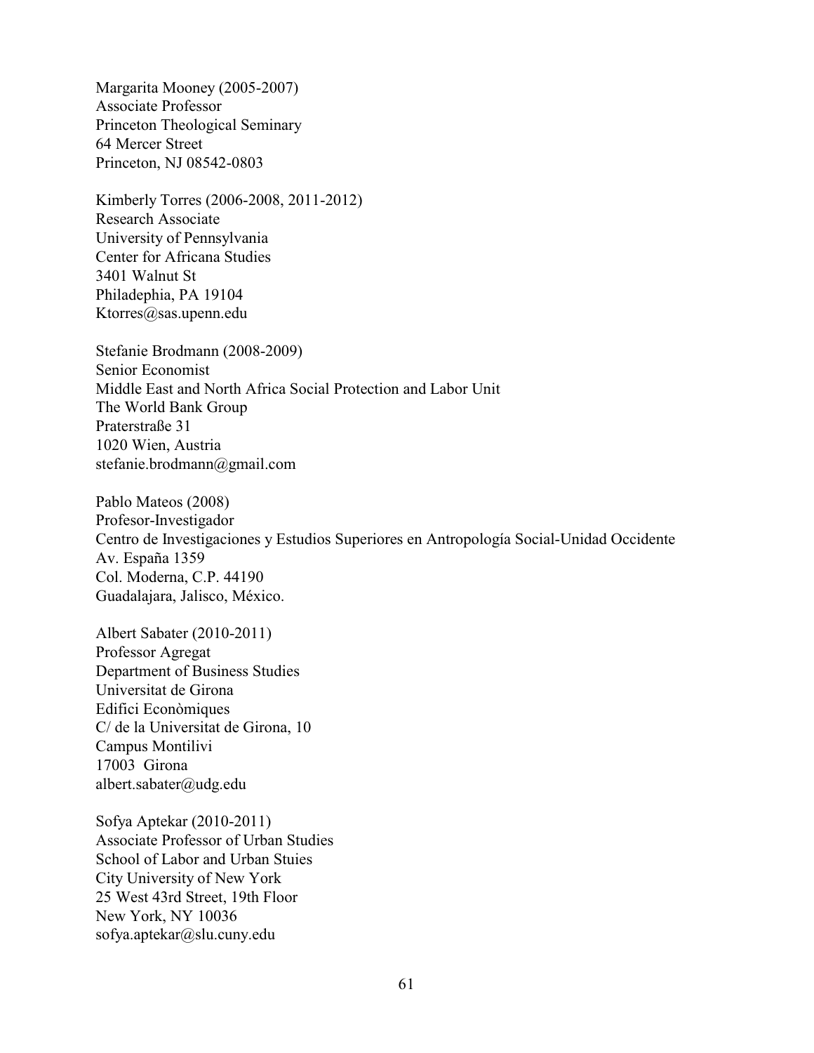Margarita Mooney (2005-2007)
Associate Professor
Princeton Theological Seminary
64 Mercer Street
Princeton, NJ 08542-0803

Kimberly Torres (2006-2008, 2011-2012)
Research Associate
University of Pennsylvania
Center for Africana Studies
3401 Walnut St
Philadephia, PA 19104
Ktorres@sas.upenn.edu

Stefanie Brodmann (2008-2009)
Senior Economist
Middle East and North Africa Social Protection and Labor Unit
The World Bank Group
Praterstraße 31
1020 Wien, Austria
stefanie.brodmann@gmail.com

Pablo Mateos (2008)
Profesor-Investigador
Centro de Investigaciones y Estudios Superiores en Antropología Social-Unidad Occidente
Av. España 1359
Col. Moderna, C.P. 44190
Guadalajara, Jalisco, México.

Albert Sabater (2010-2011)
Professor Agregat
Department of Business Studies
Universitat de Girona
Edifici Econòmiques
C/ de la Universitat de Girona, 10
Campus Montilivi
17003 Girona
albert.sabater@udg.edu

Sofya Aptekar (2010-2011)
Associate Professor of Urban Studies
School of Labor and Urban Stuies
City University of New York
25 West 43rd Street, 19th Floor
New York, NY 10036
sofya.aptekar@slu.cuny.edu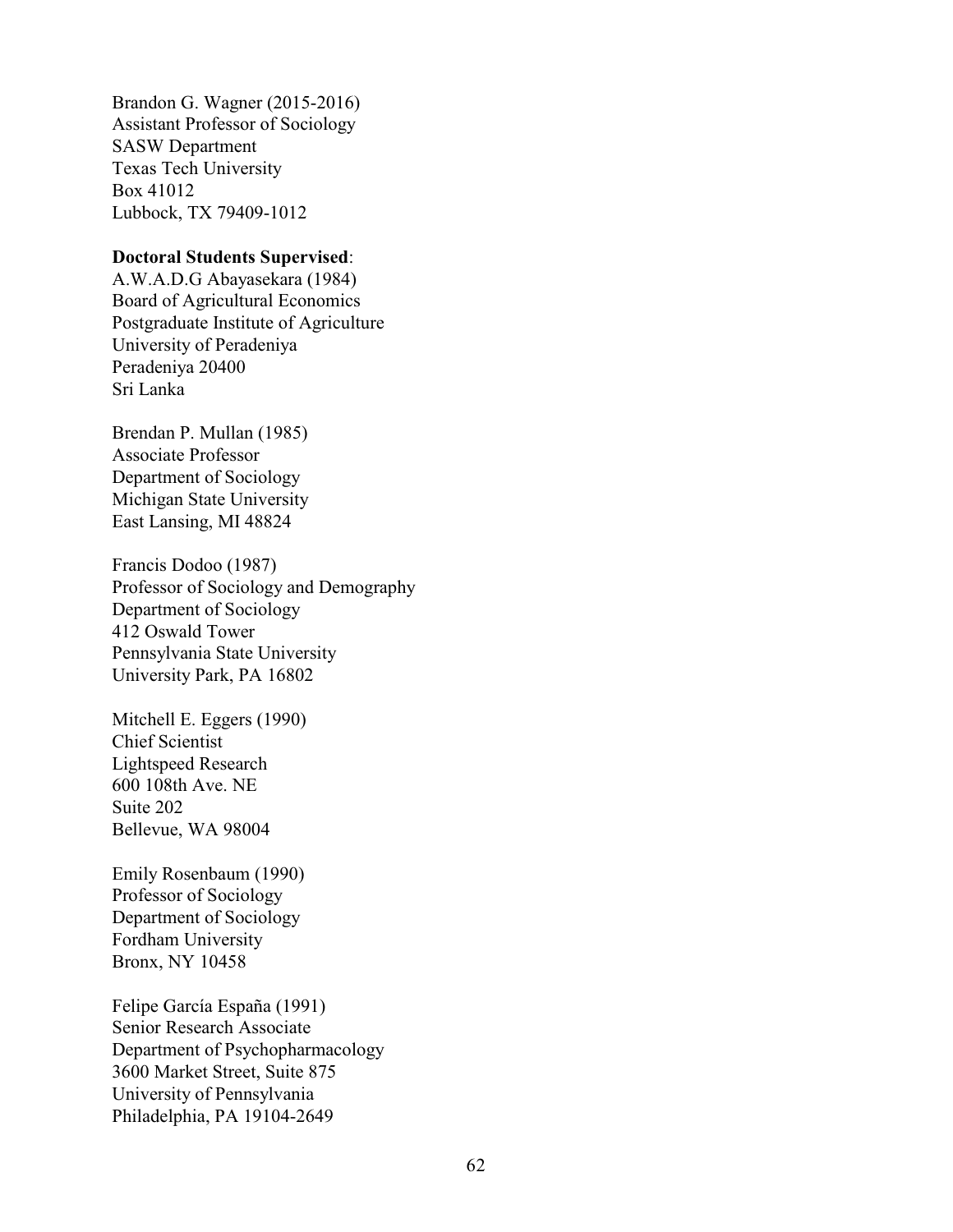Brandon G. Wagner (2015-2016)
Assistant Professor of Sociology
SASW Department
Texas Tech University
Box 41012
Lubbock, TX 79409-1012

**Doctoral Students Supervised**:
A.W.A.D.G Abayasekara (1984)
Board of Agricultural Economics
Postgraduate Institute of Agriculture
University of Peradeniya
Peradeniya 20400
Sri Lanka

Brendan P. Mullan (1985)
Associate Professor
Department of Sociology
Michigan State University
East Lansing, MI 48824

Francis Dodoo (1987)
Professor of Sociology and Demography
Department of Sociology
412 Oswald Tower
Pennsylvania State University
University Park, PA 16802

Mitchell E. Eggers (1990)
Chief Scientist
Lightspeed Research
600 108th Ave. NE
Suite 202
Bellevue, WA 98004

Emily Rosenbaum (1990)
Professor of Sociology
Department of Sociology
Fordham University
Bronx, NY 10458

Felipe García España (1991)
Senior Research Associate
Department of Psychopharmacology
3600 Market Street, Suite 875
University of Pennsylvania
Philadelphia, PA 19104-2649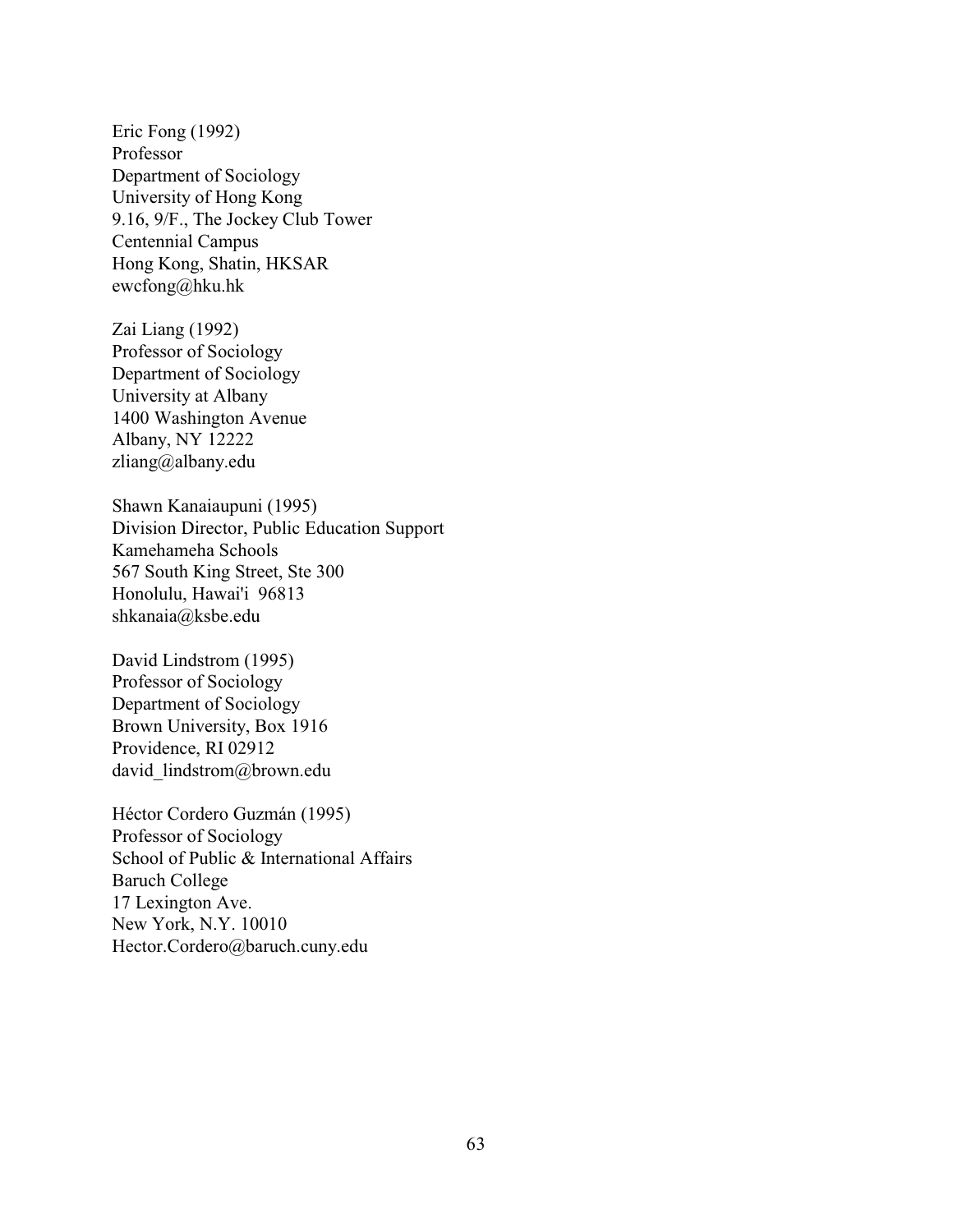Eric Fong (1992)  
Professor  
Department of Sociology  
University of Hong Kong  
9.16, 9/F., The Jockey Club Tower  
Centennial Campus  
Hong Kong, Shatin, HKSAR  
ewcfong@hku.hk

Zai Liang (1992)  
Professor of Sociology  
Department of Sociology  
University at Albany  
1400 Washington Avenue  
Albany, NY 12222  
zliang@albany.edu

Shawn Kanaiaupuni (1995)  
Division Director, Public Education Support  
Kamehameha Schools  
567 South King Street, Ste 300  
Honolulu, Hawai'i 96813  
shkanaia@ksbe.edu

David Lindstrom (1995)  
Professor of Sociology  
Department of Sociology  
Brown University, Box 1916  
Providence, RI 02912  
david_lindstrom@brown.edu

Héctor Cordero Guzmán (1995)  
Professor of Sociology  
School of Public & International Affairs  
Baruch College  
17 Lexington Ave.  
New York, N.Y. 10010  
Hector.Cordero@baruch.cuny.edu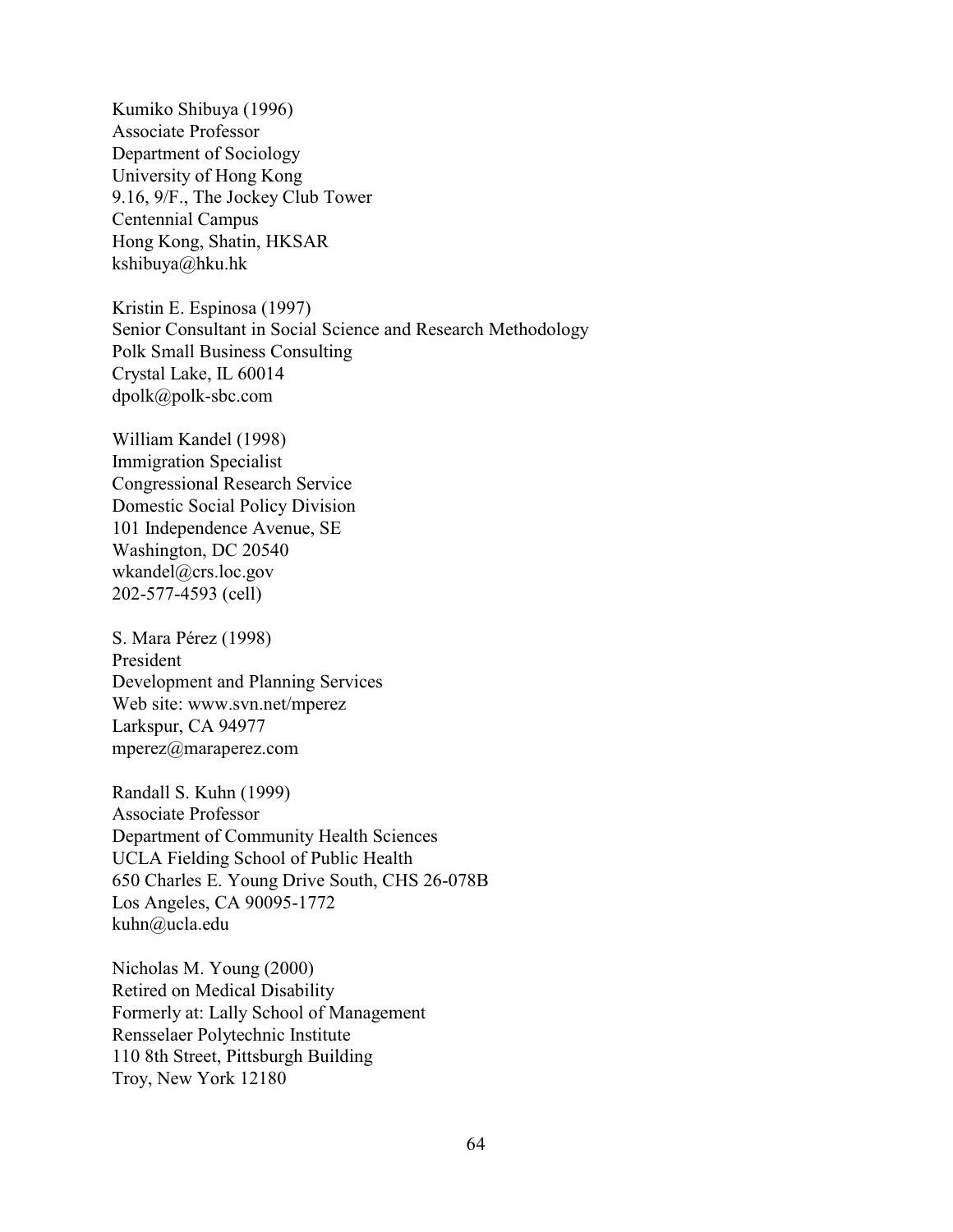Kumiko Shibuya (1996)
Associate Professor
Department of Sociology
University of Hong Kong
9.16, 9/F., The Jockey Club Tower
Centennial Campus
Hong Kong, Shatin, HKSAR
kshibuya@hku.hk

Kristin E. Espinosa (1997)
Senior Consultant in Social Science and Research Methodology
Polk Small Business Consulting
Crystal Lake, IL 60014
dpolk@polk-sbc.com

William Kandel (1998)
Immigration Specialist
Congressional Research Service
Domestic Social Policy Division
101 Independence Avenue, SE
Washington, DC 20540
wkandel@crs.loc.gov
202-577-4593 (cell)

S. Mara Pérez (1998)
President
Development and Planning Services
Web site: www.svn.net/mperez
Larkspur, CA 94977
mperez@maraperez.com

Randall S. Kuhn (1999)
Associate Professor
Department of Community Health Sciences
UCLA Fielding School of Public Health
650 Charles E. Young Drive South, CHS 26-078B
Los Angeles, CA 90095-1772
kuhn@ucla.edu

Nicholas M. Young (2000)
Retired on Medical Disability
Formerly at: Lally School of Management
Rensselaer Polytechnic Institute
110 8th Street, Pittsburgh Building
Troy, New York 12180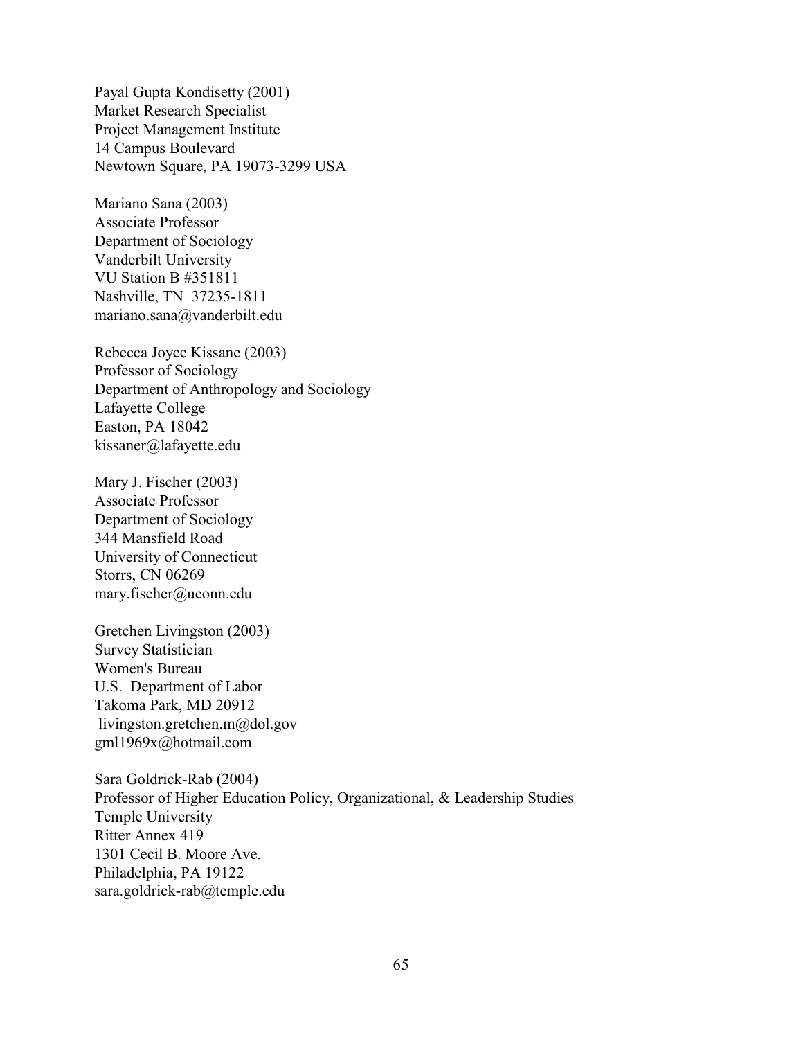Payal Gupta Kondisetty (2001)
Market Research Specialist
Project Management Institute
14 Campus Boulevard
Newtown Square, PA 19073-3299 USA

Mariano Sana (2003)
Associate Professor
Department of Sociology
Vanderbilt University
VU Station B #351811
Nashville, TN 37235-1811
mariano.sana@vanderbilt.edu

Rebecca Joyce Kissane (2003)
Professor of Sociology
Department of Anthropology and Sociology
Lafayette College
Easton, PA 18042
kissaner@lafayette.edu

Mary J. Fischer (2003)
Associate Professor
Department of Sociology
344 Mansfield Road
University of Connecticut
Storrs, CN 06269
mary.fischer@uconn.edu

Gretchen Livingston (2003)
Survey Statistician
Women's Bureau
U.S. Department of Labor
Takoma Park, MD 20912
livingston.gretchen.m@dol.gov
gml1969x@hotmail.com

Sara Goldrick-Rab (2004)
Professor of Higher Education Policy, Organizational, & Leadership Studies
Temple University
Ritter Annex 419
1301 Cecil B. Moore Ave.
Philadelphia, PA 19122
sara.goldrick-rab@temple.edu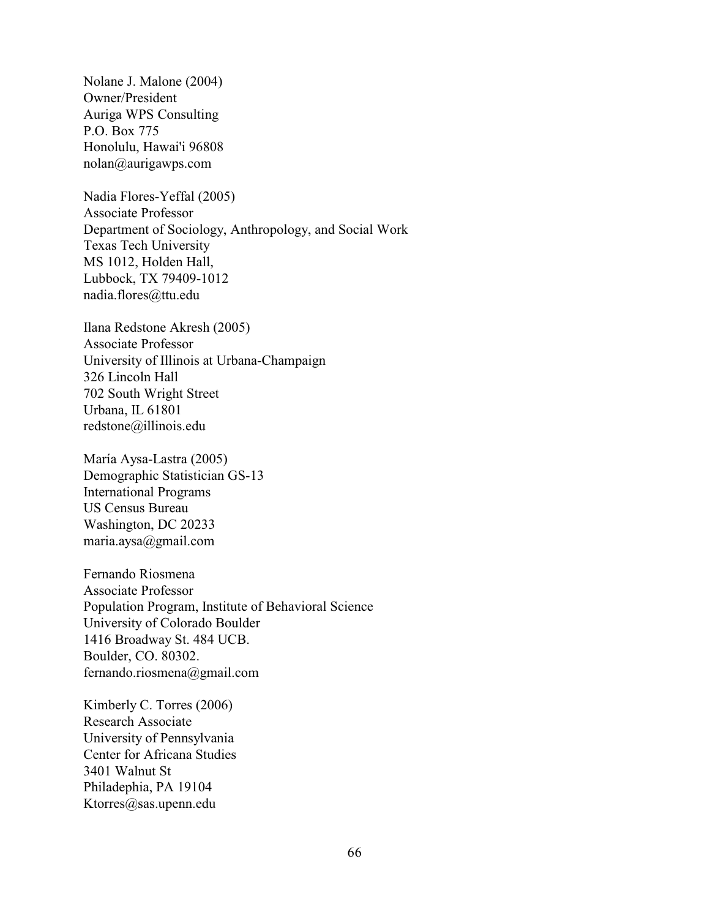Nolane J. Malone (2004)
Owner/President
Auriga WPS Consulting
P.O. Box 775
Honolulu, Hawai'i 96808
nolan@aurigawps.com

Nadia Flores-Yeffal (2005)
Associate Professor
Department of Sociology, Anthropology, and Social Work
Texas Tech University
MS 1012, Holden Hall,
Lubbock, TX 79409-1012
nadia.flores@ttu.edu

Ilana Redstone Akresh (2005)
Associate Professor
University of Illinois at Urbana-Champaign
326 Lincoln Hall
702 South Wright Street
Urbana, IL 61801
redstone@illinois.edu

María Aysa-Lastra (2005)
Demographic Statistician GS-13
International Programs
US Census Bureau
Washington, DC 20233
maria.aysa@gmail.com

Fernando Riosmena
Associate Professor
Population Program, Institute of Behavioral Science
University of Colorado Boulder
1416 Broadway St. 484 UCB.
Boulder, CO. 80302.
fernando.riosmena@gmail.com

Kimberly C. Torres (2006)
Research Associate
University of Pennsylvania
Center for Africana Studies
3401 Walnut St
Philadephia, PA 19104
Ktorres@sas.upenn.edu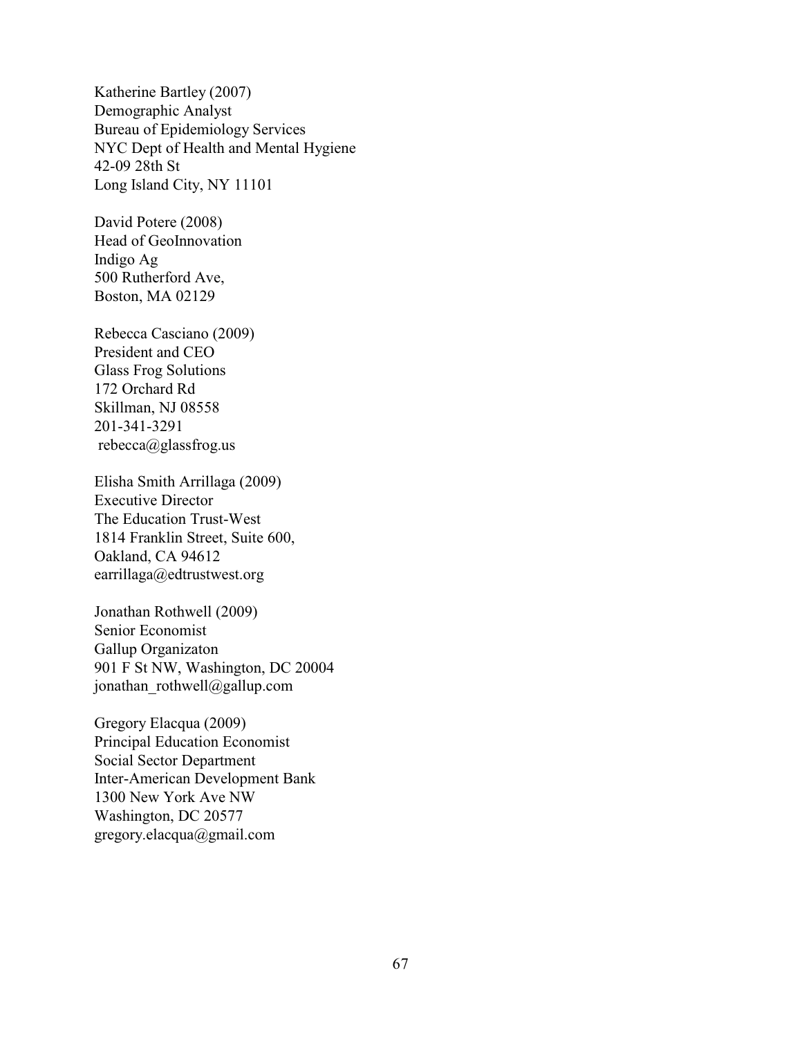Katherine Bartley (2007)
Demographic Analyst
Bureau of Epidemiology Services
NYC Dept of Health and Mental Hygiene
42-09 28th St
Long Island City, NY 11101

David Potere (2008)
Head of GeoInnovation
Indigo Ag
500 Rutherford Ave,
Boston, MA 02129

Rebecca Casciano (2009)
President and CEO
Glass Frog Solutions
172 Orchard Rd
Skillman, NJ 08558
201-341-3291
rebecca@glassfrog.us

Elisha Smith Arrillaga (2009)
Executive Director
The Education Trust-West
1814 Franklin Street, Suite 600,
Oakland, CA 94612
earrillaga@edtrustwest.org

Jonathan Rothwell (2009)
Senior Economist
Gallup Organizaton
901 F St NW, Washington, DC 20004
jonathan_rothwell@gallup.com

Gregory Elacqua (2009)
Principal Education Economist
Social Sector Department
Inter-American Development Bank
1300 New York Ave NW
Washington, DC 20577
gregory.elacqua@gmail.com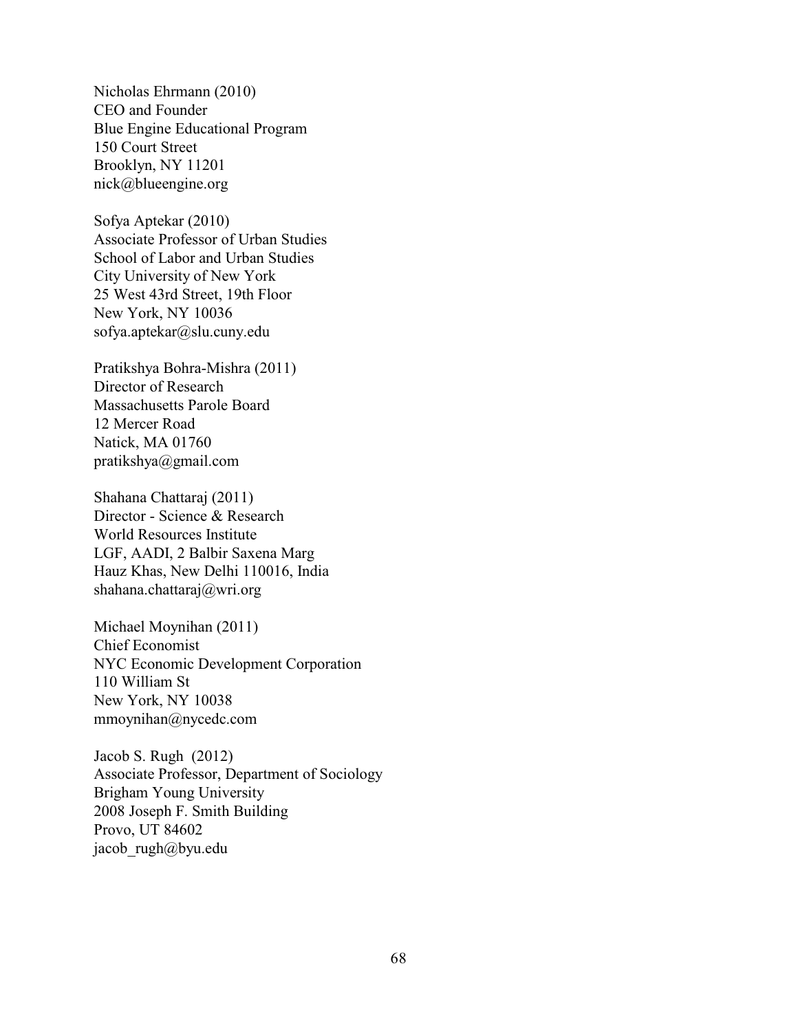Nicholas Ehrmann (2010)
CEO and Founder
Blue Engine Educational Program
150 Court Street
Brooklyn, NY 11201
nick@blueengine.org

Sofya Aptekar (2010)
Associate Professor of Urban Studies
School of Labor and Urban Studies
City University of New York
25 West 43rd Street, 19th Floor
New York, NY 10036
sofya.aptekar@slu.cuny.edu

Pratikshya Bohra-Mishra (2011)
Director of Research
Massachusetts Parole Board
12 Mercer Road
Natick, MA 01760
pratikshya@gmail.com

Shahana Chattaraj (2011)
Director - Science & Research
World Resources Institute
LGF, AADI, 2 Balbir Saxena Marg
Hauz Khas, New Delhi 110016, India
shahana.chattaraj@wri.org

Michael Moynihan (2011)
Chief Economist
NYC Economic Development Corporation
110 William St
New York, NY 10038
mmoynihan@nycedc.com

Jacob S. Rugh (2012)
Associate Professor, Department of Sociology
Brigham Young University
2008 Joseph F. Smith Building
Provo, UT 84602
jacob_rugh@byu.edu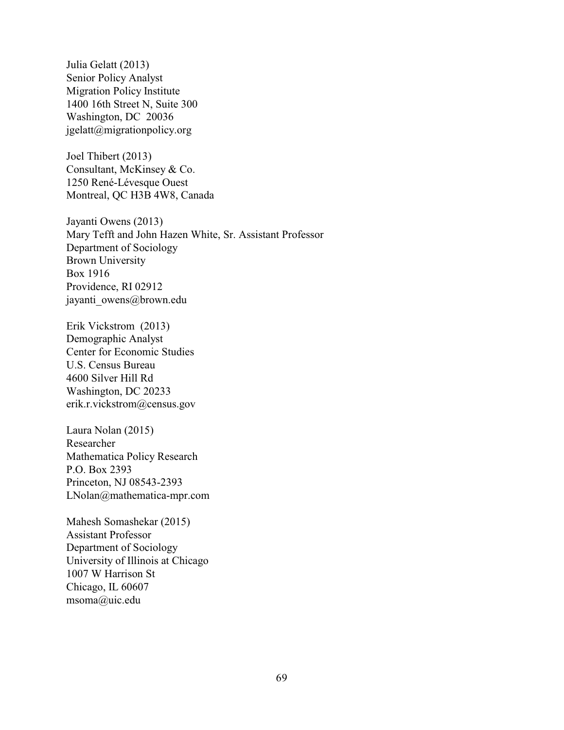Julia Gelatt (2013)
Senior Policy Analyst
Migration Policy Institute
1400 16th Street N, Suite 300
Washington, DC 20036
jgelatt@migrationpolicy.org

Joel Thibert (2013)
Consultant, McKinsey & Co.
1250 René-Lévesque Ouest
Montreal, QC H3B 4W8, Canada

Jayanti Owens (2013)
Mary Tefft and John Hazen White, Sr. Assistant Professor
Department of Sociology
Brown University
Box 1916
Providence, RI 02912
jayanti_owens@brown.edu

Erik Vickstrom (2013)
Demographic Analyst
Center for Economic Studies
U.S. Census Bureau
4600 Silver Hill Rd
Washington, DC 20233
erik.r.vickstrom@census.gov

Laura Nolan (2015)
Researcher
Mathematica Policy Research
P.O. Box 2393
Princeton, NJ 08543-2393
LNolan@mathematica-mpr.com

Mahesh Somashekar (2015)
Assistant Professor
Department of Sociology
University of Illinois at Chicago
1007 W Harrison St
Chicago, IL 60607
msoma@uic.edu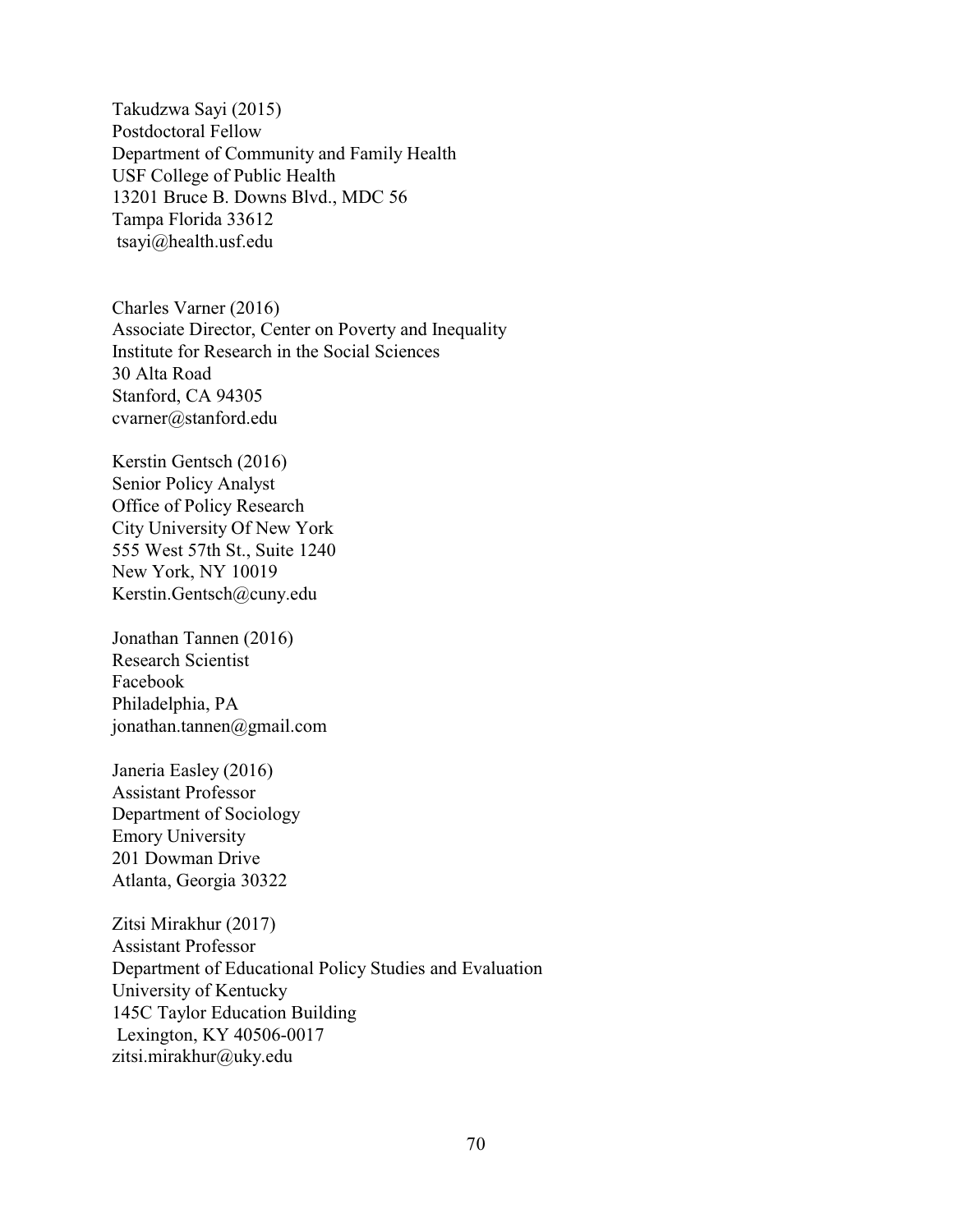Takudzwa Sayi (2015)
Postdoctoral Fellow
Department of Community and Family Health
USF College of Public Health
13201 Bruce B. Downs Blvd., MDC 56
Tampa Florida 33612
tsayi@health.usf.edu

Charles Varner (2016)
Associate Director, Center on Poverty and Inequality
Institute for Research in the Social Sciences
30 Alta Road
Stanford, CA 94305
cvarner@stanford.edu

Kerstin Gentsch (2016)
Senior Policy Analyst
Office of Policy Research
City University Of New York
555 West 57th St., Suite 1240
New York, NY 10019
Kerstin.Gentsch@cuny.edu

Jonathan Tannen (2016)
Research Scientist
Facebook
Philadelphia, PA
jonathan.tannen@gmail.com

Janeria Easley (2016)
Assistant Professor
Department of Sociology
Emory University
201 Dowman Drive
Atlanta, Georgia 30322

Zitsi Mirakhur (2017)
Assistant Professor
Department of Educational Policy Studies and Evaluation
University of Kentucky
145C Taylor Education Building
Lexington, KY 40506-0017
zitsi.mirakhur@uky.edu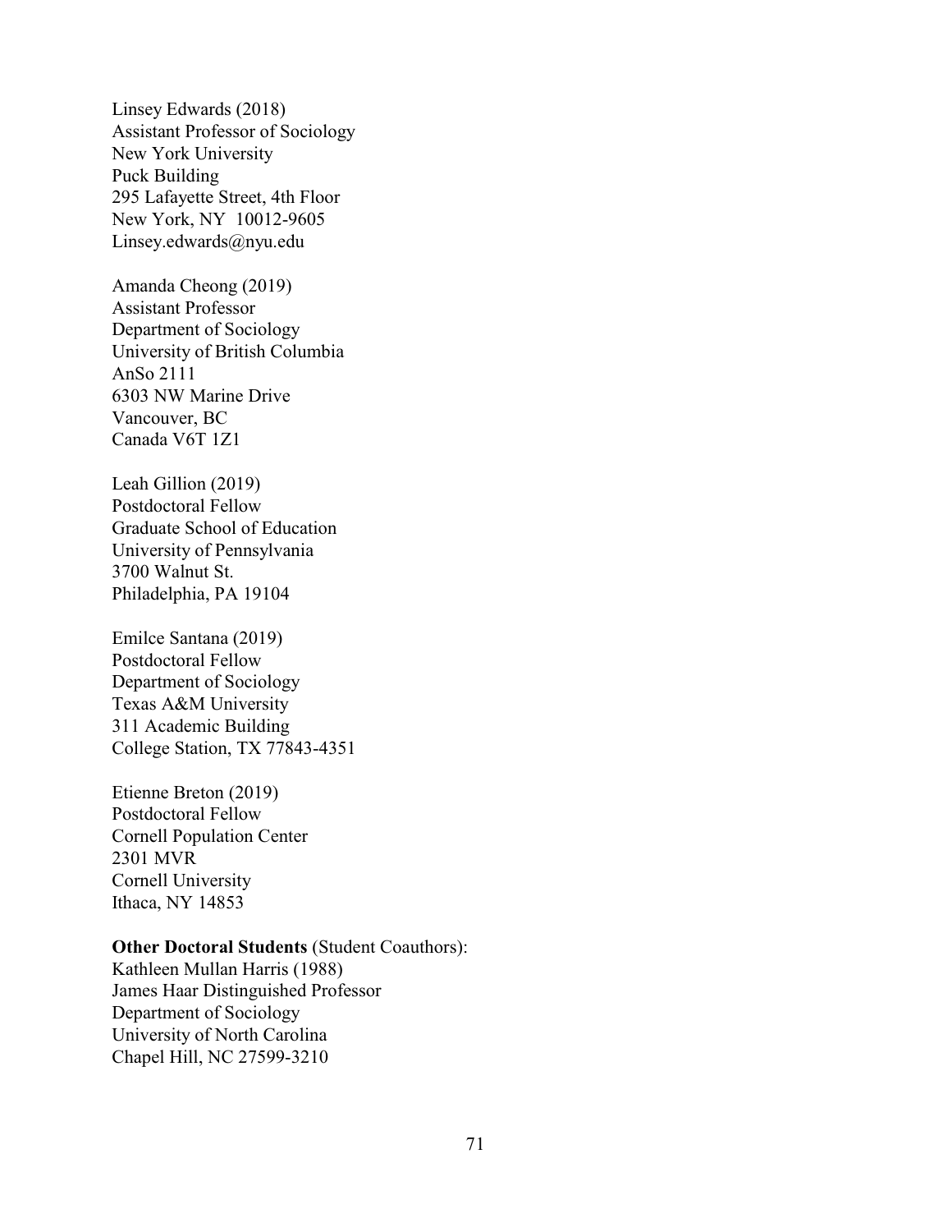Linsey Edwards (2018)
Assistant Professor of Sociology
New York University
Puck Building
295 Lafayette Street, 4th Floor
New York, NY 10012-9605
Linsey.edwards@nyu.edu

Amanda Cheong (2019)
Assistant Professor
Department of Sociology
University of British Columbia
AnSo 2111
6303 NW Marine Drive
Vancouver, BC
Canada V6T 1Z1

Leah Gillion (2019)
Postdoctoral Fellow
Graduate School of Education
University of Pennsylvania
3700 Walnut St.
Philadelphia, PA 19104

Emilce Santana (2019)
Postdoctoral Fellow
Department of Sociology
Texas A&M University
311 Academic Building
College Station, TX 77843-4351

Etienne Breton (2019)
Postdoctoral Fellow
Cornell Population Center
2301 MVR
Cornell University
Ithaca, NY 14853

**Other Doctoral Students** (Student Coauthors):
Kathleen Mullan Harris (1988)
James Haar Distinguished Professor
Department of Sociology
University of North Carolina
Chapel Hill, NC 27599-3210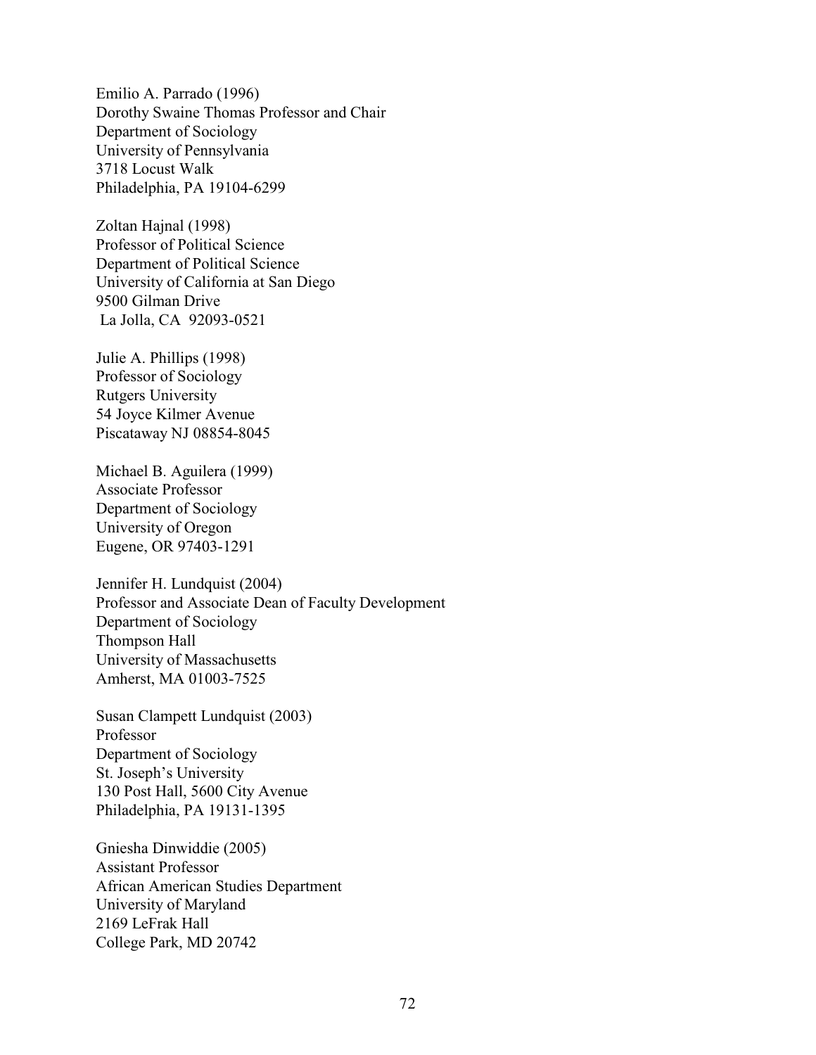Emilio A. Parrado (1996)
Dorothy Swaine Thomas Professor and Chair
Department of Sociology
University of Pennsylvania
3718 Locust Walk
Philadelphia, PA 19104-6299

Zoltan Hajnal (1998)
Professor of Political Science
Department of Political Science
University of California at San Diego
9500 Gilman Drive
La Jolla, CA 92093-0521

Julie A. Phillips (1998)
Professor of Sociology
Rutgers University
54 Joyce Kilmer Avenue
Piscataway NJ 08854-8045

Michael B. Aguilera (1999)
Associate Professor
Department of Sociology
University of Oregon
Eugene, OR 97403-1291

Jennifer H. Lundquist (2004)
Professor and Associate Dean of Faculty Development
Department of Sociology
Thompson Hall
University of Massachusetts
Amherst, MA 01003-7525

Susan Clampett Lundquist (2003)
Professor
Department of Sociology
St. Joseph's University
130 Post Hall, 5600 City Avenue
Philadelphia, PA 19131-1395

Gniesha Dinwiddie (2005)
Assistant Professor
African American Studies Department
University of Maryland
2169 LeFrak Hall
College Park, MD 20742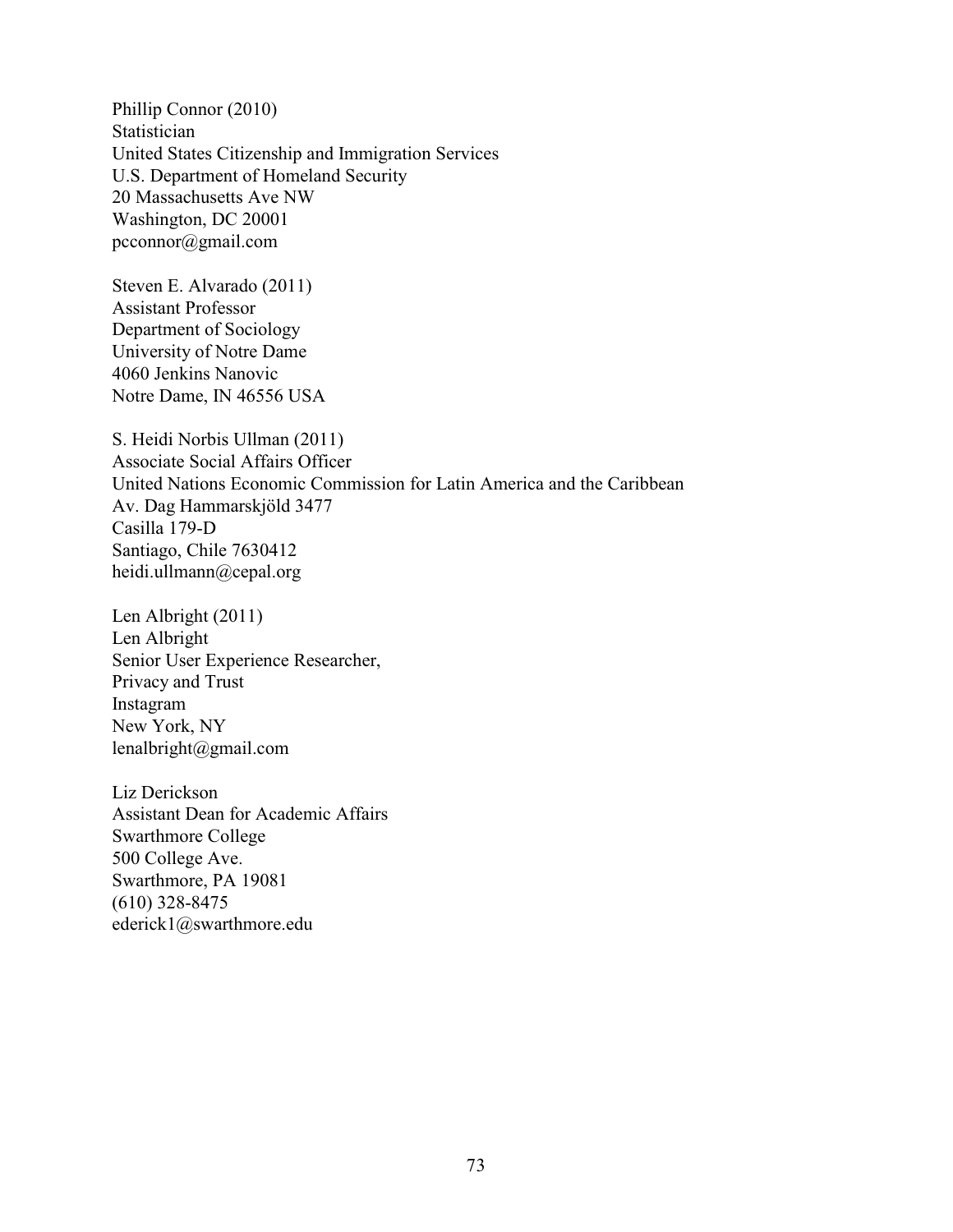Phillip Connor (2010)
Statistician
United States Citizenship and Immigration Services
U.S. Department of Homeland Security
20 Massachusetts Ave NW
Washington, DC 20001
pcconnor@gmail.com

Steven E. Alvarado (2011)
Assistant Professor
Department of Sociology
University of Notre Dame
4060 Jenkins Nanovic
Notre Dame, IN 46556 USA

S. Heidi Norbis Ullman (2011)
Associate Social Affairs Officer
United Nations Economic Commission for Latin America and the Caribbean
Av. Dag Hammarskjöld 3477
Casilla 179-D
Santiago, Chile 7630412
heidi.ullmann@cepal.org

Len Albright (2011)
Len Albright
Senior User Experience Researcher,
Privacy and Trust
Instagram
New York, NY
lenalbright@gmail.com

Liz Derickson
Assistant Dean for Academic Affairs
Swarthmore College
500 College Ave.
Swarthmore, PA 19081
(610) 328-8475
ederick1@swarthmore.edu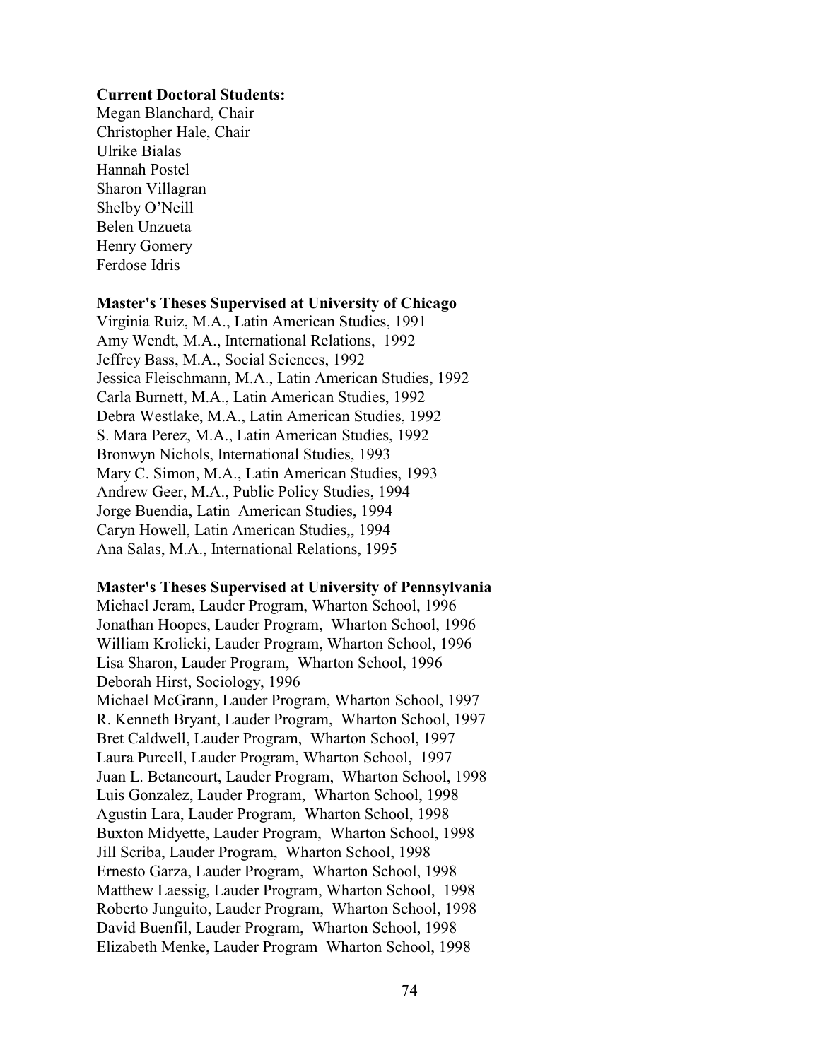**Current Doctoral Students:**

Megan Blanchard, Chair
Christopher Hale, Chair
Ulrike Bialas
Hannah Postel
Sharon Villagran
Shelby O'Neill
Belen Unzueta
Henry Gomery
Ferdose Idris

**Master's Theses Supervised at University of Chicago**

Virginia Ruiz, M.A., Latin American Studies, 1991
Amy Wendt, M.A., International Relations, 1992
Jeffrey Bass, M.A., Social Sciences, 1992
Jessica Fleischmann, M.A., Latin American Studies, 1992
Carla Burnett, M.A., Latin American Studies, 1992
Debra Westlake, M.A., Latin American Studies, 1992
S. Mara Perez, M.A., Latin American Studies, 1992
Bronwyn Nichols, International Studies, 1993
Mary C. Simon, M.A., Latin American Studies, 1993
Andrew Geer, M.A., Public Policy Studies, 1994
Jorge Buendia, Latin American Studies, 1994
Caryn Howell, Latin American Studies,, 1994
Ana Salas, M.A., International Relations, 1995

**Master's Theses Supervised at University of Pennsylvania**

Michael Jeram, Lauder Program, Wharton School, 1996
Jonathan Hoopes, Lauder Program, Wharton School, 1996
William Krolicki, Lauder Program, Wharton School, 1996
Lisa Sharon, Lauder Program, Wharton School, 1996
Deborah Hirst, Sociology, 1996
Michael McGrann, Lauder Program, Wharton School, 1997
R. Kenneth Bryant, Lauder Program, Wharton School, 1997
Bret Caldwell, Lauder Program, Wharton School, 1997
Laura Purcell, Lauder Program, Wharton School, 1997
Juan L. Betancourt, Lauder Program, Wharton School, 1998
Luis Gonzalez, Lauder Program, Wharton School, 1998
Agustin Lara, Lauder Program, Wharton School, 1998
Buxton Midyette, Lauder Program, Wharton School, 1998
Jill Scriba, Lauder Program, Wharton School, 1998
Ernesto Garza, Lauder Program, Wharton School, 1998
Matthew Laessig, Lauder Program, Wharton School, 1998
Roberto Junguito, Lauder Program, Wharton School, 1998
David Buenfil, Lauder Program, Wharton School, 1998
Elizabeth Menke, Lauder Program Wharton School, 1998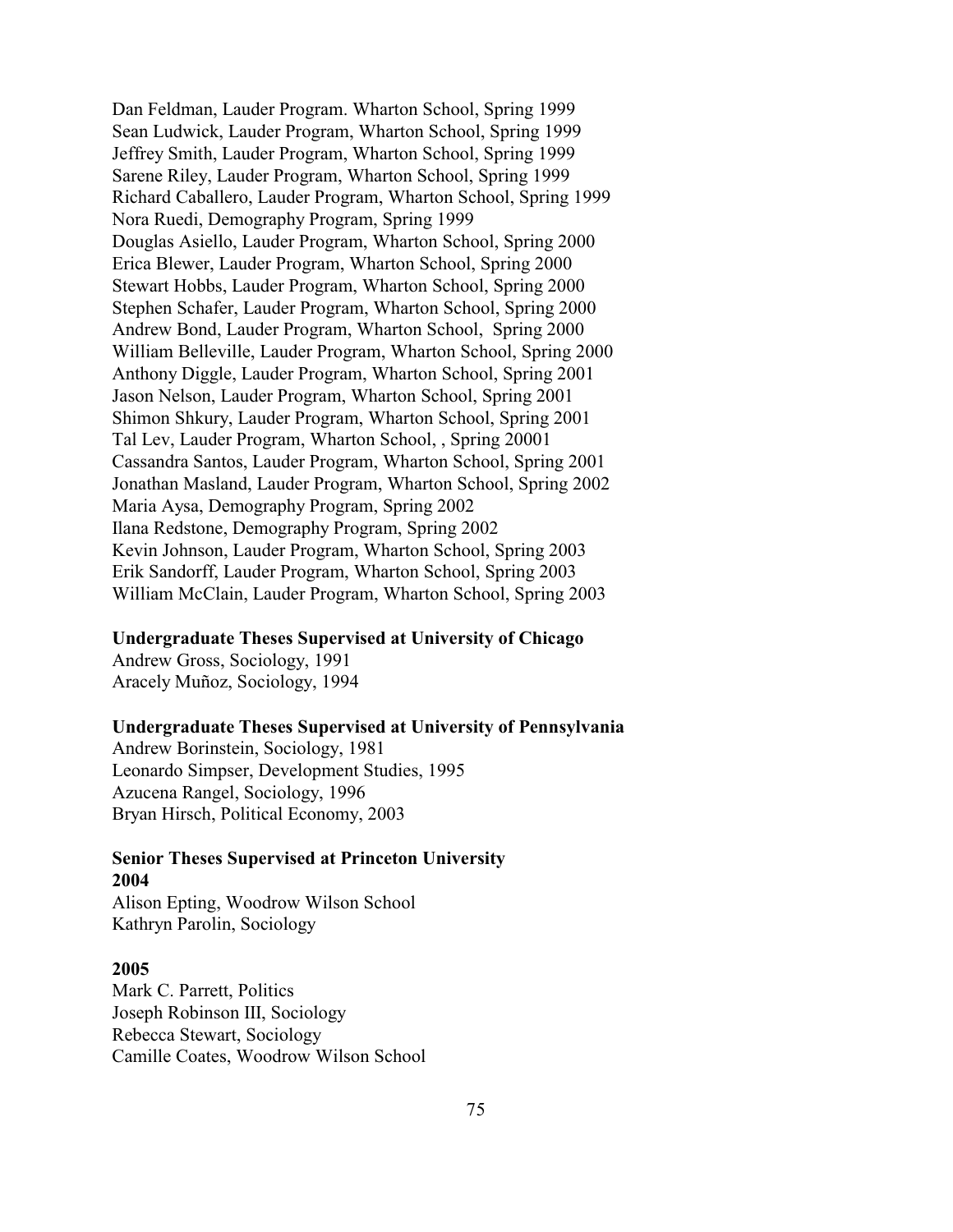Dan Feldman, Lauder Program. Wharton School, Spring 1999
Sean Ludwick, Lauder Program, Wharton School, Spring 1999
Jeffrey Smith, Lauder Program, Wharton School, Spring 1999
Sarene Riley, Lauder Program, Wharton School, Spring 1999
Richard Caballero, Lauder Program, Wharton School, Spring 1999
Nora Ruedi, Demography Program, Spring 1999
Douglas Asiello, Lauder Program, Wharton School, Spring 2000
Erica Blewer, Lauder Program, Wharton School, Spring 2000
Stewart Hobbs, Lauder Program, Wharton School, Spring 2000
Stephen Schafer, Lauder Program, Wharton School, Spring 2000
Andrew Bond, Lauder Program, Wharton School, Spring 2000
William Belleville, Lauder Program, Wharton School, Spring 2000
Anthony Diggle, Lauder Program, Wharton School, Spring 2001
Jason Nelson, Lauder Program, Wharton School, Spring 2001
Shimon Shkury, Lauder Program, Wharton School, Spring 2001
Tal Lev, Lauder Program, Wharton School, , Spring 20001
Cassandra Santos, Lauder Program, Wharton School, Spring 2001
Jonathan Masland, Lauder Program, Wharton School, Spring 2002
Maria Aysa, Demography Program, Spring 2002
Ilana Redstone, Demography Program, Spring 2002
Kevin Johnson, Lauder Program, Wharton School, Spring 2003
Erik Sandorff, Lauder Program, Wharton School, Spring 2003
William McClain, Lauder Program, Wharton School, Spring 2003

**Undergraduate Theses Supervised at University of Chicago**
Andrew Gross, Sociology, 1991
Aracely Muñoz, Sociology, 1994

**Undergraduate Theses Supervised at University of Pennsylvania**
Andrew Borinstein, Sociology, 1981
Leonardo Simpser, Development Studies, 1995
Azucena Rangel, Sociology, 1996
Bryan Hirsch, Political Economy, 2003

**Senior Theses Supervised at Princeton University**
**2004**
Alison Epting, Woodrow Wilson School
Kathryn Parolin, Sociology

**2005**
Mark C. Parrett, Politics
Joseph Robinson III, Sociology
Rebecca Stewart, Sociology
Camille Coates, Woodrow Wilson School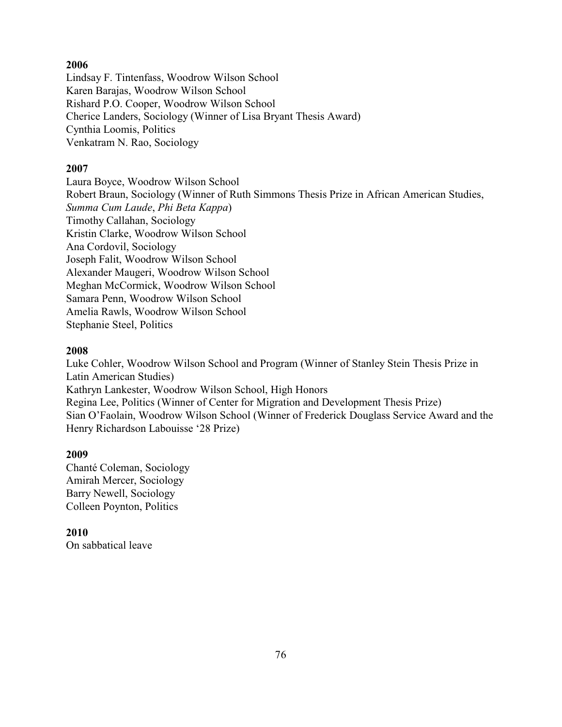**2006**

Lindsay F. Tintenfass, Woodrow Wilson School
Karen Barajas, Woodrow Wilson School
Rishard P.O. Cooper, Woodrow Wilson School
Cherice Landers, Sociology (Winner of Lisa Bryant Thesis Award)
Cynthia Loomis, Politics
Venkatram N. Rao, Sociology

**2007**

Laura Boyce, Woodrow Wilson School
Robert Braun, Sociology (Winner of Ruth Simmons Thesis Prize in African American Studies, *Summa Cum Laude*, *Phi Beta Kappa*)
Timothy Callahan, Sociology
Kristin Clarke, Woodrow Wilson School
Ana Cordovil, Sociology
Joseph Falit, Woodrow Wilson School
Alexander Maugeri, Woodrow Wilson School
Meghan McCormick, Woodrow Wilson School
Samara Penn, Woodrow Wilson School
Amelia Rawls, Woodrow Wilson School
Stephanie Steel, Politics

**2008**

Luke Cohler, Woodrow Wilson School and Program (Winner of Stanley Stein Thesis Prize in Latin American Studies)
Kathryn Lankester, Woodrow Wilson School, High Honors
Regina Lee, Politics (Winner of Center for Migration and Development Thesis Prize)
Sian O'Faolain, Woodrow Wilson School (Winner of Frederick Douglass Service Award and the Henry Richardson Labouisse '28 Prize)

**2009**

Chanté Coleman, Sociology
Amirah Mercer, Sociology
Barry Newell, Sociology
Colleen Poynton, Politics

**2010**

On sabbatical leave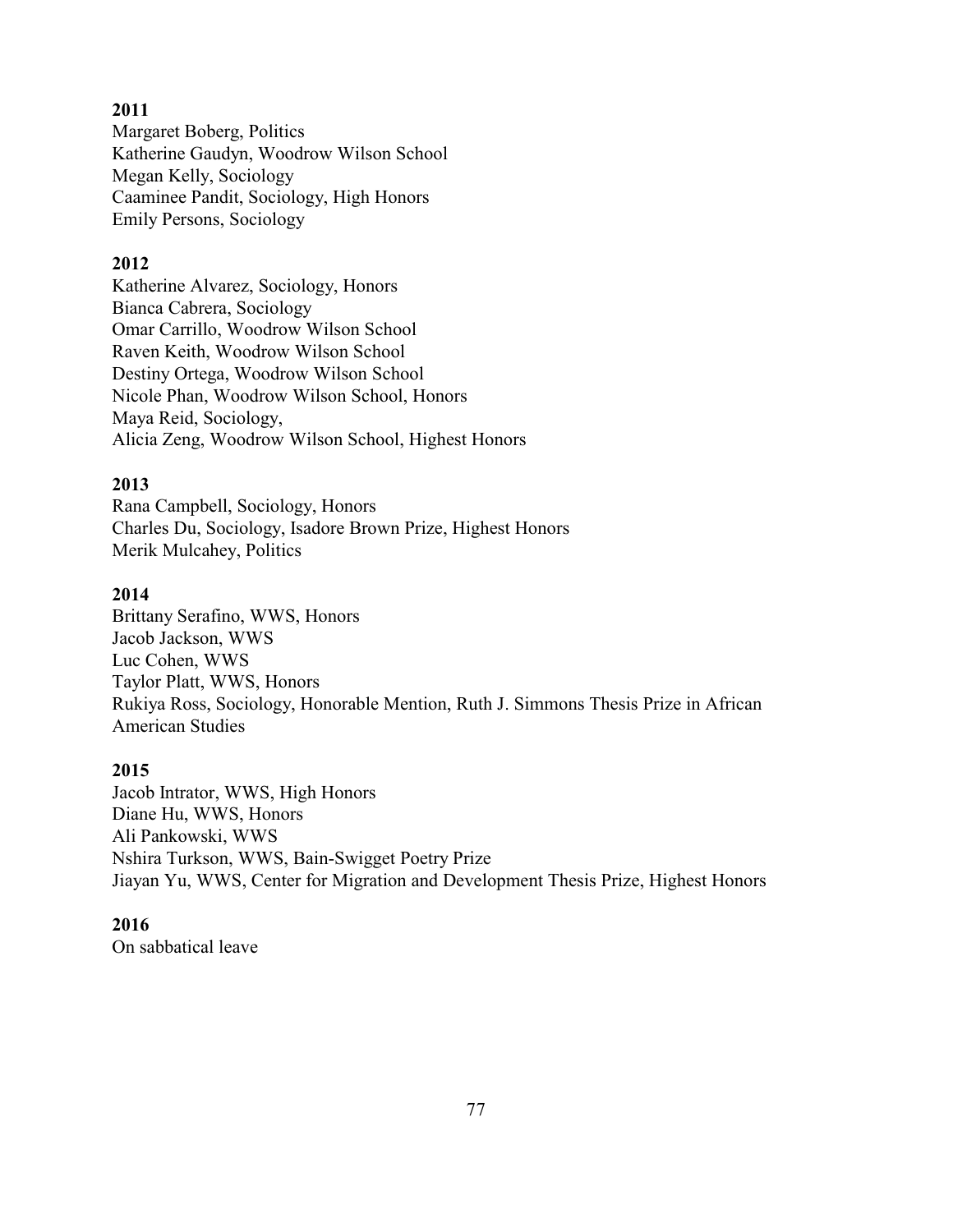**2011**
Margaret Boberg, Politics
Katherine Gaudyn, Woodrow Wilson School
Megan Kelly, Sociology
Caaminee Pandit, Sociology, High Honors
Emily Persons, Sociology

**2012**
Katherine Alvarez, Sociology, Honors
Bianca Cabrera, Sociology
Omar Carrillo, Woodrow Wilson School
Raven Keith, Woodrow Wilson School
Destiny Ortega, Woodrow Wilson School
Nicole Phan, Woodrow Wilson School, Honors
Maya Reid, Sociology,
Alicia Zeng, Woodrow Wilson School, Highest Honors

**2013**
Rana Campbell, Sociology, Honors
Charles Du, Sociology, Isadore Brown Prize, Highest Honors
Merik Mulcahey, Politics

**2014**
Brittany Serafino, WWS, Honors
Jacob Jackson, WWS
Luc Cohen, WWS
Taylor Platt, WWS, Honors
Rukiya Ross, Sociology, Honorable Mention, Ruth J. Simmons Thesis Prize in African American Studies

**2015**
Jacob Intrator, WWS, High Honors
Diane Hu, WWS, Honors
Ali Pankowski, WWS
Nshira Turkson, WWS, Bain-Swigget Poetry Prize
Jiayan Yu, WWS, Center for Migration and Development Thesis Prize, Highest Honors

**2016**
On sabbatical leave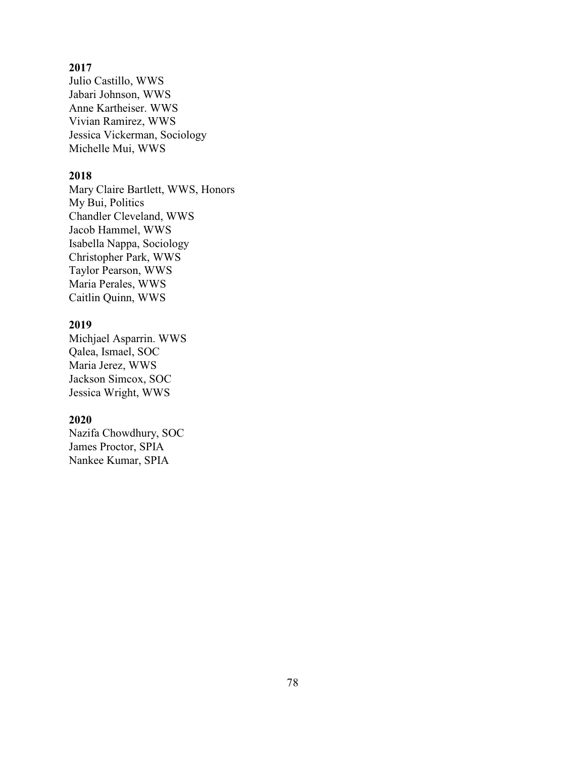**2017**
Julio Castillo, WWS
Jabari Johnson, WWS
Anne Kartheiser. WWS
Vivian Ramirez, WWS
Jessica Vickerman, Sociology
Michelle Mui, WWS

**2018**
Mary Claire Bartlett, WWS, Honors
My Bui, Politics
Chandler Cleveland, WWS
Jacob Hammel, WWS
Isabella Nappa, Sociology
Christopher Park, WWS
Taylor Pearson, WWS
Maria Perales, WWS
Caitlin Quinn, WWS

**2019**
Michjael Asparrin. WWS
Qalea, Ismael, SOC
Maria Jerez, WWS
Jackson Simcox, SOC
Jessica Wright, WWS

**2020**
Nazifa Chowdhury, SOC
James Proctor, SPIA
Nankee Kumar, SPIA